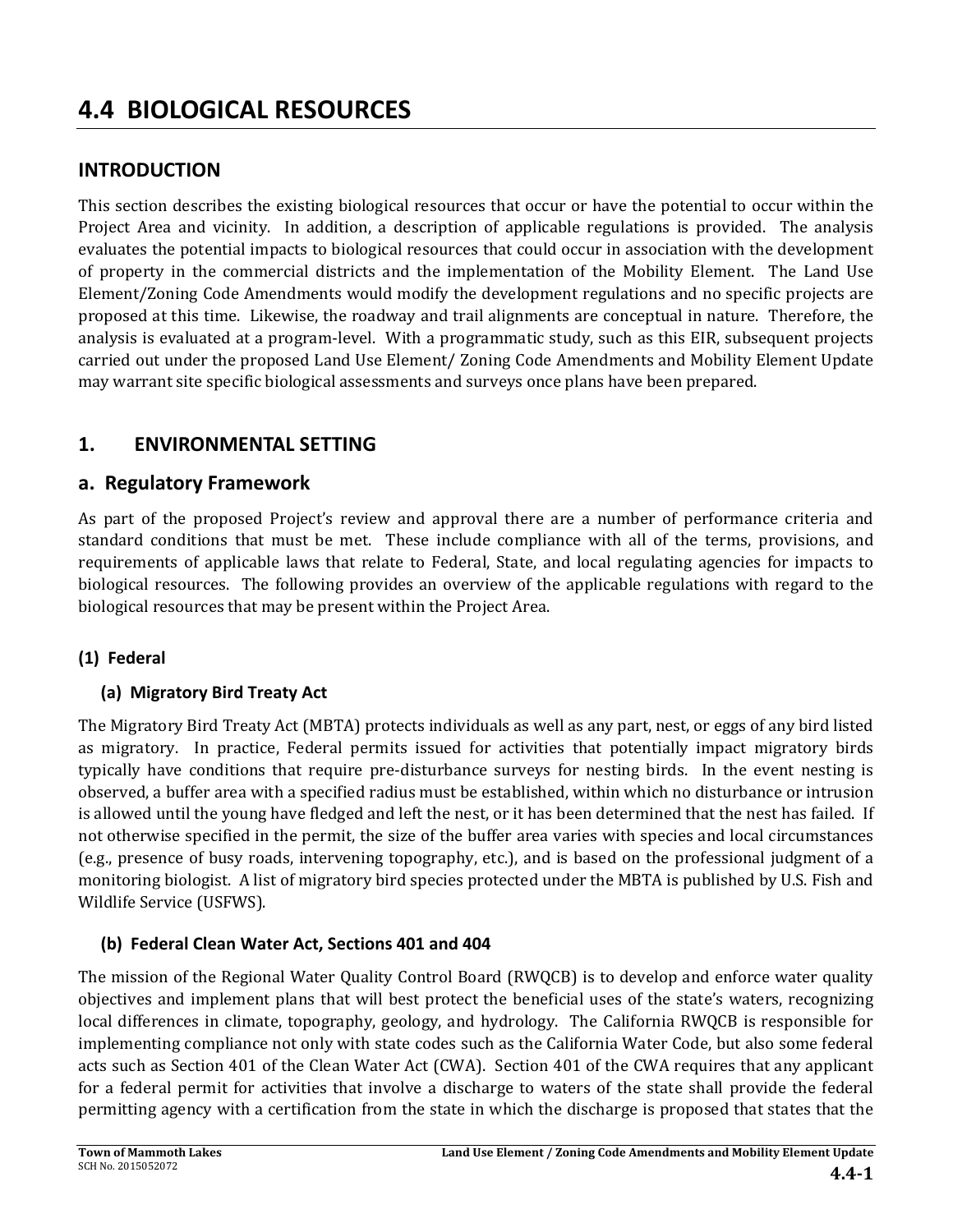# 4.4 BIOLOGICAL RESOURCES

## INTRODUCTION

This section describes the existing biological resources that occur or have the potential to occur within the Project Area and vicinity. In addition, a description of applicable regulations is provided. The analysis evaluates the potential impacts to biological resources that could occur in association with the development of property in the commercial districts and the implementation of the Mobility Element. The Land Use Element/Zoning Code Amendments would modify the development regulations and no specific projects are proposed at this time. Likewise, the roadway and trail alignments are conceptual in nature. Therefore, the analysis is evaluated at a program-level. With a programmatic study, such as this EIR, subsequent projects carried out under the proposed Land Use Element/ Zoning Code Amendments and Mobility Element Update may warrant site specific biological assessments and surveys once plans have been prepared.

## 1. ENVIRONMENTAL SETTING

## a. Regulatory Framework

As part of the proposed Project's review and approval there are a number of performance criteria and standard conditions that must be met. These include compliance with all of the terms, provisions, and requirements of applicable laws that relate to Federal, State, and local regulating agencies for impacts to biological resources. The following provides an overview of the applicable regulations with regard to the biological resources that may be present within the Project Area.

### (1) Federal

#### (a) Migratory Bird Treaty Act

The Migratory Bird Treaty Act (MBTA) protects individuals as well as any part, nest, or eggs of any bird listed as migratory. In practice, Federal permits issued for activities that potentially impact migratory birds typically have conditions that require pre-disturbance surveys for nesting birds. In the event nesting is observed, a buffer area with a specified radius must be established, within which no disturbance or intrusion is allowed until the young have fledged and left the nest, or it has been determined that the nest has failed. If not otherwise specified in the permit, the size of the buffer area varies with species and local circumstances (e.g., presence of busy roads, intervening topography, etc.), and is based on the professional judgment of a monitoring biologist. A list of migratory bird species protected under the MBTA is published by U.S. Fish and Wildlife Service (USFWS).

#### (b) Federal Clean Water Act, Sections 401 and 404

The mission of the Regional Water Quality Control Board (RWQCB) is to develop and enforce water quality objectives and implement plans that will best protect the beneficial uses of the state's waters, recognizing local differences in climate, topography, geology, and hydrology. The California RWQCB is responsible for implementing compliance not only with state codes such as the California Water Code, but also some federal acts such as Section 401 of the Clean Water Act (CWA). Section 401 of the CWA requires that any applicant for a federal permit for activities that involve a discharge to waters of the state shall provide the federal permitting agency with a certification from the state in which the discharge is proposed that states that the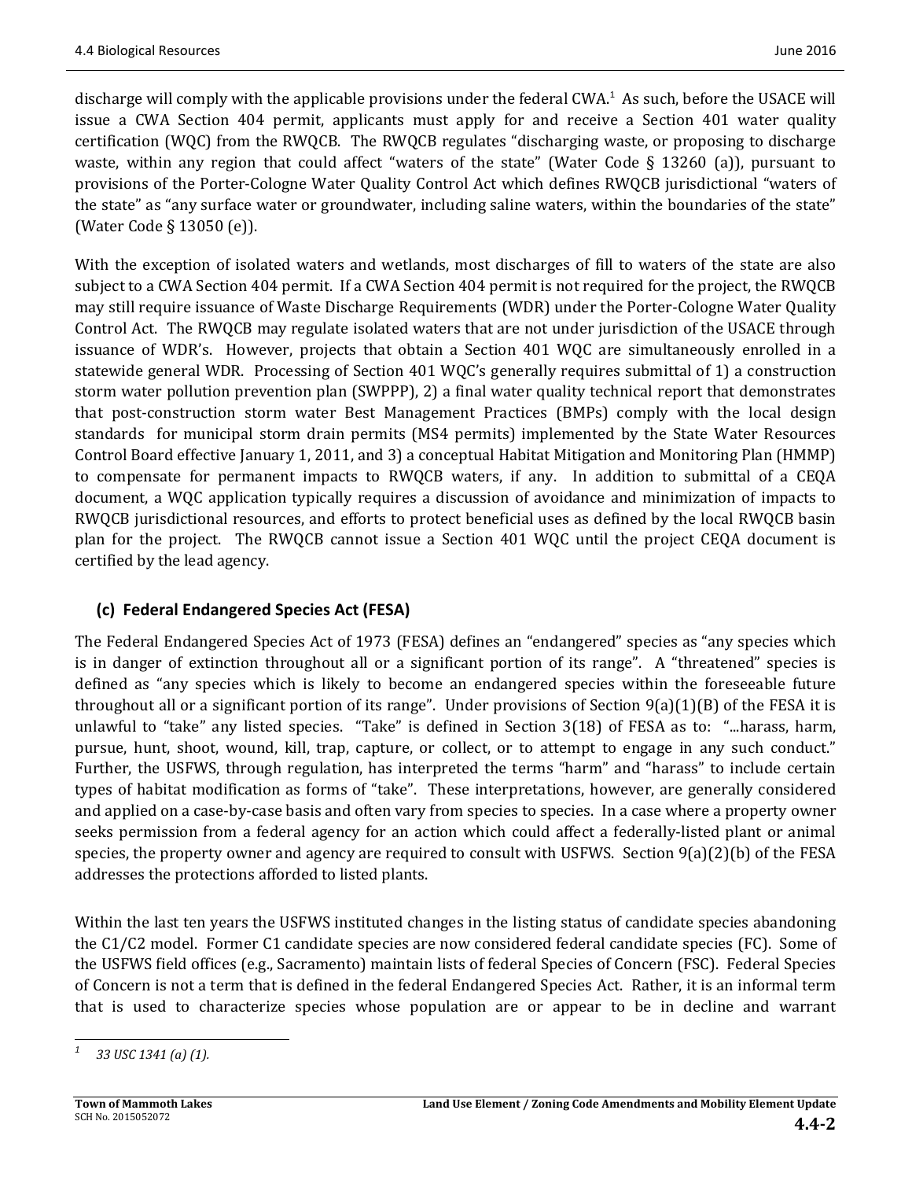discharge will comply with the applicable provisions under the federal CWA.[1] As such, before the USACE will issue a CWA Section 404 permit, applicants must apply for and receive a Section 401 water quality certification (WQC) from the RWQCB. The RWQCB regulates "discharging waste, or proposing to discharge waste, within any region that could affect "waters of the state" (Water Code § 13260 (a)), pursuant to provisions of the Porter-Cologne Water Quality Control Act which defines RWQCB jurisdictional "waters of the state" as "any surface water or groundwater, including saline waters, within the boundaries of the state" (Water Code § 13050 (e)).

With the exception of isolated waters and wetlands, most discharges of fill to waters of the state are also subject to a CWA Section 404 permit. If a CWA Section 404 permit is not required for the project, the RWQCB may still require issuance of Waste Discharge Requirements (WDR) under the Porter-Cologne Water Quality Control Act. The RWQCB may regulate isolated waters that are not under jurisdiction of the USACE through issuance of WDR's. However, projects that obtain a Section 401 WQC are simultaneously enrolled in a statewide general WDR. Processing of Section 401 WQC's generally requires submittal of 1) a construction storm water pollution prevention plan (SWPPP), 2) a final water quality technical report that demonstrates that post-construction storm water Best Management Practices (BMPs) comply with the local design standards for municipal storm drain permits (MS4 permits) implemented by the State Water Resources Control Board effective January 1, 2011, and 3) a conceptual Habitat Mitigation and Monitoring Plan (HMMP) to compensate for permanent impacts to RWQCB waters, if any. In addition to submittal of a CEQA document, a WQC application typically requires a discussion of avoidance and minimization of impacts to RWQCB jurisdictional resources, and efforts to protect beneficial uses as defined by the local RWQCB basin plan for the project. The RWQCB cannot issue a Section 401 WQC until the project CEQA document is certified by the lead agency.

### (c) Federal Endangered Species Act (FESA)

The Federal Endangered Species Act of 1973 (FESA) defines an "endangered" species as "any species which is in danger of extinction throughout all or a significant portion of its range". A "threatened" species is defined as "any species which is likely to become an endangered species within the foreseeable future throughout all or a significant portion of its range". Under provisions of Section 9(a)(1)(B) of the FESA it is unlawful to "take" any listed species. "Take" is defined in Section 3(18) of FESA as to: "...harass, harm, pursue, hunt, shoot, wound, kill, trap, capture, or collect, or to attempt to engage in any such conduct." Further, the USFWS, through regulation, has interpreted the terms "harm" and "harass" to include certain types of habitat modification as forms of "take". These interpretations, however, are generally considered and applied on a case-by-case basis and often vary from species to species. In a case where a property owner seeks permission from a federal agency for an action which could affect a federally-listed plant or animal species, the property owner and agency are required to consult with USFWS. Section 9(a)(2)(b) of the FESA addresses the protections afforded to listed plants.

Within the last ten years the USFWS instituted changes in the listing status of candidate species abandoning the C1/C2 model. Former C1 candidate species are now considered federal candidate species (FC). Some of the USFWS field offices (e.g., Sacramento) maintain lists of federal Species of Concern (FSC). Federal Species of Concern is not a term that is defined in the federal Endangered Species Act. Rather, it is an informal term that is used to characterize species whose population are or appear to be in decline and warrant

---

[1] *33 USC 1341 (a) (1).*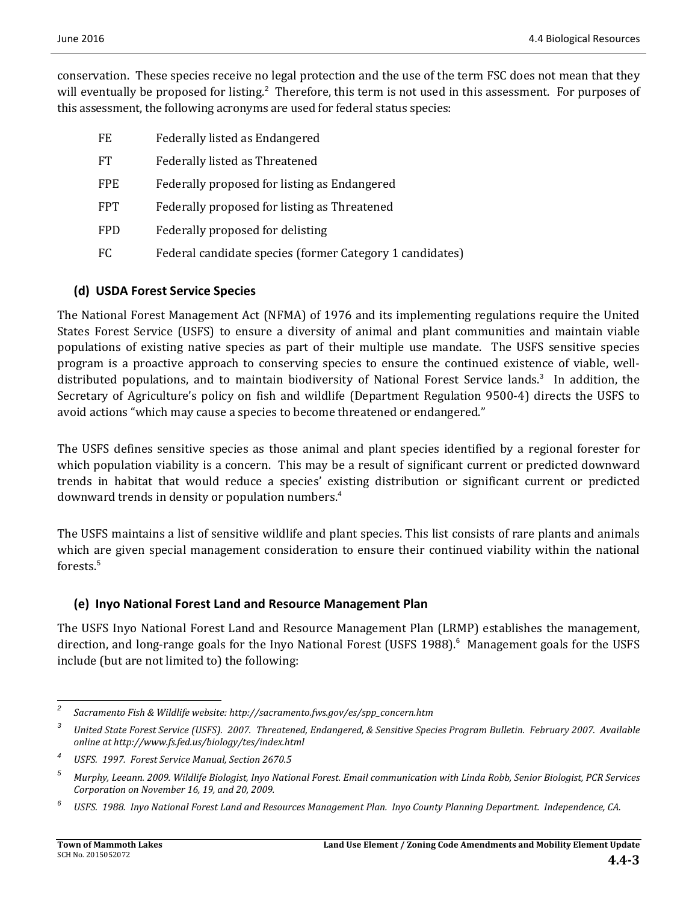conservation. These species receive no legal protection and the use of the term FSC does not mean that they will eventually be proposed for listing.[2] Therefore, this term is not used in this assessment. For purposes of this assessment, the following acronyms are used for federal status species:

| | |
|---|---|
| FE | Federally listed as Endangered |
| FT | Federally listed as Threatened |
| FPE | Federally proposed for listing as Endangered |
| FPT | Federally proposed for listing as Threatened |
| FPD | Federally proposed for delisting |
| FC | Federal candidate species (former Category 1 candidates) |

### (d) USDA Forest Service Species

The National Forest Management Act (NFMA) of 1976 and its implementing regulations require the United States Forest Service (USFS) to ensure a diversity of animal and plant communities and maintain viable populations of existing native species as part of their multiple use mandate. The USFS sensitive species program is a proactive approach to conserving species to ensure the continued existence of viable, well-distributed populations, and to maintain biodiversity of National Forest Service lands.[3] In addition, the Secretary of Agriculture's policy on fish and wildlife (Department Regulation 9500-4) directs the USFS to avoid actions "which may cause a species to become threatened or endangered."

The USFS defines sensitive species as those animal and plant species identified by a regional forester for which population viability is a concern. This may be a result of significant current or predicted downward trends in habitat that would reduce a species' existing distribution or significant current or predicted downward trends in density or population numbers.[4]

The USFS maintains a list of sensitive wildlife and plant species. This list consists of rare plants and animals which are given special management consideration to ensure their continued viability within the national forests.[5]

### (e) Inyo National Forest Land and Resource Management Plan

The USFS Inyo National Forest Land and Resource Management Plan (LRMP) establishes the management, direction, and long-range goals for the Inyo National Forest (USFS 1988).[6] Management goals for the USFS include (but are not limited to) the following:

---

[2] *Sacramento Fish & Wildlife website: http://sacramento.fws.gov/es/spp_concern.htm*

[3] *United State Forest Service (USFS). 2007. Threatened, Endangered, & Sensitive Species Program Bulletin. February 2007. Available online at http://www.fs.fed.us/biology/tes/index.html*

[4] *USFS. 1997. Forest Service Manual, Section 2670.5*

[5] *Murphy, Leeann. 2009. Wildlife Biologist, Inyo National Forest. Email communication with Linda Robb, Senior Biologist, PCR Services Corporation on November 16, 19, and 20, 2009.*

[6] *USFS. 1988. Inyo National Forest Land and Resources Management Plan. Inyo County Planning Department. Independence, CA.*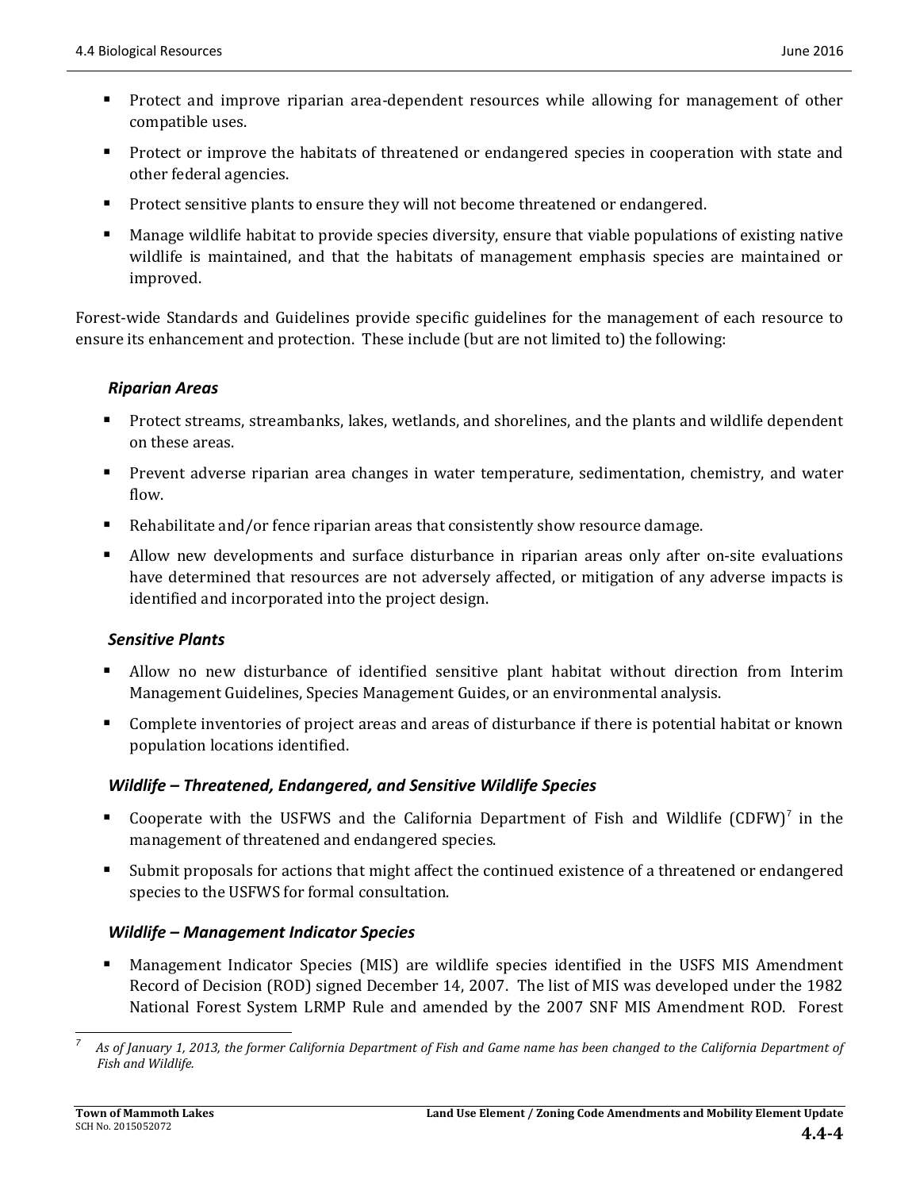- Protect and improve riparian area-dependent resources while allowing for management of other compatible uses.
- Protect or improve the habitats of threatened or endangered species in cooperation with state and other federal agencies.
- Protect sensitive plants to ensure they will not become threatened or endangered.
- Manage wildlife habitat to provide species diversity, ensure that viable populations of existing native wildlife is maintained, and that the habitats of management emphasis species are maintained or improved.

Forest-wide Standards and Guidelines provide specific guidelines for the management of each resource to ensure its enhancement and protection. These include (but are not limited to) the following:

#### *Riparian Areas*

- Protect streams, streambanks, lakes, wetlands, and shorelines, and the plants and wildlife dependent on these areas.
- Prevent adverse riparian area changes in water temperature, sedimentation, chemistry, and water flow.
- Rehabilitate and/or fence riparian areas that consistently show resource damage.
- Allow new developments and surface disturbance in riparian areas only after on-site evaluations have determined that resources are not adversely affected, or mitigation of any adverse impacts is identified and incorporated into the project design.

#### *Sensitive Plants*

- Allow no new disturbance of identified sensitive plant habitat without direction from Interim Management Guidelines, Species Management Guides, or an environmental analysis.
- Complete inventories of project areas and areas of disturbance if there is potential habitat or known population locations identified.

#### *Wildlife – Threatened, Endangered, and Sensitive Wildlife Species*

- Cooperate with the USFWS and the California Department of Fish and Wildlife (CDFW)[7] in the management of threatened and endangered species.
- Submit proposals for actions that might affect the continued existence of a threatened or endangered species to the USFWS for formal consultation.

#### *Wildlife – Management Indicator Species*

- Management Indicator Species (MIS) are wildlife species identified in the USFS MIS Amendment Record of Decision (ROD) signed December 14, 2007. The list of MIS was developed under the 1982 National Forest System LRMP Rule and amended by the 2007 SNF MIS Amendment ROD. Forest

---

[7] *As of January 1, 2013, the former California Department of Fish and Game name has been changed to the California Department of Fish and Wildlife.*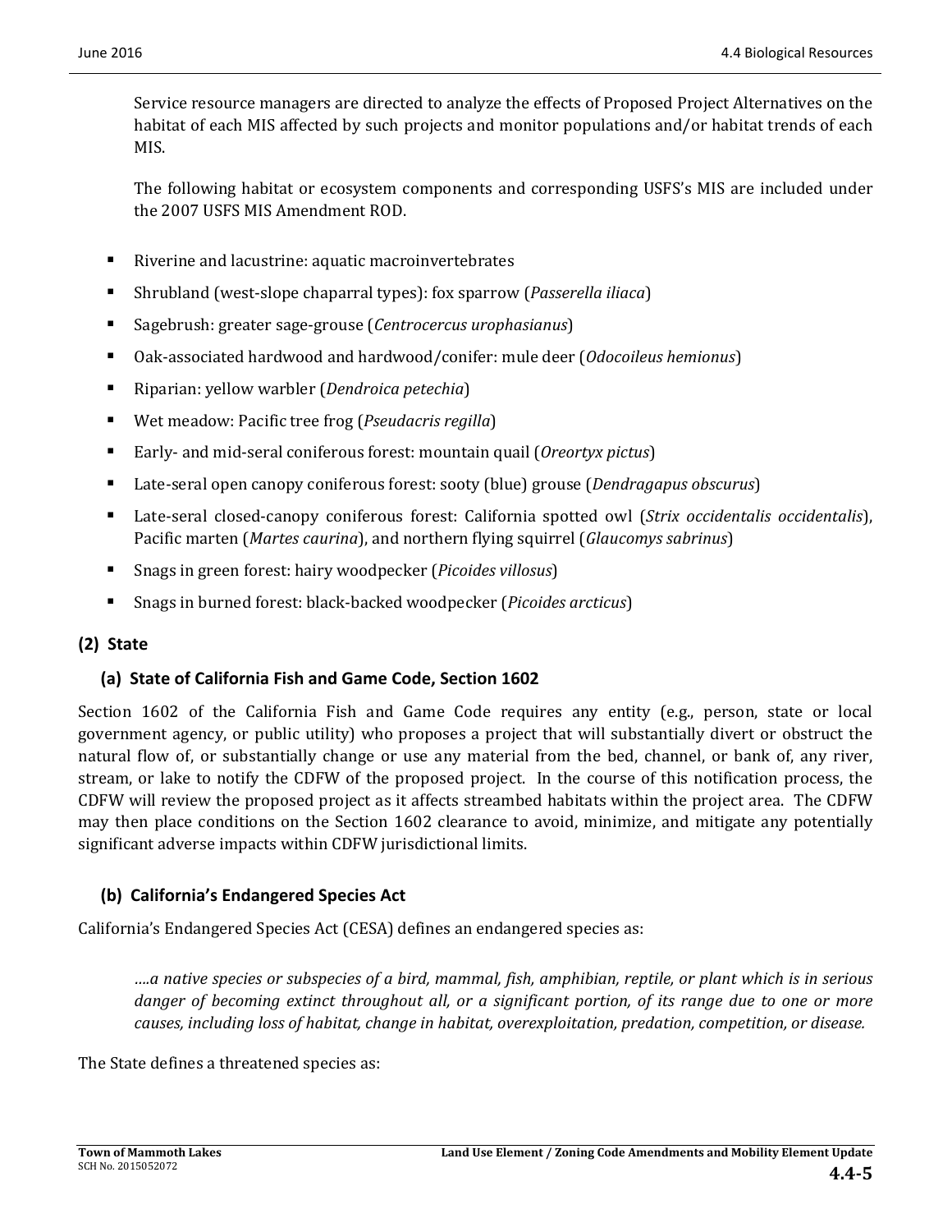Service resource managers are directed to analyze the effects of Proposed Project Alternatives on the habitat of each MIS affected by such projects and monitor populations and/or habitat trends of each MIS.

The following habitat or ecosystem components and corresponding USFS's MIS are included under the 2007 USFS MIS Amendment ROD.

- Riverine and lacustrine: aquatic macroinvertebrates
- Shrubland (west-slope chaparral types): fox sparrow (*Passerella iliaca*)
- Sagebrush: greater sage-grouse (*Centrocercus urophasianus*)
- Oak-associated hardwood and hardwood/conifer: mule deer (*Odocoileus hemionus*)
- Riparian: yellow warbler (*Dendroica petechia*)
- Wet meadow: Pacific tree frog (*Pseudacris regilla*)
- Early- and mid-seral coniferous forest: mountain quail (*Oreortyx pictus*)
- Late-seral open canopy coniferous forest: sooty (blue) grouse (*Dendragapus obscurus*)
- Late-seral closed-canopy coniferous forest: California spotted owl (*Strix occidentalis occidentalis*), Pacific marten (*Martes caurina*), and northern flying squirrel (*Glaucomys sabrinus*)
- Snags in green forest: hairy woodpecker (*Picoides villosus*)
- Snags in burned forest: black-backed woodpecker (*Picoides arcticus*)

### (2) State

#### (a) State of California Fish and Game Code, Section 1602

Section 1602 of the California Fish and Game Code requires any entity (e.g., person, state or local government agency, or public utility) who proposes a project that will substantially divert or obstruct the natural flow of, or substantially change or use any material from the bed, channel, or bank of, any river, stream, or lake to notify the CDFW of the proposed project. In the course of this notification process, the CDFW will review the proposed project as it affects streambed habitats within the project area. The CDFW may then place conditions on the Section 1602 clearance to avoid, minimize, and mitigate any potentially significant adverse impacts within CDFW jurisdictional limits.

#### (b) California's Endangered Species Act

California's Endangered Species Act (CESA) defines an endangered species as:

> *….a native species or subspecies of a bird, mammal, fish, amphibian, reptile, or plant which is in serious danger of becoming extinct throughout all, or a significant portion, of its range due to one or more causes, including loss of habitat, change in habitat, overexploitation, predation, competition, or disease.*

The State defines a threatened species as: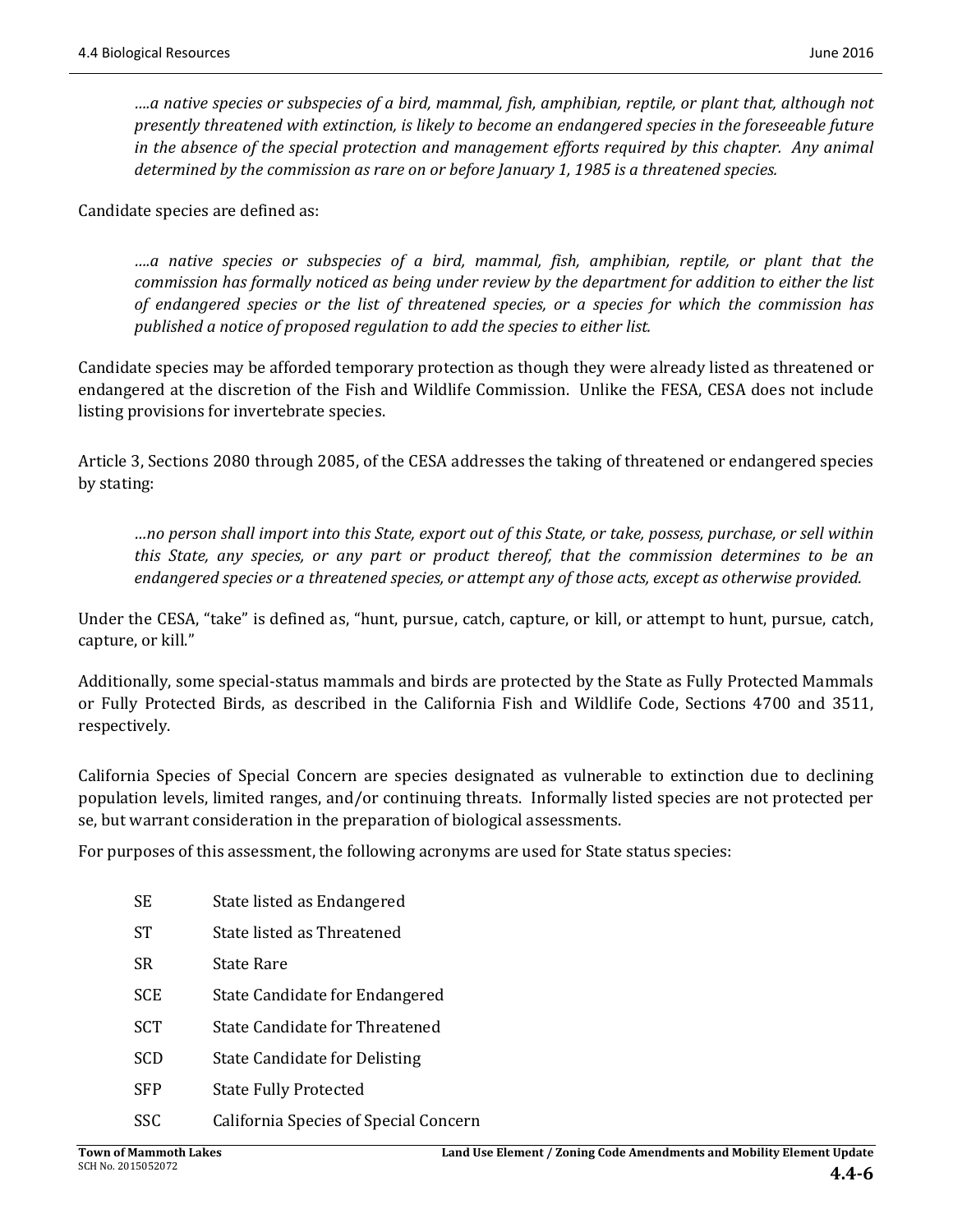*….a native species or subspecies of a bird, mammal, fish, amphibian, reptile, or plant that, although not presently threatened with extinction, is likely to become an endangered species in the foreseeable future in the absence of the special protection and management efforts required by this chapter. Any animal determined by the commission as rare on or before January 1, 1985 is a threatened species.*

Candidate species are defined as:

*….a native species or subspecies of a bird, mammal, fish, amphibian, reptile, or plant that the commission has formally noticed as being under review by the department for addition to either the list of endangered species or the list of threatened species, or a species for which the commission has published a notice of proposed regulation to add the species to either list.*

Candidate species may be afforded temporary protection as though they were already listed as threatened or endangered at the discretion of the Fish and Wildlife Commission. Unlike the FESA, CESA does not include listing provisions for invertebrate species.

Article 3, Sections 2080 through 2085, of the CESA addresses the taking of threatened or endangered species by stating:

*…no person shall import into this State, export out of this State, or take, possess, purchase, or sell within this State, any species, or any part or product thereof, that the commission determines to be an endangered species or a threatened species, or attempt any of those acts, except as otherwise provided.*

Under the CESA, "take" is defined as, "hunt, pursue, catch, capture, or kill, or attempt to hunt, pursue, catch, capture, or kill."

Additionally, some special-status mammals and birds are protected by the State as Fully Protected Mammals or Fully Protected Birds, as described in the California Fish and Wildlife Code, Sections 4700 and 3511, respectively.

California Species of Special Concern are species designated as vulnerable to extinction due to declining population levels, limited ranges, and/or continuing threats. Informally listed species are not protected per se, but warrant consideration in the preparation of biological assessments.

For purposes of this assessment, the following acronyms are used for State status species:

| | |
|---|---|
| SE | State listed as Endangered |
| ST | State listed as Threatened |
| SR | State Rare |
| SCE | State Candidate for Endangered |
| SCT | State Candidate for Threatened |
| SCD | State Candidate for Delisting |
| SFP | State Fully Protected |
| SSC | California Species of Special Concern |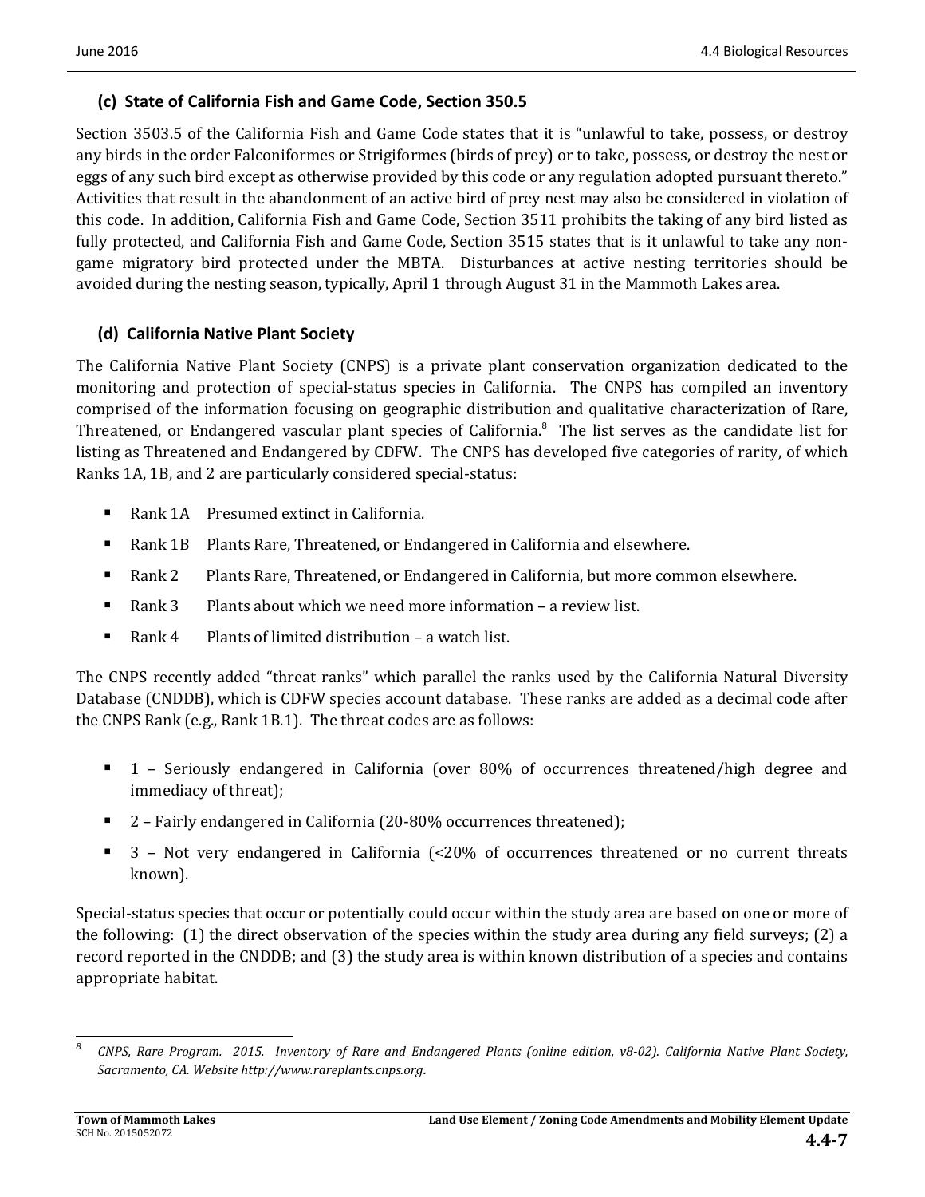### (c) State of California Fish and Game Code, Section 350.5

Section 3503.5 of the California Fish and Game Code states that it is "unlawful to take, possess, or destroy any birds in the order Falconiformes or Strigiformes (birds of prey) or to take, possess, or destroy the nest or eggs of any such bird except as otherwise provided by this code or any regulation adopted pursuant thereto." Activities that result in the abandonment of an active bird of prey nest may also be considered in violation of this code. In addition, California Fish and Game Code, Section 3511 prohibits the taking of any bird listed as fully protected, and California Fish and Game Code, Section 3515 states that is it unlawful to take any non-game migratory bird protected under the MBTA. Disturbances at active nesting territories should be avoided during the nesting season, typically, April 1 through August 31 in the Mammoth Lakes area.

### (d) California Native Plant Society

The California Native Plant Society (CNPS) is a private plant conservation organization dedicated to the monitoring and protection of special-status species in California. The CNPS has compiled an inventory comprised of the information focusing on geographic distribution and qualitative characterization of Rare, Threatened, or Endangered vascular plant species of California.[8] The list serves as the candidate list for listing as Threatened and Endangered by CDFW. The CNPS has developed five categories of rarity, of which Ranks 1A, 1B, and 2 are particularly considered special-status:

- Rank 1A Presumed extinct in California.
- Rank 1B Plants Rare, Threatened, or Endangered in California and elsewhere.
- Rank 2 Plants Rare, Threatened, or Endangered in California, but more common elsewhere.
- Rank 3 Plants about which we need more information – a review list.
- Rank 4 Plants of limited distribution – a watch list.

The CNPS recently added "threat ranks" which parallel the ranks used by the California Natural Diversity Database (CNDDB), which is CDFW species account database. These ranks are added as a decimal code after the CNPS Rank (e.g., Rank 1B.1). The threat codes are as follows:

- 1 – Seriously endangered in California (over 80% of occurrences threatened/high degree and immediacy of threat);
- 2 – Fairly endangered in California (20-80% occurrences threatened);
- 3 – Not very endangered in California (<20% of occurrences threatened or no current threats known).

Special-status species that occur or potentially could occur within the study area are based on one or more of the following: (1) the direct observation of the species within the study area during any field surveys; (2) a record reported in the CNDDB; and (3) the study area is within known distribution of a species and contains appropriate habitat.

---

[8] *CNPS, Rare Program. 2015. Inventory of Rare and Endangered Plants (online edition, v8-02). California Native Plant Society, Sacramento, CA. Website http://www.rareplants.cnps.org.*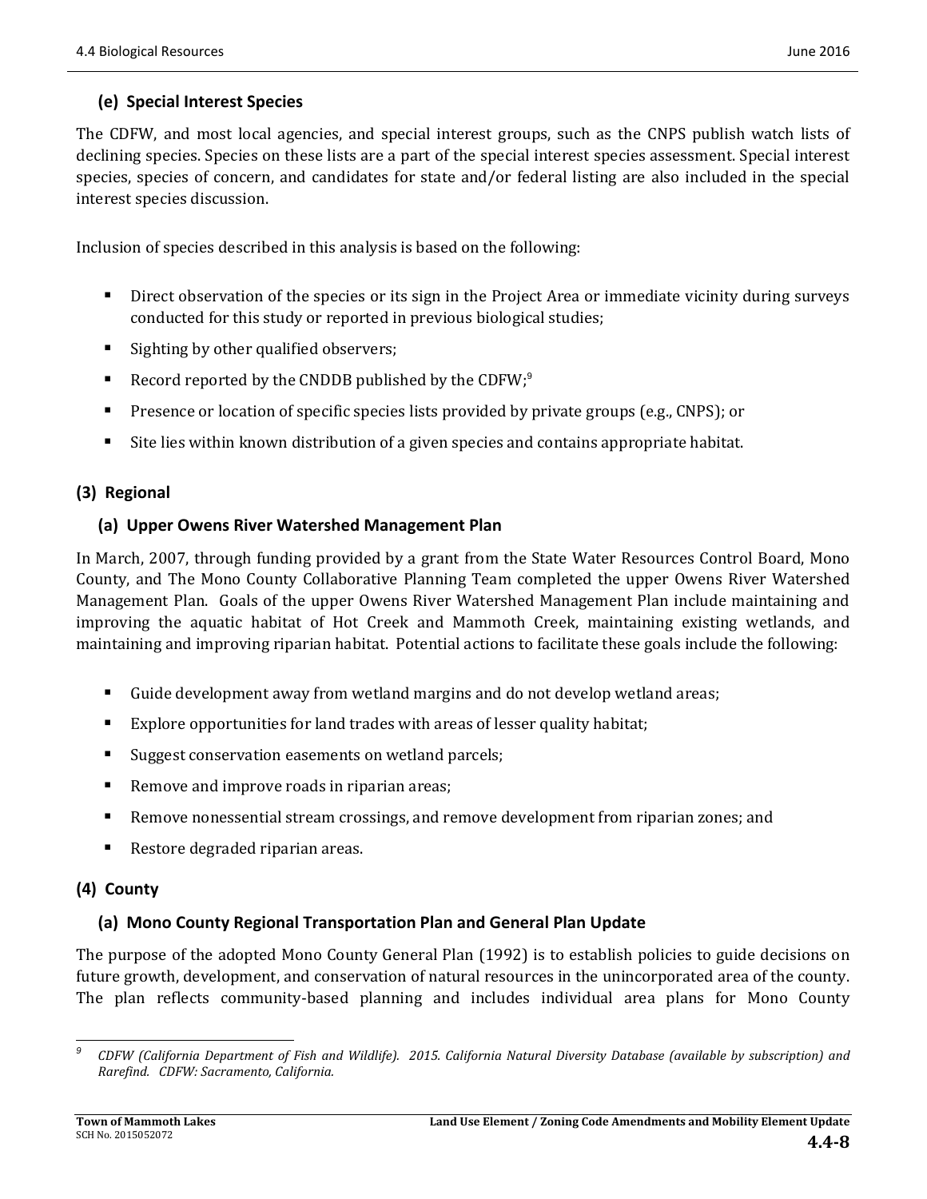**(e) Special Interest Species**

The CDFW, and most local agencies, and special interest groups, such as the CNPS publish watch lists of declining species. Species on these lists are a part of the special interest species assessment. Special interest species, species of concern, and candidates for state and/or federal listing are also included in the special interest species discussion.

Inclusion of species described in this analysis is based on the following:

- Direct observation of the species or its sign in the Project Area or immediate vicinity during surveys conducted for this study or reported in previous biological studies;
- Sighting by other qualified observers;
- Record reported by the CNDDB published by the CDFW;[9]
- Presence or location of specific species lists provided by private groups (e.g., CNPS); or
- Site lies within known distribution of a given species and contains appropriate habitat.

**(3) Regional**

**(a) Upper Owens River Watershed Management Plan**

In March, 2007, through funding provided by a grant from the State Water Resources Control Board, Mono County, and The Mono County Collaborative Planning Team completed the upper Owens River Watershed Management Plan. Goals of the upper Owens River Watershed Management Plan include maintaining and improving the aquatic habitat of Hot Creek and Mammoth Creek, maintaining existing wetlands, and maintaining and improving riparian habitat. Potential actions to facilitate these goals include the following:

- Guide development away from wetland margins and do not develop wetland areas;
- Explore opportunities for land trades with areas of lesser quality habitat;
- Suggest conservation easements on wetland parcels;
- Remove and improve roads in riparian areas;
- Remove nonessential stream crossings, and remove development from riparian zones; and
- Restore degraded riparian areas.

**(4) County**

**(a) Mono County Regional Transportation Plan and General Plan Update**

The purpose of the adopted Mono County General Plan (1992) is to establish policies to guide decisions on future growth, development, and conservation of natural resources in the unincorporated area of the county. The plan reflects community-based planning and includes individual area plans for Mono County

---

[9] *CDFW (California Department of Fish and Wildlife). 2015. California Natural Diversity Database (available by subscription) and Rarefind. CDFW: Sacramento, California.*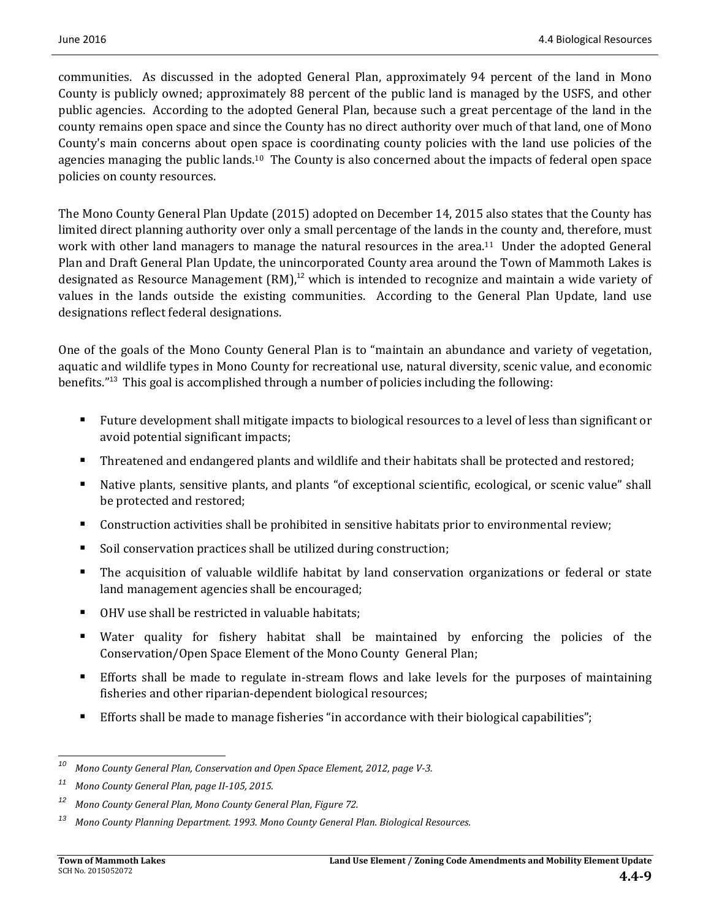communities. As discussed in the adopted General Plan, approximately 94 percent of the land in Mono County is publicly owned; approximately 88 percent of the public land is managed by the USFS, and other public agencies. According to the adopted General Plan, because such a great percentage of the land in the county remains open space and since the County has no direct authority over much of that land, one of Mono County's main concerns about open space is coordinating county policies with the land use policies of the agencies managing the public lands.[10] The County is also concerned about the impacts of federal open space policies on county resources.

The Mono County General Plan Update (2015) adopted on December 14, 2015 also states that the County has limited direct planning authority over only a small percentage of the lands in the county and, therefore, must work with other land managers to manage the natural resources in the area.[11] Under the adopted General Plan and Draft General Plan Update, the unincorporated County area around the Town of Mammoth Lakes is designated as Resource Management (RM),[12] which is intended to recognize and maintain a wide variety of values in the lands outside the existing communities. According to the General Plan Update, land use designations reflect federal designations.

One of the goals of the Mono County General Plan is to "maintain an abundance and variety of vegetation, aquatic and wildlife types in Mono County for recreational use, natural diversity, scenic value, and economic benefits."[13] This goal is accomplished through a number of policies including the following:

- Future development shall mitigate impacts to biological resources to a level of less than significant or avoid potential significant impacts;
- Threatened and endangered plants and wildlife and their habitats shall be protected and restored;
- Native plants, sensitive plants, and plants "of exceptional scientific, ecological, or scenic value" shall be protected and restored;
- Construction activities shall be prohibited in sensitive habitats prior to environmental review;
- Soil conservation practices shall be utilized during construction;
- The acquisition of valuable wildlife habitat by land conservation organizations or federal or state land management agencies shall be encouraged;
- OHV use shall be restricted in valuable habitats;
- Water quality for fishery habitat shall be maintained by enforcing the policies of the Conservation/Open Space Element of the Mono County General Plan;
- Efforts shall be made to regulate in-stream flows and lake levels for the purposes of maintaining fisheries and other riparian-dependent biological resources;
- Efforts shall be made to manage fisheries "in accordance with their biological capabilities";

---

[10] *Mono County General Plan, Conservation and Open Space Element, 2012, page V-3.*

[11] *Mono County General Plan, page II-105, 2015.*

[12] *Mono County General Plan, Mono County General Plan, Figure 72.*

[13] *Mono County Planning Department. 1993. Mono County General Plan. Biological Resources.*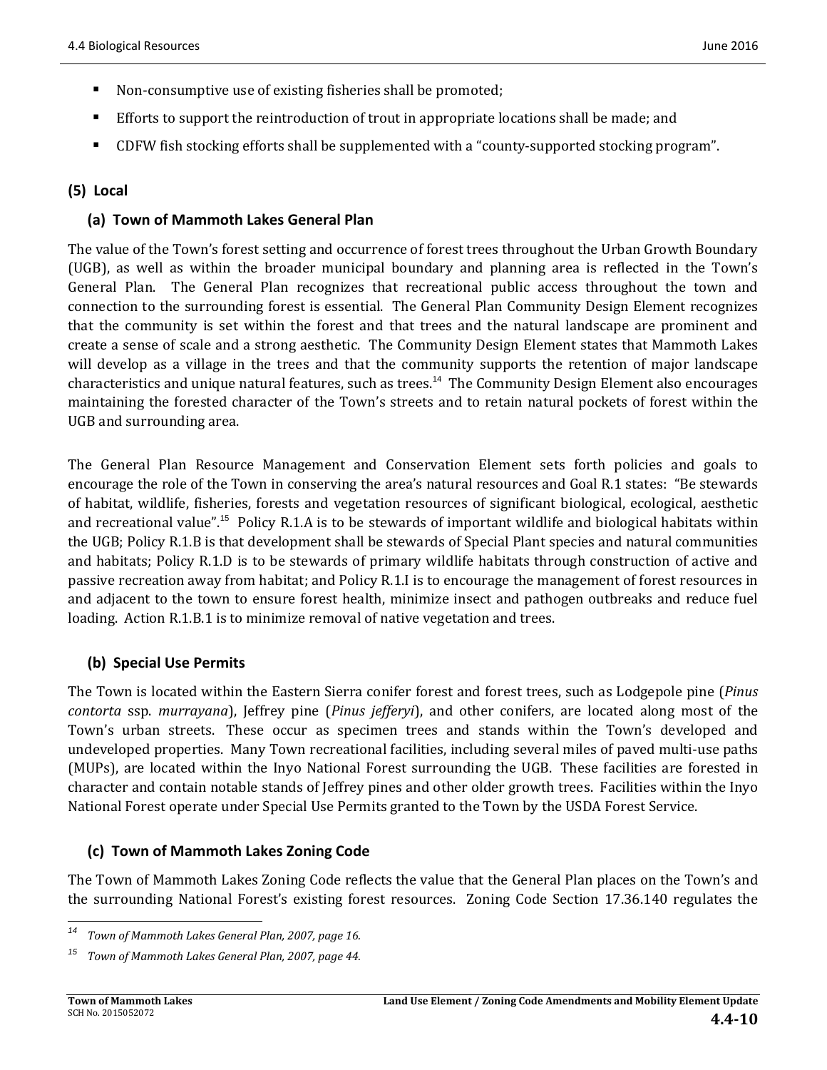- Non-consumptive use of existing fisheries shall be promoted;
- Efforts to support the reintroduction of trout in appropriate locations shall be made; and
- CDFW fish stocking efforts shall be supplemented with a "county-supported stocking program".

### (5) Local

#### (a) Town of Mammoth Lakes General Plan

The value of the Town's forest setting and occurrence of forest trees throughout the Urban Growth Boundary (UGB), as well as within the broader municipal boundary and planning area is reflected in the Town's General Plan. The General Plan recognizes that recreational public access throughout the town and connection to the surrounding forest is essential. The General Plan Community Design Element recognizes that the community is set within the forest and that trees and the natural landscape are prominent and create a sense of scale and a strong aesthetic. The Community Design Element states that Mammoth Lakes will develop as a village in the trees and that the community supports the retention of major landscape characteristics and unique natural features, such as trees.[14] The Community Design Element also encourages maintaining the forested character of the Town's streets and to retain natural pockets of forest within the UGB and surrounding area.

The General Plan Resource Management and Conservation Element sets forth policies and goals to encourage the role of the Town in conserving the area's natural resources and Goal R.1 states: "Be stewards of habitat, wildlife, fisheries, forests and vegetation resources of significant biological, ecological, aesthetic and recreational value".[15] Policy R.1.A is to be stewards of important wildlife and biological habitats within the UGB; Policy R.1.B is that development shall be stewards of Special Plant species and natural communities and habitats; Policy R.1.D is to be stewards of primary wildlife habitats through construction of active and passive recreation away from habitat; and Policy R.1.I is to encourage the management of forest resources in and adjacent to the town to ensure forest health, minimize insect and pathogen outbreaks and reduce fuel loading. Action R.1.B.1 is to minimize removal of native vegetation and trees.

#### (b) Special Use Permits

The Town is located within the Eastern Sierra conifer forest and forest trees, such as Lodgepole pine (*Pinus contorta* ssp. *murrayana*), Jeffrey pine (*Pinus jefferyi*), and other conifers, are located along most of the Town's urban streets. These occur as specimen trees and stands within the Town's developed and undeveloped properties. Many Town recreational facilities, including several miles of paved multi-use paths (MUPs), are located within the Inyo National Forest surrounding the UGB. These facilities are forested in character and contain notable stands of Jeffrey pines and other older growth trees. Facilities within the Inyo National Forest operate under Special Use Permits granted to the Town by the USDA Forest Service.

#### (c) Town of Mammoth Lakes Zoning Code

The Town of Mammoth Lakes Zoning Code reflects the value that the General Plan places on the Town's and the surrounding National Forest's existing forest resources. Zoning Code Section 17.36.140 regulates the

---

[14] *Town of Mammoth Lakes General Plan, 2007, page 16.*

[15] *Town of Mammoth Lakes General Plan, 2007, page 44.*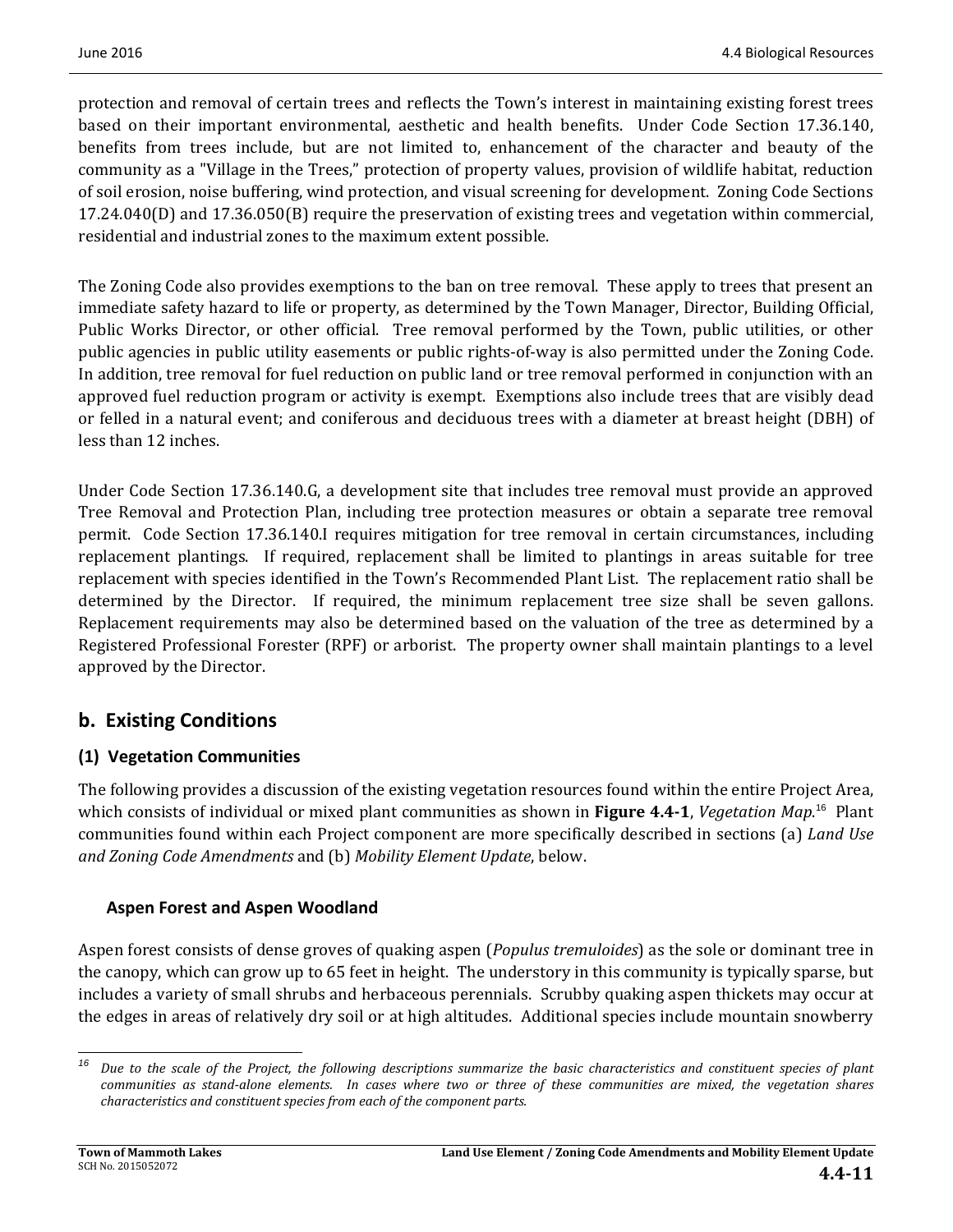protection and removal of certain trees and reflects the Town's interest in maintaining existing forest trees based on their important environmental, aesthetic and health benefits. Under Code Section 17.36.140, benefits from trees include, but are not limited to, enhancement of the character and beauty of the community as a "Village in the Trees," protection of property values, provision of wildlife habitat, reduction of soil erosion, noise buffering, wind protection, and visual screening for development. Zoning Code Sections 17.24.040(D) and 17.36.050(B) require the preservation of existing trees and vegetation within commercial, residential and industrial zones to the maximum extent possible.

The Zoning Code also provides exemptions to the ban on tree removal. These apply to trees that present an immediate safety hazard to life or property, as determined by the Town Manager, Director, Building Official, Public Works Director, or other official. Tree removal performed by the Town, public utilities, or other public agencies in public utility easements or public rights-of-way is also permitted under the Zoning Code. In addition, tree removal for fuel reduction on public land or tree removal performed in conjunction with an approved fuel reduction program or activity is exempt. Exemptions also include trees that are visibly dead or felled in a natural event; and coniferous and deciduous trees with a diameter at breast height (DBH) of less than 12 inches.

Under Code Section 17.36.140.G, a development site that includes tree removal must provide an approved Tree Removal and Protection Plan, including tree protection measures or obtain a separate tree removal permit. Code Section 17.36.140.I requires mitigation for tree removal in certain circumstances, including replacement plantings. If required, replacement shall be limited to plantings in areas suitable for tree replacement with species identified in the Town's Recommended Plant List. The replacement ratio shall be determined by the Director. If required, the minimum replacement tree size shall be seven gallons. Replacement requirements may also be determined based on the valuation of the tree as determined by a Registered Professional Forester (RPF) or arborist. The property owner shall maintain plantings to a level approved by the Director.

## b. Existing Conditions

### (1) Vegetation Communities

The following provides a discussion of the existing vegetation resources found within the entire Project Area, which consists of individual or mixed plant communities as shown in **Figure 4.4-1**, *Vegetation Map*.[16] Plant communities found within each Project component are more specifically described in sections (a) *Land Use and Zoning Code Amendments* and (b) *Mobility Element Update*, below.

#### Aspen Forest and Aspen Woodland

Aspen forest consists of dense groves of quaking aspen (*Populus tremuloides*) as the sole or dominant tree in the canopy, which can grow up to 65 feet in height. The understory in this community is typically sparse, but includes a variety of small shrubs and herbaceous perennials. Scrubby quaking aspen thickets may occur at the edges in areas of relatively dry soil or at high altitudes. Additional species include mountain snowberry

---

[16] *Due to the scale of the Project, the following descriptions summarize the basic characteristics and constituent species of plant communities as stand-alone elements. In cases where two or three of these communities are mixed, the vegetation shares characteristics and constituent species from each of the component parts.*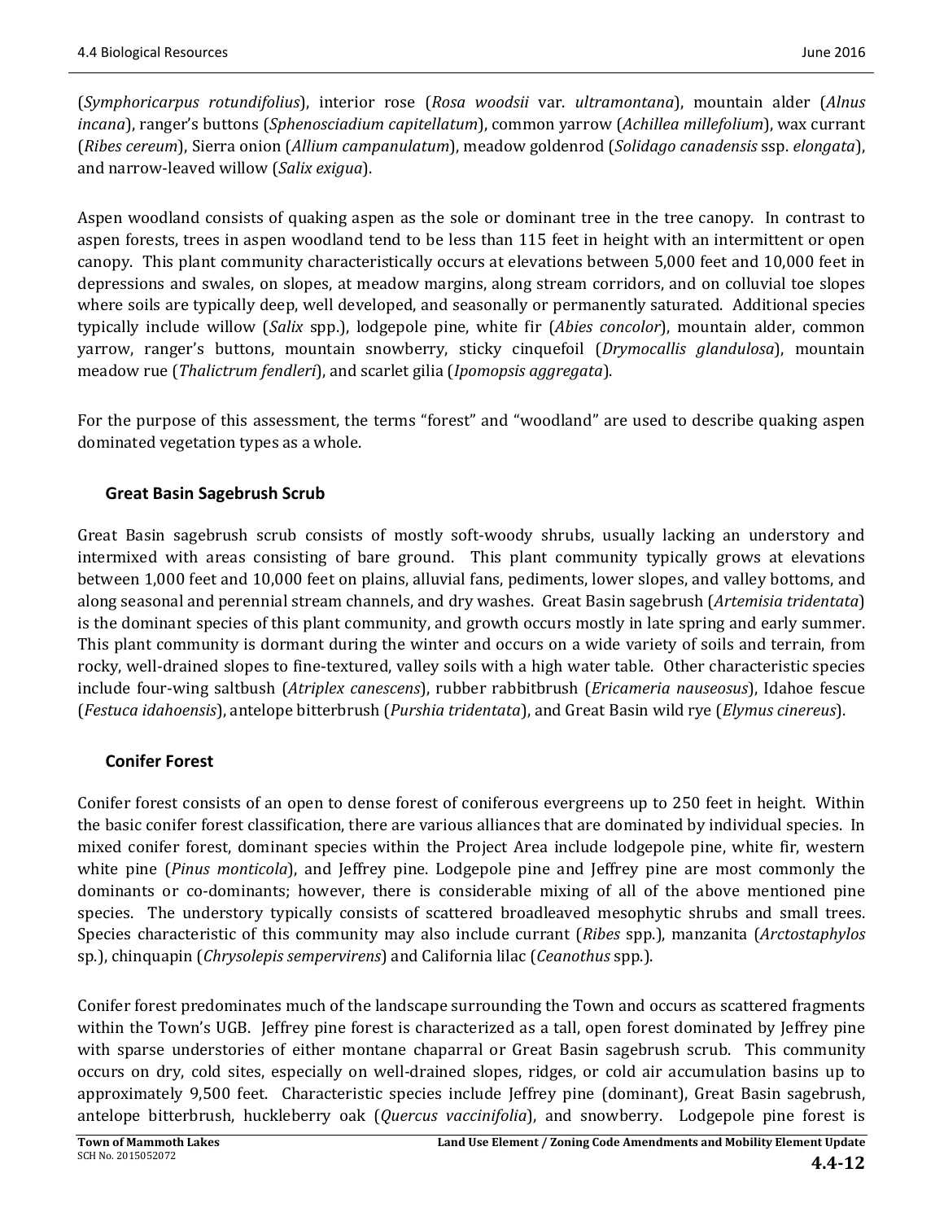(*Symphoricarpus rotundifolius*), interior rose (*Rosa woodsii* var. *ultramontana*), mountain alder (*Alnus incana*), ranger's buttons (*Sphenosciadium capitellatum*), common yarrow (*Achillea millefolium*), wax currant (*Ribes cereum*), Sierra onion (*Allium campanulatum*), meadow goldenrod (*Solidago canadensis* ssp. *elongata*), and narrow-leaved willow (*Salix exigua*).

Aspen woodland consists of quaking aspen as the sole or dominant tree in the tree canopy. In contrast to aspen forests, trees in aspen woodland tend to be less than 115 feet in height with an intermittent or open canopy. This plant community characteristically occurs at elevations between 5,000 feet and 10,000 feet in depressions and swales, on slopes, at meadow margins, along stream corridors, and on colluvial toe slopes where soils are typically deep, well developed, and seasonally or permanently saturated. Additional species typically include willow (*Salix* spp.), lodgepole pine, white fir (*Abies concolor*), mountain alder, common yarrow, ranger's buttons, mountain snowberry, sticky cinquefoil (*Drymocallis glandulosa*), mountain meadow rue (*Thalictrum fendleri*), and scarlet gilia (*Ipomopsis aggregata*).

For the purpose of this assessment, the terms "forest" and "woodland" are used to describe quaking aspen dominated vegetation types as a whole.

### Great Basin Sagebrush Scrub

Great Basin sagebrush scrub consists of mostly soft-woody shrubs, usually lacking an understory and intermixed with areas consisting of bare ground. This plant community typically grows at elevations between 1,000 feet and 10,000 feet on plains, alluvial fans, pediments, lower slopes, and valley bottoms, and along seasonal and perennial stream channels, and dry washes. Great Basin sagebrush (*Artemisia tridentata*) is the dominant species of this plant community, and growth occurs mostly in late spring and early summer. This plant community is dormant during the winter and occurs on a wide variety of soils and terrain, from rocky, well-drained slopes to fine-textured, valley soils with a high water table. Other characteristic species include four-wing saltbush (*Atriplex canescens*), rubber rabbitbrush (*Ericameria nauseosus*), Idahoe fescue (*Festuca idahoensis*), antelope bitterbrush (*Purshia tridentata*), and Great Basin wild rye (*Elymus cinereus*).

### Conifer Forest

Conifer forest consists of an open to dense forest of coniferous evergreens up to 250 feet in height. Within the basic conifer forest classification, there are various alliances that are dominated by individual species. In mixed conifer forest, dominant species within the Project Area include lodgepole pine, white fir, western white pine (*Pinus monticola*), and Jeffrey pine. Lodgepole pine and Jeffrey pine are most commonly the dominants or co-dominants; however, there is considerable mixing of all of the above mentioned pine species. The understory typically consists of scattered broadleaved mesophytic shrubs and small trees. Species characteristic of this community may also include currant (*Ribes* spp.), manzanita (*Arctostaphylos* sp.), chinquapin (*Chrysolepis sempervirens*) and California lilac (*Ceanothus* spp.).

Conifer forest predominates much of the landscape surrounding the Town and occurs as scattered fragments within the Town's UGB. Jeffrey pine forest is characterized as a tall, open forest dominated by Jeffrey pine with sparse understories of either montane chaparral or Great Basin sagebrush scrub. This community occurs on dry, cold sites, especially on well-drained slopes, ridges, or cold air accumulation basins up to approximately 9,500 feet. Characteristic species include Jeffrey pine (dominant), Great Basin sagebrush, antelope bitterbrush, huckleberry oak (*Quercus vaccinifolia*), and snowberry. Lodgepole pine forest is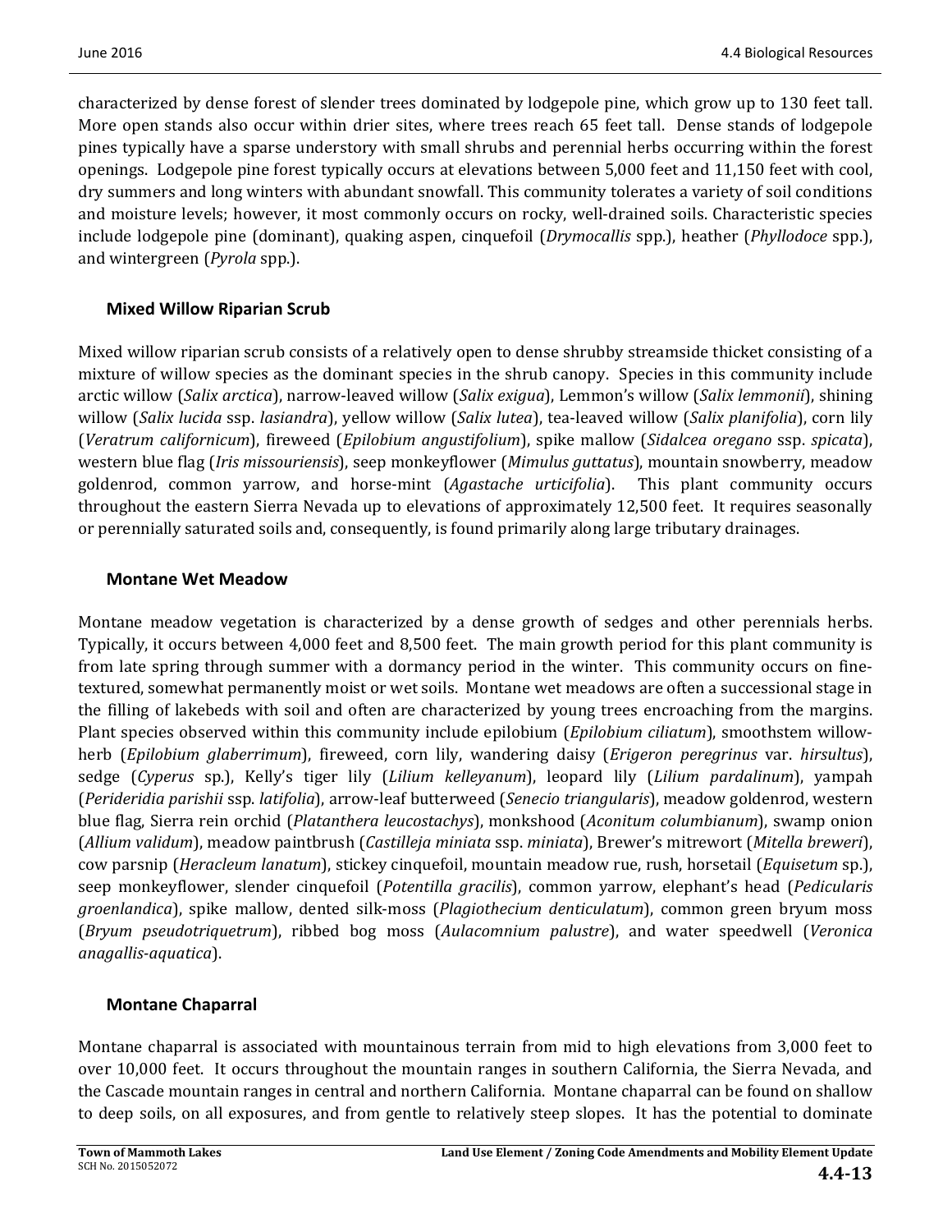characterized by dense forest of slender trees dominated by lodgepole pine, which grow up to 130 feet tall. More open stands also occur within drier sites, where trees reach 65 feet tall. Dense stands of lodgepole pines typically have a sparse understory with small shrubs and perennial herbs occurring within the forest openings. Lodgepole pine forest typically occurs at elevations between 5,000 feet and 11,150 feet with cool, dry summers and long winters with abundant snowfall. This community tolerates a variety of soil conditions and moisture levels; however, it most commonly occurs on rocky, well-drained soils. Characteristic species include lodgepole pine (dominant), quaking aspen, cinquefoil (*Drymocallis* spp.), heather (*Phyllodoce* spp.), and wintergreen (*Pyrola* spp.).

### Mixed Willow Riparian Scrub

Mixed willow riparian scrub consists of a relatively open to dense shrubby streamside thicket consisting of a mixture of willow species as the dominant species in the shrub canopy. Species in this community include arctic willow (*Salix arctica*), narrow-leaved willow (*Salix exigua*), Lemmon's willow (*Salix lemmonii*), shining willow (*Salix lucida* ssp. *lasiandra*), yellow willow (*Salix lutea*), tea-leaved willow (*Salix planifolia*), corn lily (*Veratrum californicum*), fireweed (*Epilobium angustifolium*), spike mallow (*Sidalcea oregano* ssp. *spicata*), western blue flag (*Iris missouriensis*), seep monkeyflower (*Mimulus guttatus*), mountain snowberry, meadow goldenrod, common yarrow, and horse-mint (*Agastache urticifolia*). This plant community occurs throughout the eastern Sierra Nevada up to elevations of approximately 12,500 feet. It requires seasonally or perennially saturated soils and, consequently, is found primarily along large tributary drainages.

### Montane Wet Meadow

Montane meadow vegetation is characterized by a dense growth of sedges and other perennials herbs. Typically, it occurs between 4,000 feet and 8,500 feet. The main growth period for this plant community is from late spring through summer with a dormancy period in the winter. This community occurs on fine-textured, somewhat permanently moist or wet soils. Montane wet meadows are often a successional stage in the filling of lakebeds with soil and often are characterized by young trees encroaching from the margins. Plant species observed within this community include epilobium (*Epilobium ciliatum*), smoothstem willow-herb (*Epilobium glaberrimum*), fireweed, corn lily, wandering daisy (*Erigeron peregrinus* var. *hirsultus*), sedge (*Cyperus* sp.), Kelly's tiger lily (*Lilium kelleyanum*), leopard lily (*Lilium pardalinum*), yampah (*Perideridia parishii* ssp. *latifolia*), arrow-leaf butterweed (*Senecio triangularis*), meadow goldenrod, western blue flag, Sierra rein orchid (*Platanthera leucostachys*), monkshood (*Aconitum columbianum*), swamp onion (*Allium validum*), meadow paintbrush (*Castilleja miniata* ssp. *miniata*), Brewer's mitrewort (*Mitella breweri*), cow parsnip (*Heracleum lanatum*), stickey cinquefoil, mountain meadow rue, rush, horsetail (*Equisetum* sp.), seep monkeyflower, slender cinquefoil (*Potentilla gracilis*), common yarrow, elephant's head (*Pedicularis groenlandica*), spike mallow, dented silk-moss (*Plagiothecium denticulatum*), common green bryum moss (*Bryum pseudotriquetrum*), ribbed bog moss (*Aulacomnium palustre*), and water speedwell (*Veronica anagallis-aquatica*).

### Montane Chaparral

Montane chaparral is associated with mountainous terrain from mid to high elevations from 3,000 feet to over 10,000 feet. It occurs throughout the mountain ranges in southern California, the Sierra Nevada, and the Cascade mountain ranges in central and northern California. Montane chaparral can be found on shallow to deep soils, on all exposures, and from gentle to relatively steep slopes. It has the potential to dominate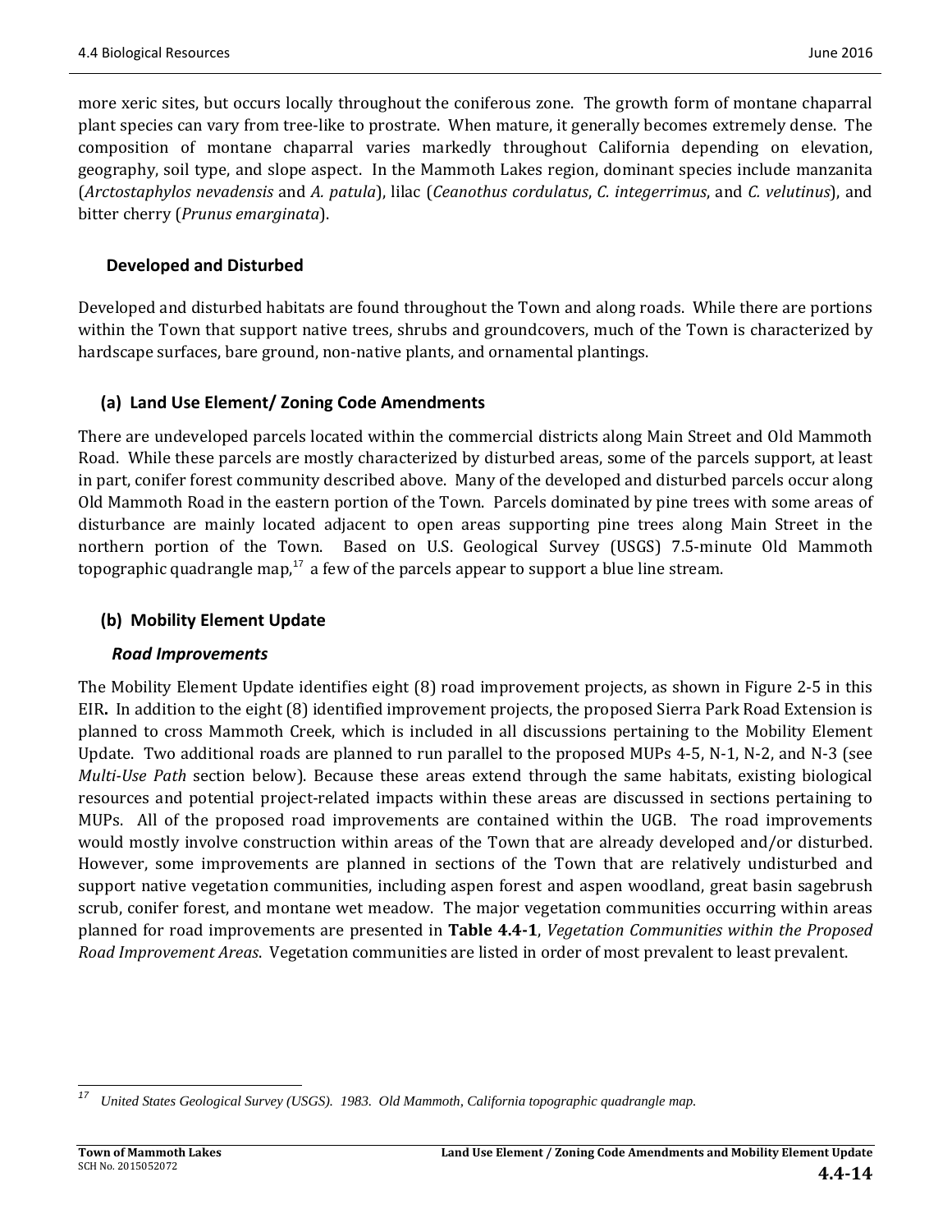more xeric sites, but occurs locally throughout the coniferous zone. The growth form of montane chaparral plant species can vary from tree-like to prostrate. When mature, it generally becomes extremely dense. The composition of montane chaparral varies markedly throughout California depending on elevation, geography, soil type, and slope aspect. In the Mammoth Lakes region, dominant species include manzanita (*Arctostaphylos nevadensis* and *A. patula*), lilac (*Ceanothus cordulatus*, *C. integerrimus*, and *C. velutinus*), and bitter cherry (*Prunus emarginata*).

### Developed and Disturbed

Developed and disturbed habitats are found throughout the Town and along roads. While there are portions within the Town that support native trees, shrubs and groundcovers, much of the Town is characterized by hardscape surfaces, bare ground, non-native plants, and ornamental plantings.

### (a) Land Use Element/ Zoning Code Amendments

There are undeveloped parcels located within the commercial districts along Main Street and Old Mammoth Road. While these parcels are mostly characterized by disturbed areas, some of the parcels support, at least in part, conifer forest community described above. Many of the developed and disturbed parcels occur along Old Mammoth Road in the eastern portion of the Town. Parcels dominated by pine trees with some areas of disturbance are mainly located adjacent to open areas supporting pine trees along Main Street in the northern portion of the Town. Based on U.S. Geological Survey (USGS) 7.5-minute Old Mammoth topographic quadrangle map,[17] a few of the parcels appear to support a blue line stream.

### (b) Mobility Element Update

#### *Road Improvements*

The Mobility Element Update identifies eight (8) road improvement projects, as shown in Figure 2-5 in this EIR**.** In addition to the eight (8) identified improvement projects, the proposed Sierra Park Road Extension is planned to cross Mammoth Creek, which is included in all discussions pertaining to the Mobility Element Update. Two additional roads are planned to run parallel to the proposed MUPs 4-5, N-1, N-2, and N-3 (see *Multi-Use Path* section below). Because these areas extend through the same habitats, existing biological resources and potential project-related impacts within these areas are discussed in sections pertaining to MUPs. All of the proposed road improvements are contained within the UGB. The road improvements would mostly involve construction within areas of the Town that are already developed and/or disturbed. However, some improvements are planned in sections of the Town that are relatively undisturbed and support native vegetation communities, including aspen forest and aspen woodland, great basin sagebrush scrub, conifer forest, and montane wet meadow. The major vegetation communities occurring within areas planned for road improvements are presented in **Table 4.4-1**, *Vegetation Communities within the Proposed Road Improvement Areas*. Vegetation communities are listed in order of most prevalent to least prevalent.

---

[17] *United States Geological Survey (USGS). 1983. Old Mammoth, California topographic quadrangle map.*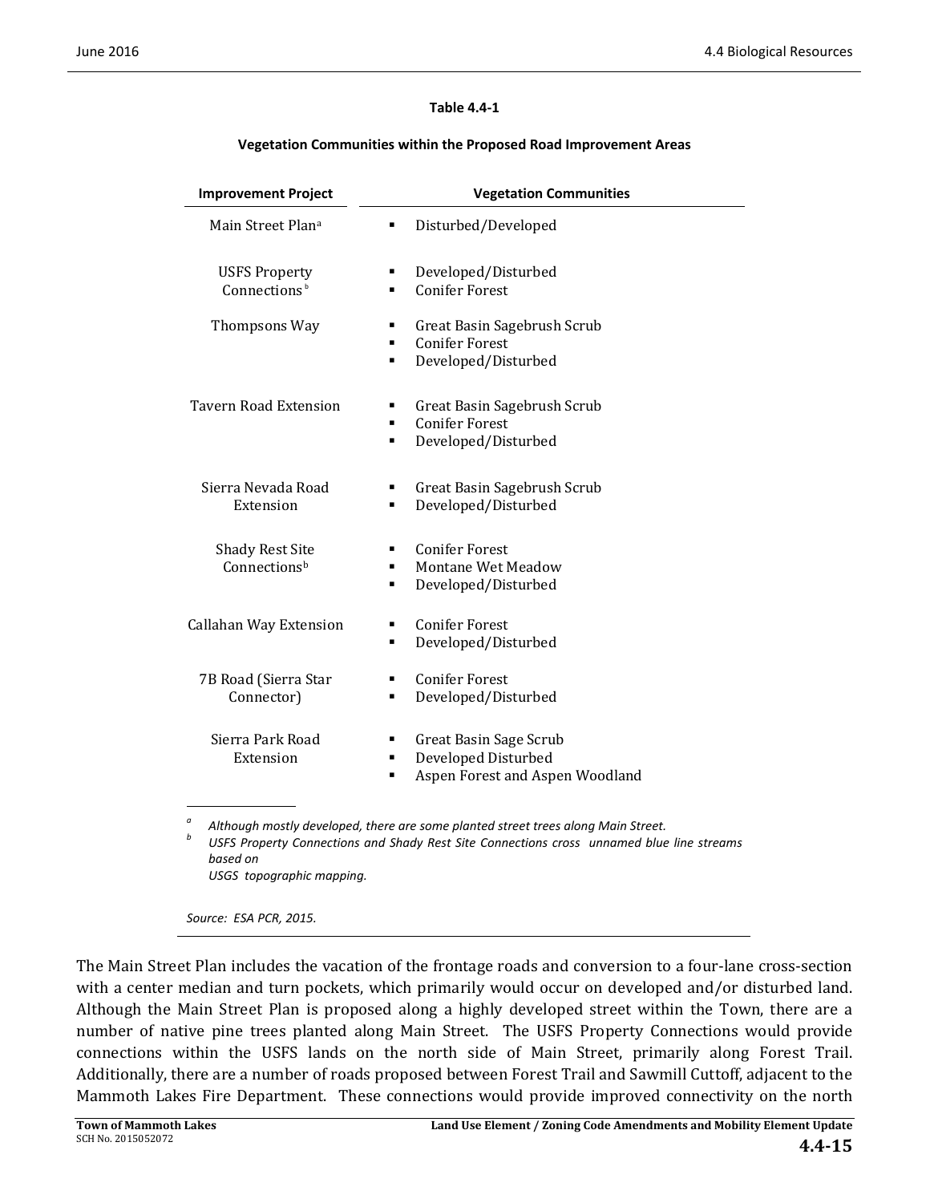**Table 4.4-1**

**Vegetation Communities within the Proposed Road Improvement Areas**

| Improvement Project | Vegetation Communities |
|---|---|
| Main Street Plan[a] | ▪ Disturbed/Developed |
| USFS Property Connections[b] | ▪ Developed/Disturbed<br>▪ Conifer Forest |
| Thompsons Way | ▪ Great Basin Sagebrush Scrub<br>▪ Conifer Forest<br>▪ Developed/Disturbed |
| Tavern Road Extension | ▪ Great Basin Sagebrush Scrub<br>▪ Conifer Forest<br>▪ Developed/Disturbed |
| Sierra Nevada Road Extension | ▪ Great Basin Sagebrush Scrub<br>▪ Developed/Disturbed |
| Shady Rest Site Connections[b] | ▪ Conifer Forest<br>▪ Montane Wet Meadow<br>▪ Developed/Disturbed |
| Callahan Way Extension | ▪ Conifer Forest<br>▪ Developed/Disturbed |
| 7B Road (Sierra Star Connector) | ▪ Conifer Forest<br>▪ Developed/Disturbed |
| Sierra Park Road Extension | ▪ Great Basin Sage Scrub<br>▪ Developed Disturbed<br>▪ Aspen Forest and Aspen Woodland |

[a] *Although mostly developed, there are some planted street trees along Main Street.*
[b] *USFS Property Connections and Shady Rest Site Connections cross unnamed blue line streams based on USGS topographic mapping.*

*Source: ESA PCR, 2015.*

The Main Street Plan includes the vacation of the frontage roads and conversion to a four-lane cross-section with a center median and turn pockets, which primarily would occur on developed and/or disturbed land. Although the Main Street Plan is proposed along a highly developed street within the Town, there are a number of native pine trees planted along Main Street. The USFS Property Connections would provide connections within the USFS lands on the north side of Main Street, primarily along Forest Trail. Additionally, there are a number of roads proposed between Forest Trail and Sawmill Cuttoff, adjacent to the Mammoth Lakes Fire Department. These connections would provide improved connectivity on the north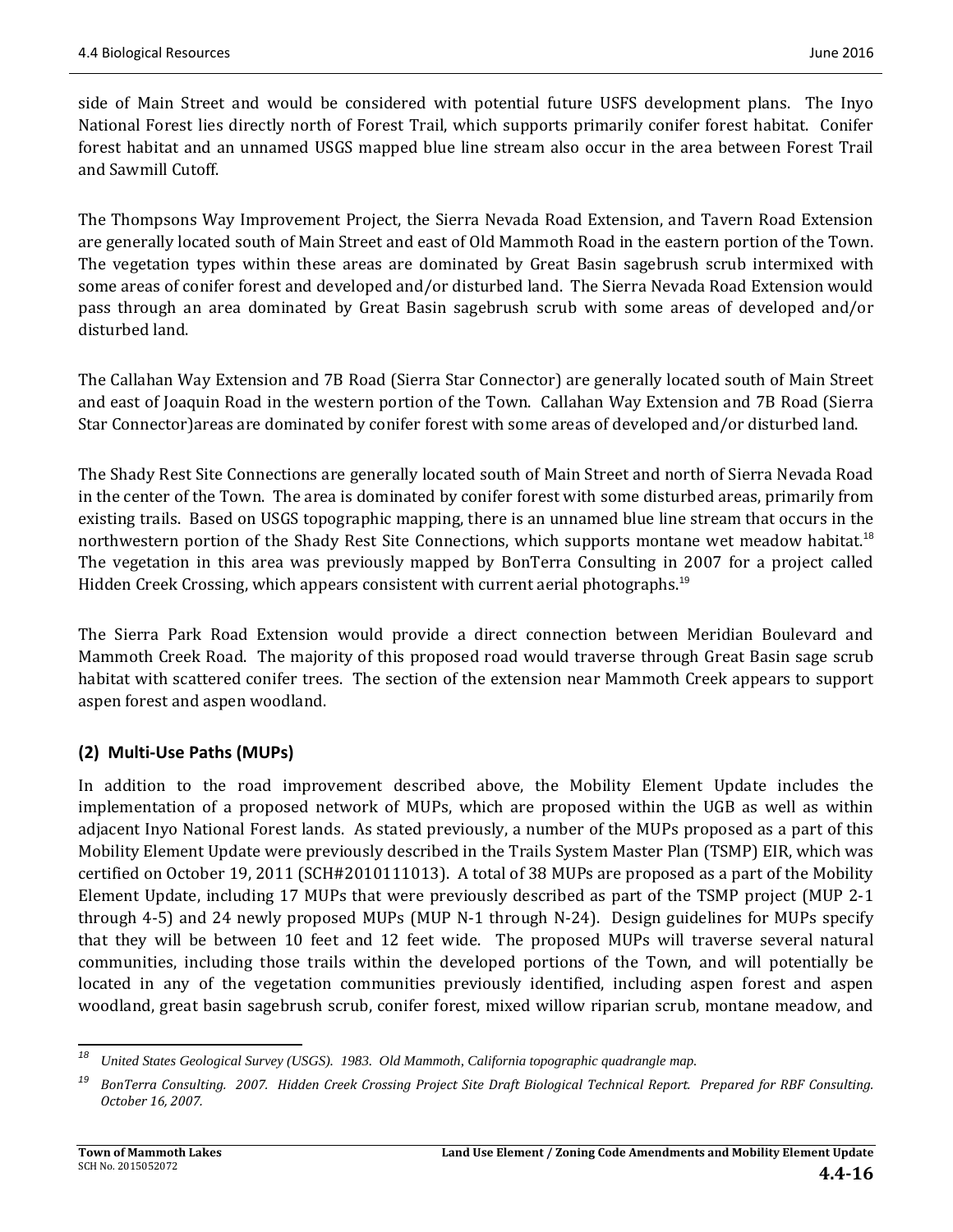side of Main Street and would be considered with potential future USFS development plans. The Inyo National Forest lies directly north of Forest Trail, which supports primarily conifer forest habitat. Conifer forest habitat and an unnamed USGS mapped blue line stream also occur in the area between Forest Trail and Sawmill Cutoff.

The Thompsons Way Improvement Project, the Sierra Nevada Road Extension, and Tavern Road Extension are generally located south of Main Street and east of Old Mammoth Road in the eastern portion of the Town. The vegetation types within these areas are dominated by Great Basin sagebrush scrub intermixed with some areas of conifer forest and developed and/or disturbed land. The Sierra Nevada Road Extension would pass through an area dominated by Great Basin sagebrush scrub with some areas of developed and/or disturbed land.

The Callahan Way Extension and 7B Road (Sierra Star Connector) are generally located south of Main Street and east of Joaquin Road in the western portion of the Town. Callahan Way Extension and 7B Road (Sierra Star Connector)areas are dominated by conifer forest with some areas of developed and/or disturbed land.

The Shady Rest Site Connections are generally located south of Main Street and north of Sierra Nevada Road in the center of the Town. The area is dominated by conifer forest with some disturbed areas, primarily from existing trails. Based on USGS topographic mapping, there is an unnamed blue line stream that occurs in the northwestern portion of the Shady Rest Site Connections, which supports montane wet meadow habitat.[18] The vegetation in this area was previously mapped by BonTerra Consulting in 2007 for a project called Hidden Creek Crossing, which appears consistent with current aerial photographs.[19]

The Sierra Park Road Extension would provide a direct connection between Meridian Boulevard and Mammoth Creek Road. The majority of this proposed road would traverse through Great Basin sage scrub habitat with scattered conifer trees. The section of the extension near Mammoth Creek appears to support aspen forest and aspen woodland.

### (2) Multi-Use Paths (MUPs)

In addition to the road improvement described above, the Mobility Element Update includes the implementation of a proposed network of MUPs, which are proposed within the UGB as well as within adjacent Inyo National Forest lands. As stated previously, a number of the MUPs proposed as a part of this Mobility Element Update were previously described in the Trails System Master Plan (TSMP) EIR, which was certified on October 19, 2011 (SCH#2010111013). A total of 38 MUPs are proposed as a part of the Mobility Element Update, including 17 MUPs that were previously described as part of the TSMP project (MUP 2-1 through 4-5) and 24 newly proposed MUPs (MUP N-1 through N-24). Design guidelines for MUPs specify that they will be between 10 feet and 12 feet wide. The proposed MUPs will traverse several natural communities, including those trails within the developed portions of the Town, and will potentially be located in any of the vegetation communities previously identified, including aspen forest and aspen woodland, great basin sagebrush scrub, conifer forest, mixed willow riparian scrub, montane meadow, and

---

[18] *United States Geological Survey (USGS). 1983. Old Mammoth, California topographic quadrangle map.*

[19] *BonTerra Consulting. 2007. Hidden Creek Crossing Project Site Draft Biological Technical Report. Prepared for RBF Consulting. October 16, 2007.*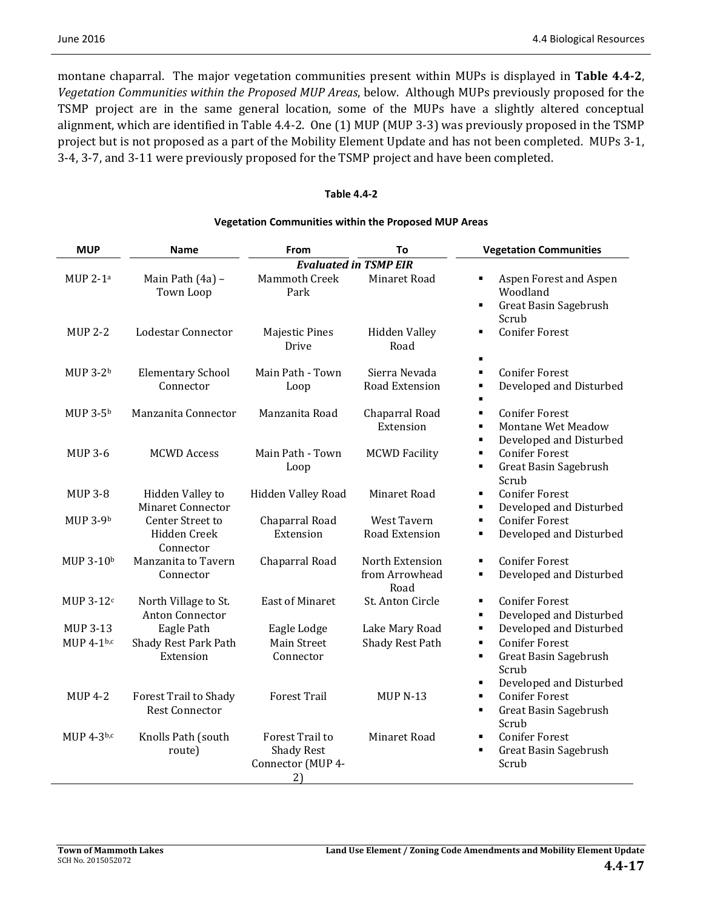montane chaparral. The major vegetation communities present within MUPs is displayed in **Table 4.4-2**, *Vegetation Communities within the Proposed MUP Areas*, below. Although MUPs previously proposed for the TSMP project are in the same general location, some of the MUPs have a slightly altered conceptual alignment, which are identified in Table 4.4-2. One (1) MUP (MUP 3-3) was previously proposed in the TSMP project but is not proposed as a part of the Mobility Element Update and has not been completed. MUPs 3-1, 3-4, 3-7, and 3-11 were previously proposed for the TSMP project and have been completed.

**Table 4.4-2**

**Vegetation Communities within the Proposed MUP Areas**

| MUP | Name | From | To | Vegetation Communities |
|---|---|---|---|---|
| | | ***Evaluated in TSMP EIR*** | | |
| MUP 2-1[a] | Main Path (4a) – Town Loop | Mammoth Creek Park | Minaret Road | ▪ Aspen Forest and Aspen Woodland<br>▪ Great Basin Sagebrush Scrub |
| MUP 2-2 | Lodestar Connector | Majestic Pines Drive | Hidden Valley Road | ▪ Conifer Forest<br>▪ |
| MUP 3-2[b] | Elementary School Connector | Main Path - Town Loop | Sierra Nevada Road Extension | ▪ Conifer Forest<br>▪ Developed and Disturbed<br>▪ |
| MUP 3-5[b] | Manzanita Connector | Manzanita Road | Chaparral Road Extension | ▪ Conifer Forest<br>▪ Montane Wet Meadow<br>▪ Developed and Disturbed |
| MUP 3-6 | MCWD Access | Main Path - Town Loop | MCWD Facility | ▪ Conifer Forest<br>▪ Great Basin Sagebrush Scrub |
| MUP 3-8 | Hidden Valley to Minaret Connector | Hidden Valley Road | Minaret Road | ▪ Conifer Forest<br>▪ Developed and Disturbed |
| MUP 3-9[b] | Center Street to Hidden Creek Connector | Chaparral Road Extension | West Tavern Road Extension | ▪ Conifer Forest<br>▪ Developed and Disturbed |
| MUP 3-10[b] | Manzanita to Tavern Connector | Chaparral Road | North Extension from Arrowhead Road | ▪ Conifer Forest<br>▪ Developed and Disturbed |
| MUP 3-12[c] | North Village to St. Anton Connector | East of Minaret | St. Anton Circle | ▪ Conifer Forest<br>▪ Developed and Disturbed |
| MUP 3-13 | Eagle Path | Eagle Lodge | Lake Mary Road | ▪ Developed and Disturbed |
| MUP 4-1[b,c] | Shady Rest Park Path Extension | Main Street Connector | Shady Rest Path | ▪ Conifer Forest<br>▪ Great Basin Sagebrush Scrub<br>▪ Developed and Disturbed |
| MUP 4-2 | Forest Trail to Shady Rest Connector | Forest Trail | MUP N-13 | ▪ Conifer Forest<br>▪ Great Basin Sagebrush Scrub |
| MUP 4-3[b,c] | Knolls Path (south route) | Forest Trail to Shady Rest Connector (MUP 4-2) | Minaret Road | ▪ Conifer Forest<br>▪ Great Basin Sagebrush Scrub |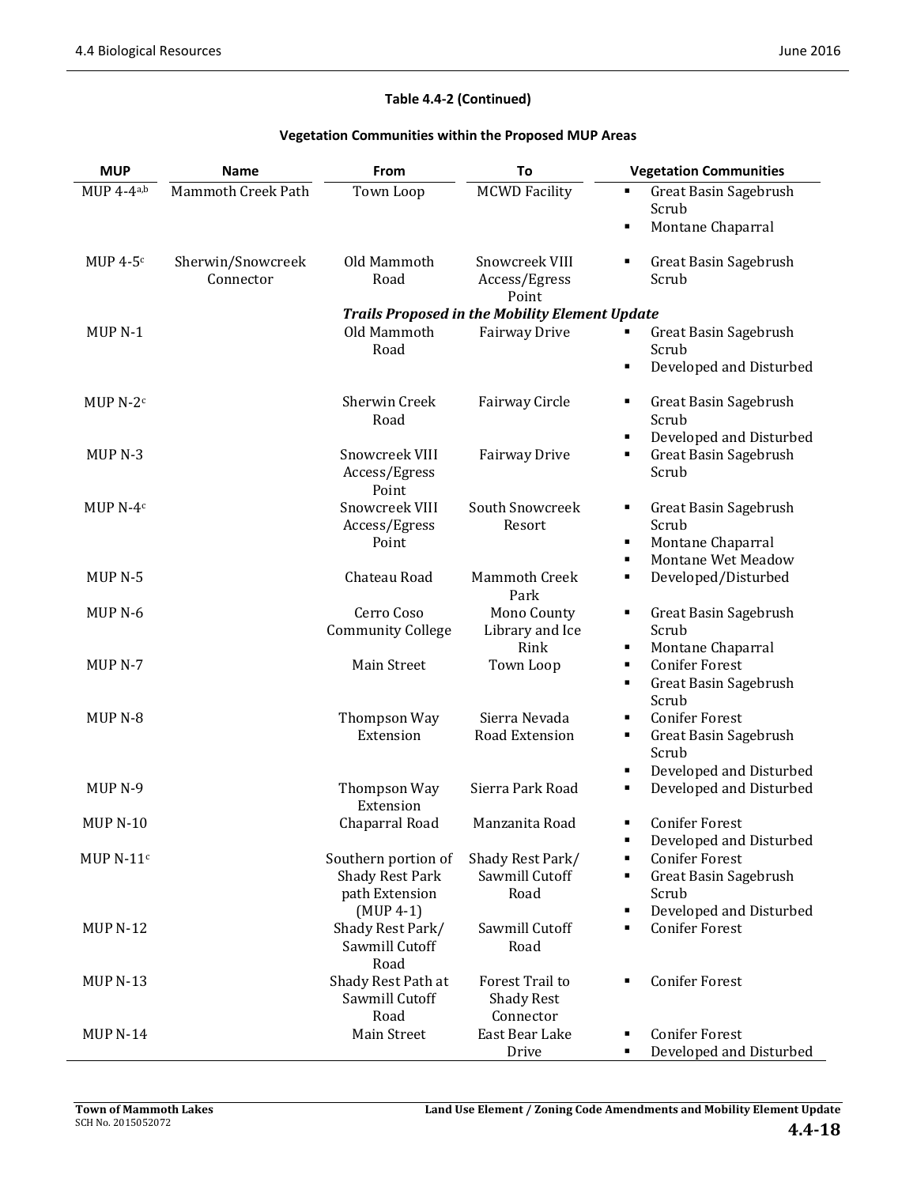**Table 4.4-2 (Continued)**

**Vegetation Communities within the Proposed MUP Areas**

| MUP | Name | From | To | Vegetation Communities |
|---|---|---|---|---|
| MUP 4-4[a,b] | Mammoth Creek Path | Town Loop | MCWD Facility | ▪ Great Basin Sagebrush Scrub<br>▪ Montane Chaparral |
| MUP 4-5[c] | Sherwin/Snowcreek Connector | Old Mammoth Road | Snowcreek VIII Access/Egress Point | ▪ Great Basin Sagebrush Scrub |
| | | ***Trails Proposed in the Mobility Element Update*** | | |
| MUP N-1 | | Old Mammoth Road | Fairway Drive | ▪ Great Basin Sagebrush Scrub<br>▪ Developed and Disturbed |
| MUP N-2[c] | | Sherwin Creek Road | Fairway Circle | ▪ Great Basin Sagebrush Scrub<br>▪ Developed and Disturbed |
| MUP N-3 | | Snowcreek VIII Access/Egress Point | Fairway Drive | ▪ Great Basin Sagebrush Scrub |
| MUP N-4[c] | | Snowcreek VIII Access/Egress Point | South Snowcreek Resort | ▪ Great Basin Sagebrush Scrub<br>▪ Montane Chaparral<br>▪ Montane Wet Meadow |
| MUP N-5 | | Chateau Road | Mammoth Creek Park | ▪ Developed/Disturbed |
| MUP N-6 | | Cerro Coso Community College | Mono County Library and Ice Rink | ▪ Great Basin Sagebrush Scrub<br>▪ Montane Chaparral |
| MUP N-7 | | Main Street | Town Loop | ▪ Conifer Forest<br>▪ Great Basin Sagebrush Scrub |
| MUP N-8 | | Thompson Way Extension | Sierra Nevada Road Extension | ▪ Conifer Forest<br>▪ Great Basin Sagebrush Scrub<br>▪ Developed and Disturbed |
| MUP N-9 | | Thompson Way Extension | Sierra Park Road | ▪ Developed and Disturbed |
| MUP N-10 | | Chaparral Road | Manzanita Road | ▪ Conifer Forest<br>▪ Developed and Disturbed |
| MUP N-11[c] | | Southern portion of Shady Rest Park path Extension (MUP 4-1) | Shady Rest Park/ Sawmill Cutoff Road | ▪ Conifer Forest<br>▪ Great Basin Sagebrush Scrub<br>▪ Developed and Disturbed |
| MUP N-12 | | Shady Rest Park/ Sawmill Cutoff Road | Sawmill Cutoff Road | ▪ Conifer Forest |
| MUP N-13 | | Shady Rest Path at Sawmill Cutoff Road | Forest Trail to Shady Rest Connector | ▪ Conifer Forest |
| MUP N-14 | | Main Street | East Bear Lake Drive | ▪ Conifer Forest<br>▪ Developed and Disturbed |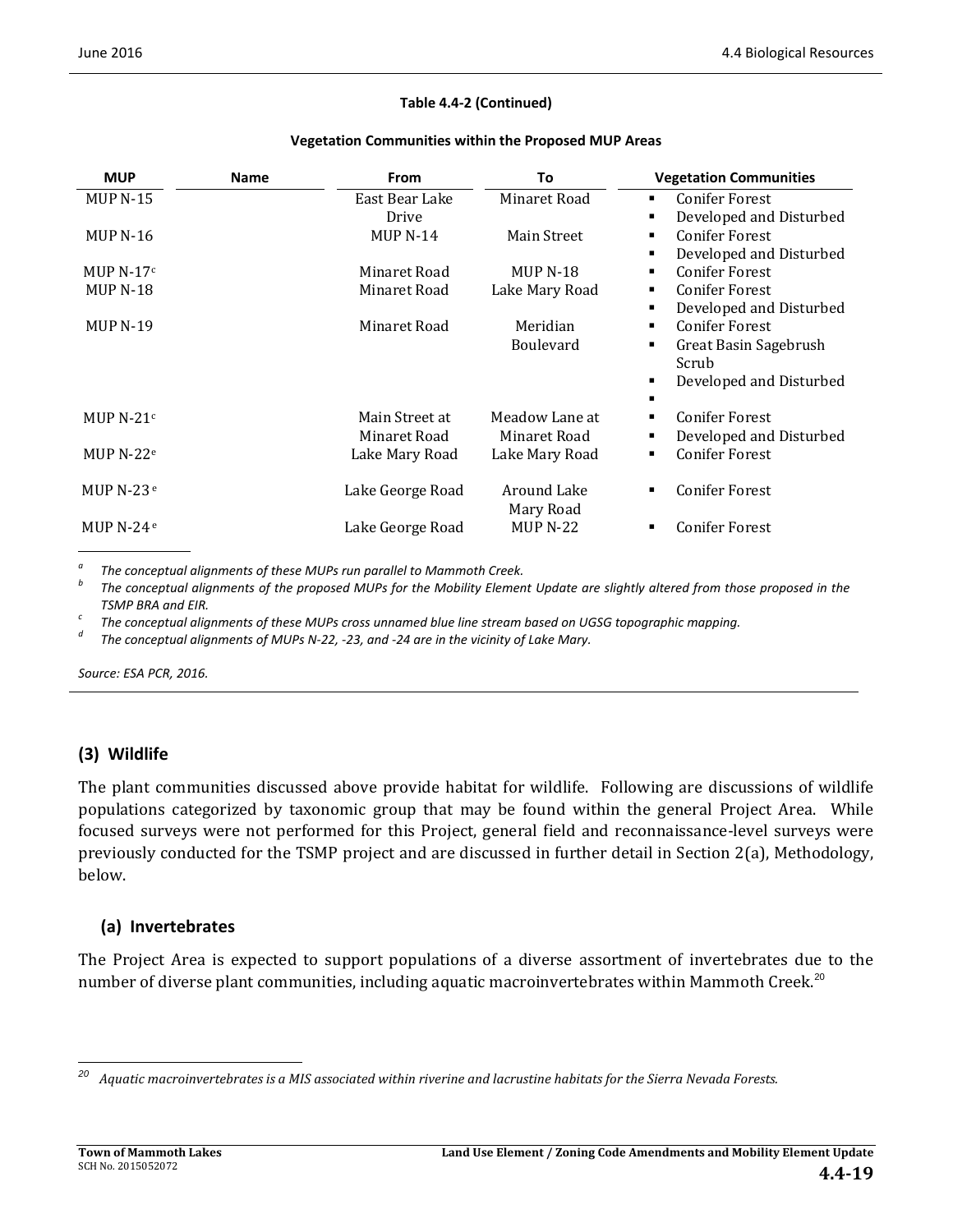**Table 4.4-2 (Continued)**

**Vegetation Communities within the Proposed MUP Areas**

| MUP | Name | From | To | Vegetation Communities |
|---|---|---|---|---|
| MUP N-15 | | East Bear Lake Drive | Minaret Road | ▪ Conifer Forest<br>▪ Developed and Disturbed |
| MUP N-16 | | MUP N-14 | Main Street | ▪ Conifer Forest<br>▪ Developed and Disturbed |
| MUP N-17[c] | | Minaret Road | MUP N-18 | ▪ Conifer Forest |
| MUP N-18 | | Minaret Road | Lake Mary Road | ▪ Conifer Forest<br>▪ Developed and Disturbed |
| MUP N-19 | | Minaret Road | Meridian Boulevard | ▪ Conifer Forest<br>▪ Great Basin Sagebrush Scrub<br>▪ Developed and Disturbed<br>▪ |
| MUP N-21[c] | | Main Street at Minaret Road | Meadow Lane at Minaret Road | ▪ Conifer Forest<br>▪ Developed and Disturbed |
| MUP N-22[e] | | Lake Mary Road | Lake Mary Road | ▪ Conifer Forest |
| MUP N-23[e] | | Lake George Road | Around Lake Mary Road | ▪ Conifer Forest |
| MUP N-24[e] | | Lake George Road | MUP N-22 | ▪ Conifer Forest |

[a] *The conceptual alignments of these MUPs run parallel to Mammoth Creek.*
[b] *The conceptual alignments of the proposed MUPs for the Mobility Element Update are slightly altered from those proposed in the TSMP BRA and EIR.*
[c] *The conceptual alignments of these MUPs cross unnamed blue line stream based on UGSG topographic mapping.*
[d] *The conceptual alignments of MUPs N-22, -23, and -24 are in the vicinity of Lake Mary.*

*Source: ESA PCR, 2016.*

## (3) Wildlife

The plant communities discussed above provide habitat for wildlife. Following are discussions of wildlife populations categorized by taxonomic group that may be found within the general Project Area. While focused surveys were not performed for this Project, general field and reconnaissance-level surveys were previously conducted for the TSMP project and are discussed in further detail in Section 2(a), Methodology, below.

### (a) Invertebrates

The Project Area is expected to support populations of a diverse assortment of invertebrates due to the number of diverse plant communities, including aquatic macroinvertebrates within Mammoth Creek.[20]

[20] *Aquatic macroinvertebrates is a MIS associated within riverine and lacrustine habitats for the Sierra Nevada Forests.*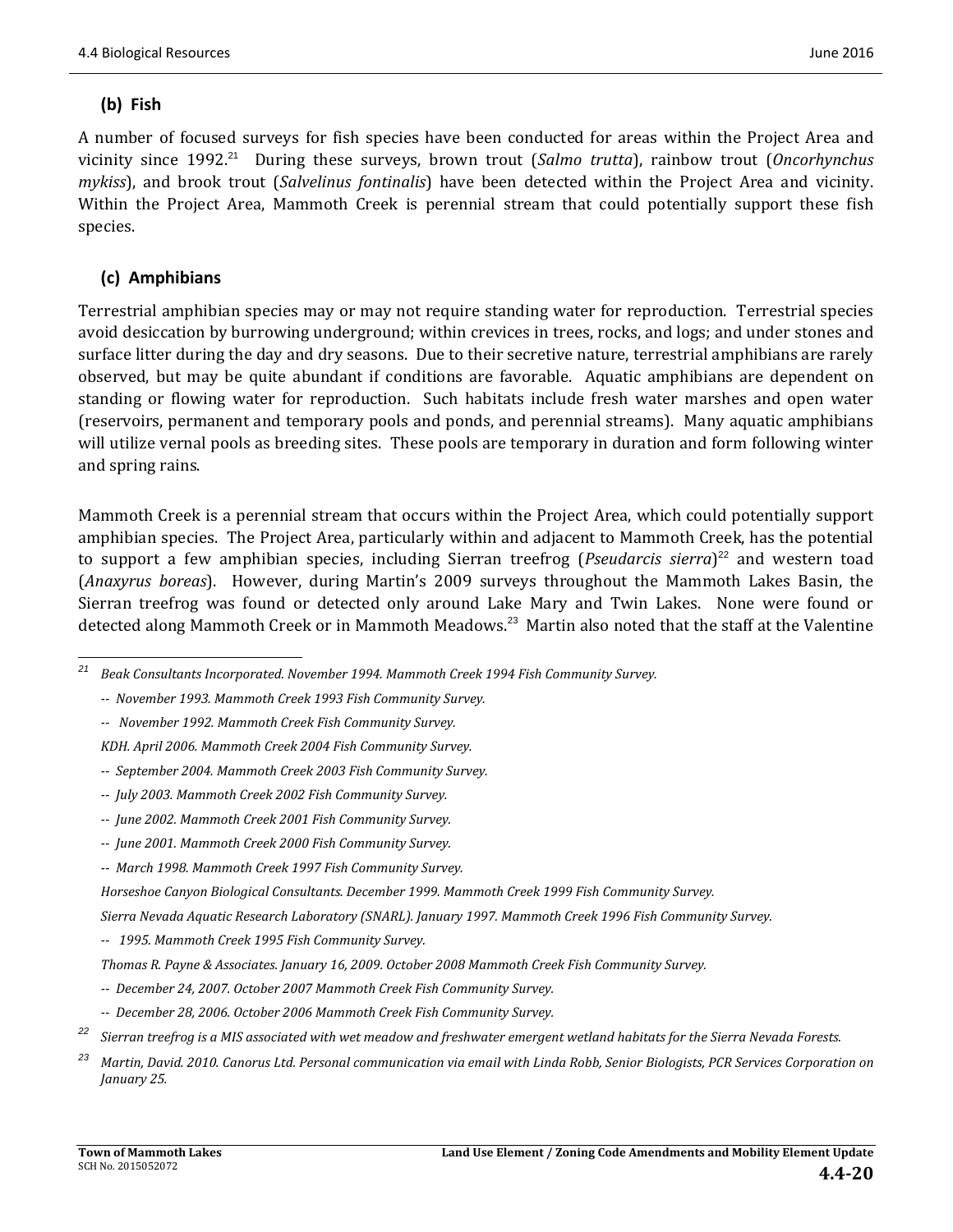### (b) Fish

A number of focused surveys for fish species have been conducted for areas within the Project Area and vicinity since 1992.[21] During these surveys, brown trout (*Salmo trutta*), rainbow trout (*Oncorhynchus mykiss*), and brook trout (*Salvelinus fontinalis*) have been detected within the Project Area and vicinity. Within the Project Area, Mammoth Creek is perennial stream that could potentially support these fish species.

### (c) Amphibians

Terrestrial amphibian species may or may not require standing water for reproduction. Terrestrial species avoid desiccation by burrowing underground; within crevices in trees, rocks, and logs; and under stones and surface litter during the day and dry seasons. Due to their secretive nature, terrestrial amphibians are rarely observed, but may be quite abundant if conditions are favorable. Aquatic amphibians are dependent on standing or flowing water for reproduction. Such habitats include fresh water marshes and open water (reservoirs, permanent and temporary pools and ponds, and perennial streams). Many aquatic amphibians will utilize vernal pools as breeding sites. These pools are temporary in duration and form following winter and spring rains.

Mammoth Creek is a perennial stream that occurs within the Project Area, which could potentially support amphibian species. The Project Area, particularly within and adjacent to Mammoth Creek, has the potential to support a few amphibian species, including Sierran treefrog (*Pseudarcis sierra*)[22] and western toad (*Anaxyrus boreas*). However, during Martin's 2009 surveys throughout the Mammoth Lakes Basin, the Sierran treefrog was found or detected only around Lake Mary and Twin Lakes. None were found or detected along Mammoth Creek or in Mammoth Meadows.[23] Martin also noted that the staff at the Valentine

---

[21] *Beak Consultants Incorporated. November 1994. Mammoth Creek 1994 Fish Community Survey.*

*-- November 1993. Mammoth Creek 1993 Fish Community Survey.*

*-- November 1992. Mammoth Creek Fish Community Survey.*

*KDH. April 2006. Mammoth Creek 2004 Fish Community Survey.*

*-- September 2004. Mammoth Creek 2003 Fish Community Survey.*

*-- July 2003. Mammoth Creek 2002 Fish Community Survey.*

*-- June 2002. Mammoth Creek 2001 Fish Community Survey.*

*-- June 2001. Mammoth Creek 2000 Fish Community Survey.*

*-- March 1998. Mammoth Creek 1997 Fish Community Survey.*

*Horseshoe Canyon Biological Consultants. December 1999. Mammoth Creek 1999 Fish Community Survey.*

*Sierra Nevada Aquatic Research Laboratory (SNARL). January 1997. Mammoth Creek 1996 Fish Community Survey.*

*-- 1995. Mammoth Creek 1995 Fish Community Survey.*

*Thomas R. Payne & Associates. January 16, 2009. October 2008 Mammoth Creek Fish Community Survey.*

*-- December 24, 2007. October 2007 Mammoth Creek Fish Community Survey.*

*-- December 28, 2006. October 2006 Mammoth Creek Fish Community Survey.*

[22] *Sierran treefrog is a MIS associated with wet meadow and freshwater emergent wetland habitats for the Sierra Nevada Forests.*

[23] *Martin, David. 2010. Canorus Ltd. Personal communication via email with Linda Robb, Senior Biologists, PCR Services Corporation on January 25.*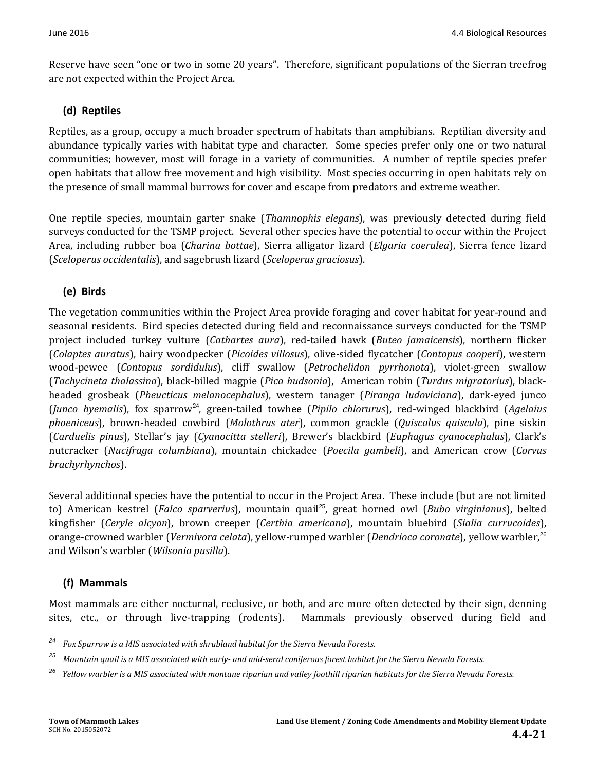Reserve have seen "one or two in some 20 years". Therefore, significant populations of the Sierran treefrog are not expected within the Project Area.

### (d) Reptiles

Reptiles, as a group, occupy a much broader spectrum of habitats than amphibians. Reptilian diversity and abundance typically varies with habitat type and character. Some species prefer only one or two natural communities; however, most will forage in a variety of communities. A number of reptile species prefer open habitats that allow free movement and high visibility. Most species occurring in open habitats rely on the presence of small mammal burrows for cover and escape from predators and extreme weather.

One reptile species, mountain garter snake (*Thamnophis elegans*), was previously detected during field surveys conducted for the TSMP project. Several other species have the potential to occur within the Project Area, including rubber boa (*Charina bottae*), Sierra alligator lizard (*Elgaria coerulea*), Sierra fence lizard (*Sceloperus occidentalis*), and sagebrush lizard (*Sceloperus graciosus*).

### (e) Birds

The vegetation communities within the Project Area provide foraging and cover habitat for year-round and seasonal residents. Bird species detected during field and reconnaissance surveys conducted for the TSMP project included turkey vulture (*Cathartes aura*), red-tailed hawk (*Buteo jamaicensis*), northern flicker (*Colaptes auratus*), hairy woodpecker (*Picoides villosus*), olive-sided flycatcher (*Contopus cooperi*), western wood-pewee (*Contopus sordidulus*), cliff swallow (*Petrochelidon pyrrhonota*), violet-green swallow (*Tachycineta thalassina*), black-billed magpie (*Pica hudsonia*), American robin (*Turdus migratorius*), black-headed grosbeak (*Pheucticus melanocephalus*), western tanager (*Piranga ludoviciana*), dark-eyed junco (*Junco hyemalis*), fox sparrow[24], green-tailed towhee (*Pipilo chlorurus*), red-winged blackbird (*Agelaius phoeniceus*), brown-headed cowbird (*Molothrus ater*), common grackle (*Quiscalus quiscula*), pine siskin (*Carduelis pinus*), Stellar's jay (*Cyanocitta stelleri*), Brewer's blackbird (*Euphagus cyanocephalus*), Clark's nutcracker (*Nucifraga columbiana*), mountain chickadee (*Poecila gambeli*), and American crow (*Corvus brachyrhynchos*).

Several additional species have the potential to occur in the Project Area. These include (but are not limited to) American kestrel (*Falco sparverius*), mountain quail[25], great horned owl (*Bubo virginianus*), belted kingfisher (*Ceryle alcyon*), brown creeper (*Certhia americana*), mountain bluebird (*Sialia currucoides*), orange-crowned warbler (*Vermivora celata*), yellow-rumped warbler (*Dendrioca coronate*), yellow warbler,[26] and Wilson's warbler (*Wilsonia pusilla*).

### (f) Mammals

Most mammals are either nocturnal, reclusive, or both, and are more often detected by their sign, denning sites, etc., or through live-trapping (rodents). Mammals previously observed during field and

---

[24] *Fox Sparrow is a MIS associated with shrubland habitat for the Sierra Nevada Forests.*

[25] *Mountain quail is a MIS associated with early- and mid-seral coniferous forest habitat for the Sierra Nevada Forests.*

[26] *Yellow warbler is a MIS associated with montane riparian and valley foothill riparian habitats for the Sierra Nevada Forests.*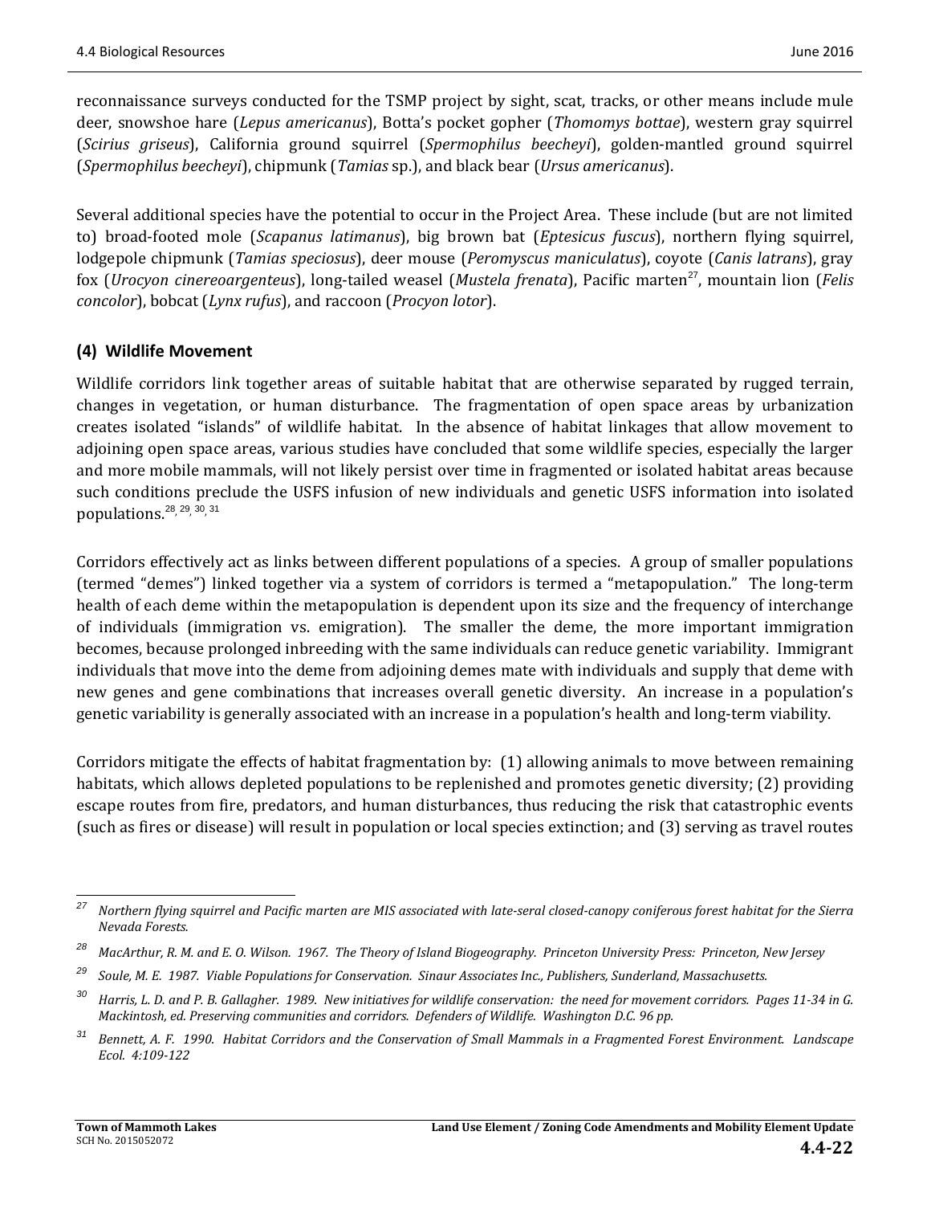reconnaissance surveys conducted for the TSMP project by sight, scat, tracks, or other means include mule deer, snowshoe hare (*Lepus americanus*), Botta's pocket gopher (*Thomomys bottae*), western gray squirrel (*Scirius griseus*), California ground squirrel (*Spermophilus beecheyi*), golden-mantled ground squirrel (*Spermophilus beecheyi*), chipmunk (*Tamias* sp.), and black bear (*Ursus americanus*).

Several additional species have the potential to occur in the Project Area. These include (but are not limited to) broad-footed mole (*Scapanus latimanus*), big brown bat (*Eptesicus fuscus*), northern flying squirrel, lodgepole chipmunk (*Tamias speciosus*), deer mouse (*Peromyscus maniculatus*), coyote (*Canis latrans*), gray fox (*Urocyon cinereoargenteus*), long-tailed weasel (*Mustela frenata*), Pacific marten[27], mountain lion (*Felis concolor*), bobcat (*Lynx rufus*), and raccoon (*Procyon lotor*).

### (4) Wildlife Movement

Wildlife corridors link together areas of suitable habitat that are otherwise separated by rugged terrain, changes in vegetation, or human disturbance. The fragmentation of open space areas by urbanization creates isolated "islands" of wildlife habitat. In the absence of habitat linkages that allow movement to adjoining open space areas, various studies have concluded that some wildlife species, especially the larger and more mobile mammals, will not likely persist over time in fragmented or isolated habitat areas because such conditions preclude the USFS infusion of new individuals and genetic USFS information into isolated populations.[28, 29, 30, 31]

Corridors effectively act as links between different populations of a species. A group of smaller populations (termed "demes") linked together via a system of corridors is termed a "metapopulation." The long-term health of each deme within the metapopulation is dependent upon its size and the frequency of interchange of individuals (immigration vs. emigration). The smaller the deme, the more important immigration becomes, because prolonged inbreeding with the same individuals can reduce genetic variability. Immigrant individuals that move into the deme from adjoining demes mate with individuals and supply that deme with new genes and gene combinations that increases overall genetic diversity. An increase in a population's genetic variability is generally associated with an increase in a population's health and long-term viability.

Corridors mitigate the effects of habitat fragmentation by: (1) allowing animals to move between remaining habitats, which allows depleted populations to be replenished and promotes genetic diversity; (2) providing escape routes from fire, predators, and human disturbances, thus reducing the risk that catastrophic events (such as fires or disease) will result in population or local species extinction; and (3) serving as travel routes

---

[27] *Northern flying squirrel and Pacific marten are MIS associated with late-seral closed-canopy coniferous forest habitat for the Sierra Nevada Forests.*

[28] *MacArthur, R. M. and E. O. Wilson. 1967. The Theory of Island Biogeography. Princeton University Press: Princeton, New Jersey*

[29] *Soule, M. E. 1987. Viable Populations for Conservation. Sinaur Associates Inc., Publishers, Sunderland, Massachusetts.*

[30] *Harris, L. D. and P. B. Gallagher. 1989. New initiatives for wildlife conservation: the need for movement corridors. Pages 11-34 in G. Mackintosh, ed. Preserving communities and corridors. Defenders of Wildlife. Washington D.C. 96 pp.*

[31] *Bennett, A. F. 1990. Habitat Corridors and the Conservation of Small Mammals in a Fragmented Forest Environment. Landscape Ecol. 4:109-122*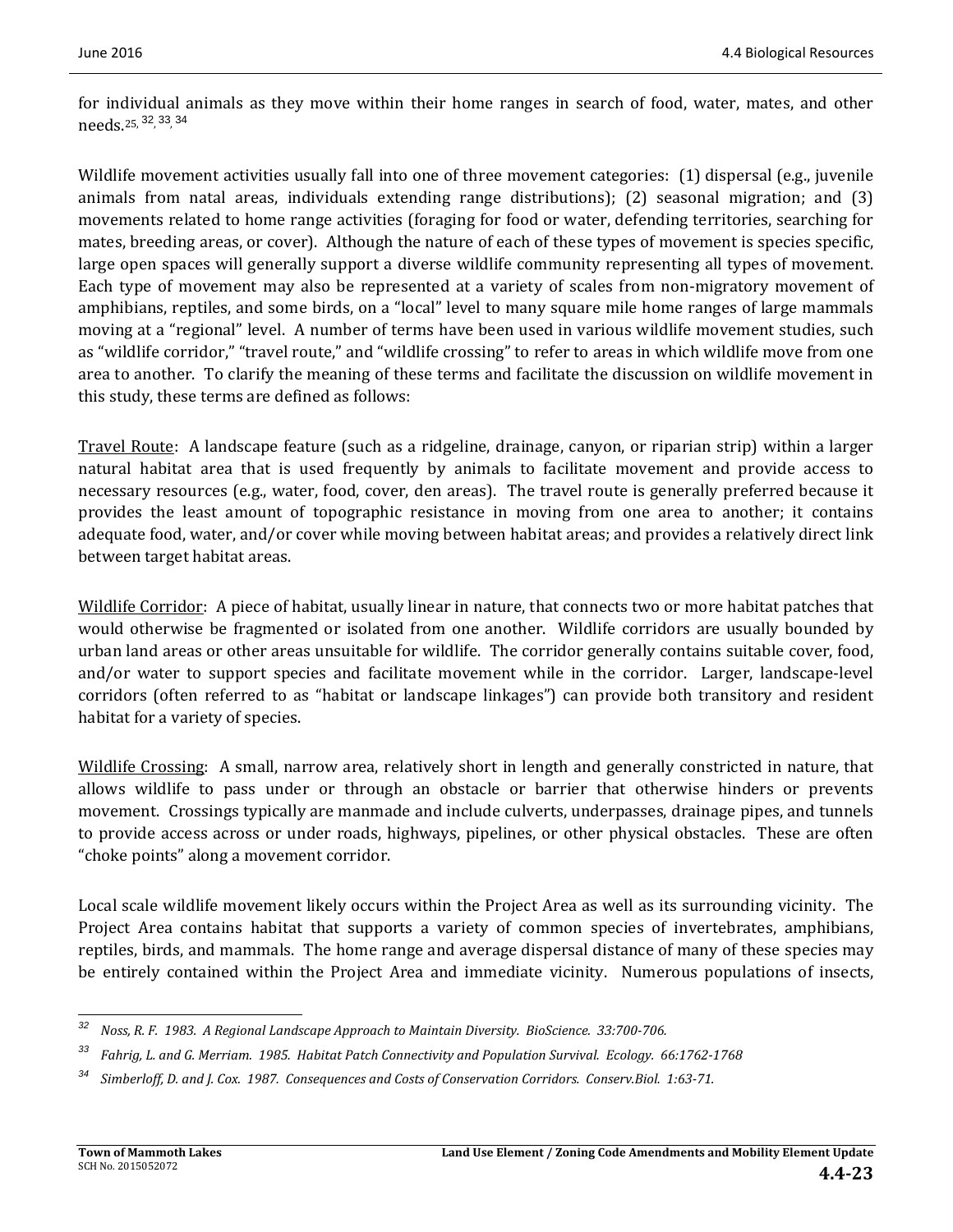for individual animals as they move within their home ranges in search of food, water, mates, and other needs.[25, 32, 33, 34]

Wildlife movement activities usually fall into one of three movement categories: (1) dispersal (e.g., juvenile animals from natal areas, individuals extending range distributions); (2) seasonal migration; and (3) movements related to home range activities (foraging for food or water, defending territories, searching for mates, breeding areas, or cover). Although the nature of each of these types of movement is species specific, large open spaces will generally support a diverse wildlife community representing all types of movement. Each type of movement may also be represented at a variety of scales from non-migratory movement of amphibians, reptiles, and some birds, on a "local" level to many square mile home ranges of large mammals moving at a "regional" level. A number of terms have been used in various wildlife movement studies, such as "wildlife corridor," "travel route," and "wildlife crossing" to refer to areas in which wildlife move from one area to another. To clarify the meaning of these terms and facilitate the discussion on wildlife movement in this study, these terms are defined as follows:

<u>Travel Route</u>: A landscape feature (such as a ridgeline, drainage, canyon, or riparian strip) within a larger natural habitat area that is used frequently by animals to facilitate movement and provide access to necessary resources (e.g., water, food, cover, den areas). The travel route is generally preferred because it provides the least amount of topographic resistance in moving from one area to another; it contains adequate food, water, and/or cover while moving between habitat areas; and provides a relatively direct link between target habitat areas.

<u>Wildlife Corridor</u>: A piece of habitat, usually linear in nature, that connects two or more habitat patches that would otherwise be fragmented or isolated from one another. Wildlife corridors are usually bounded by urban land areas or other areas unsuitable for wildlife. The corridor generally contains suitable cover, food, and/or water to support species and facilitate movement while in the corridor. Larger, landscape-level corridors (often referred to as "habitat or landscape linkages") can provide both transitory and resident habitat for a variety of species.

<u>Wildlife Crossing</u>: A small, narrow area, relatively short in length and generally constricted in nature, that allows wildlife to pass under or through an obstacle or barrier that otherwise hinders or prevents movement. Crossings typically are manmade and include culverts, underpasses, drainage pipes, and tunnels to provide access across or under roads, highways, pipelines, or other physical obstacles. These are often "choke points" along a movement corridor.

Local scale wildlife movement likely occurs within the Project Area as well as its surrounding vicinity. The Project Area contains habitat that supports a variety of common species of invertebrates, amphibians, reptiles, birds, and mammals. The home range and average dispersal distance of many of these species may be entirely contained within the Project Area and immediate vicinity. Numerous populations of insects,

---

[32] *Noss, R. F. 1983. A Regional Landscape Approach to Maintain Diversity. BioScience. 33:700-706.*

[33] *Fahrig, L. and G. Merriam. 1985. Habitat Patch Connectivity and Population Survival. Ecology. 66:1762-1768*

[34] *Simberloff, D. and J. Cox. 1987. Consequences and Costs of Conservation Corridors. Conserv.Biol. 1:63-71.*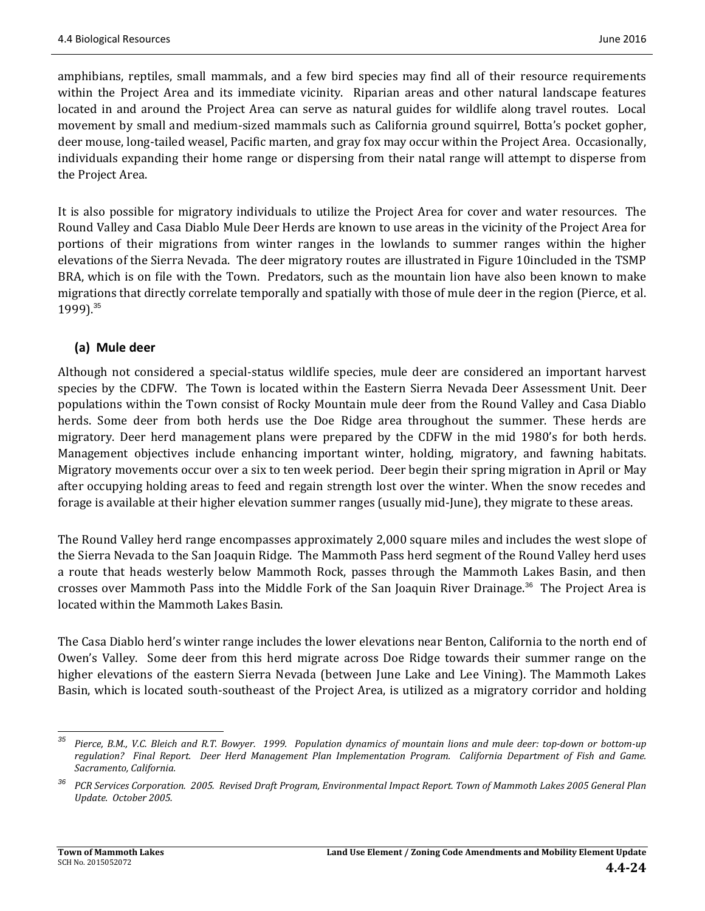amphibians, reptiles, small mammals, and a few bird species may find all of their resource requirements within the Project Area and its immediate vicinity. Riparian areas and other natural landscape features located in and around the Project Area can serve as natural guides for wildlife along travel routes. Local movement by small and medium-sized mammals such as California ground squirrel, Botta's pocket gopher, deer mouse, long-tailed weasel, Pacific marten, and gray fox may occur within the Project Area. Occasionally, individuals expanding their home range or dispersing from their natal range will attempt to disperse from the Project Area.

It is also possible for migratory individuals to utilize the Project Area for cover and water resources. The Round Valley and Casa Diablo Mule Deer Herds are known to use areas in the vicinity of the Project Area for portions of their migrations from winter ranges in the lowlands to summer ranges within the higher elevations of the Sierra Nevada. The deer migratory routes are illustrated in Figure 10included in the TSMP BRA, which is on file with the Town. Predators, such as the mountain lion have also been known to make migrations that directly correlate temporally and spatially with those of mule deer in the region (Pierce, et al. 1999).[35]

### (a) Mule deer

Although not considered a special-status wildlife species, mule deer are considered an important harvest species by the CDFW. The Town is located within the Eastern Sierra Nevada Deer Assessment Unit. Deer populations within the Town consist of Rocky Mountain mule deer from the Round Valley and Casa Diablo herds. Some deer from both herds use the Doe Ridge area throughout the summer. These herds are migratory. Deer herd management plans were prepared by the CDFW in the mid 1980's for both herds. Management objectives include enhancing important winter, holding, migratory, and fawning habitats. Migratory movements occur over a six to ten week period. Deer begin their spring migration in April or May after occupying holding areas to feed and regain strength lost over the winter. When the snow recedes and forage is available at their higher elevation summer ranges (usually mid-June), they migrate to these areas.

The Round Valley herd range encompasses approximately 2,000 square miles and includes the west slope of the Sierra Nevada to the San Joaquin Ridge. The Mammoth Pass herd segment of the Round Valley herd uses a route that heads westerly below Mammoth Rock, passes through the Mammoth Lakes Basin, and then crosses over Mammoth Pass into the Middle Fork of the San Joaquin River Drainage.[36] The Project Area is located within the Mammoth Lakes Basin.

The Casa Diablo herd's winter range includes the lower elevations near Benton, California to the north end of Owen's Valley. Some deer from this herd migrate across Doe Ridge towards their summer range on the higher elevations of the eastern Sierra Nevada (between June Lake and Lee Vining). The Mammoth Lakes Basin, which is located south-southeast of the Project Area, is utilized as a migratory corridor and holding

---

[35] *Pierce, B.M., V.C. Bleich and R.T. Bowyer. 1999. Population dynamics of mountain lions and mule deer: top-down or bottom-up regulation? Final Report. Deer Herd Management Plan Implementation Program. California Department of Fish and Game. Sacramento, California.*

[36] *PCR Services Corporation. 2005. Revised Draft Program, Environmental Impact Report. Town of Mammoth Lakes 2005 General Plan Update. October 2005.*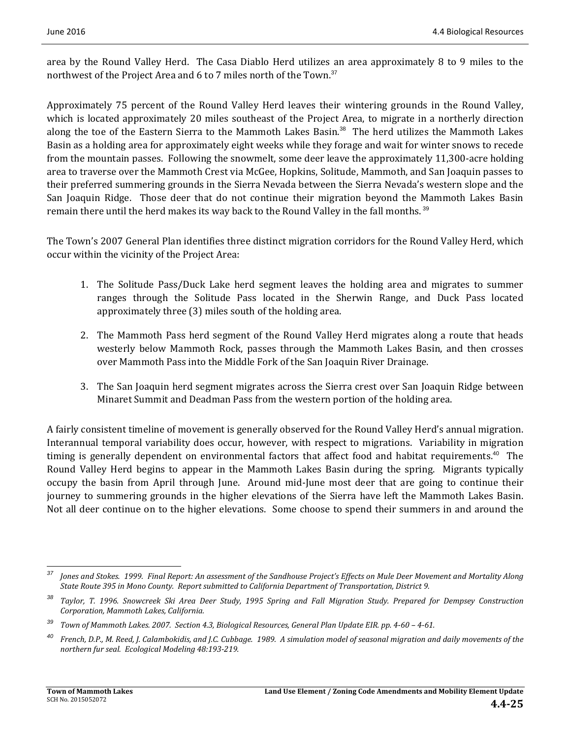area by the Round Valley Herd. The Casa Diablo Herd utilizes an area approximately 8 to 9 miles to the northwest of the Project Area and 6 to 7 miles north of the Town.[37]

Approximately 75 percent of the Round Valley Herd leaves their wintering grounds in the Round Valley, which is located approximately 20 miles southeast of the Project Area, to migrate in a northerly direction along the toe of the Eastern Sierra to the Mammoth Lakes Basin.[38] The herd utilizes the Mammoth Lakes Basin as a holding area for approximately eight weeks while they forage and wait for winter snows to recede from the mountain passes. Following the snowmelt, some deer leave the approximately 11,300-acre holding area to traverse over the Mammoth Crest via McGee, Hopkins, Solitude, Mammoth, and San Joaquin passes to their preferred summering grounds in the Sierra Nevada between the Sierra Nevada's western slope and the San Joaquin Ridge. Those deer that do not continue their migration beyond the Mammoth Lakes Basin remain there until the herd makes its way back to the Round Valley in the fall months.[39]

The Town's 2007 General Plan identifies three distinct migration corridors for the Round Valley Herd, which occur within the vicinity of the Project Area:

1. The Solitude Pass/Duck Lake herd segment leaves the holding area and migrates to summer ranges through the Solitude Pass located in the Sherwin Range, and Duck Pass located approximately three (3) miles south of the holding area.
2. The Mammoth Pass herd segment of the Round Valley Herd migrates along a route that heads westerly below Mammoth Rock, passes through the Mammoth Lakes Basin, and then crosses over Mammoth Pass into the Middle Fork of the San Joaquin River Drainage.
3. The San Joaquin herd segment migrates across the Sierra crest over San Joaquin Ridge between Minaret Summit and Deadman Pass from the western portion of the holding area.

A fairly consistent timeline of movement is generally observed for the Round Valley Herd's annual migration. Interannual temporal variability does occur, however, with respect to migrations. Variability in migration timing is generally dependent on environmental factors that affect food and habitat requirements.[40] The Round Valley Herd begins to appear in the Mammoth Lakes Basin during the spring. Migrants typically occupy the basin from April through June. Around mid-June most deer that are going to continue their journey to summering grounds in the higher elevations of the Sierra have left the Mammoth Lakes Basin. Not all deer continue on to the higher elevations. Some choose to spend their summers in and around the

---

[37] *Jones and Stokes. 1999. Final Report: An assessment of the Sandhouse Project's Effects on Mule Deer Movement and Mortality Along State Route 395 in Mono County. Report submitted to California Department of Transportation, District 9.*

[38] *Taylor, T. 1996. Snowcreek Ski Area Deer Study, 1995 Spring and Fall Migration Study. Prepared for Dempsey Construction Corporation, Mammoth Lakes, California.*

[39] *Town of Mammoth Lakes. 2007. Section 4.3, Biological Resources, General Plan Update EIR. pp. 4-60 – 4-61.*

[40] *French, D.P., M. Reed, J. Calambokidis, and J.C. Cubbage. 1989. A simulation model of seasonal migration and daily movements of the northern fur seal. Ecological Modeling 48:193-219.*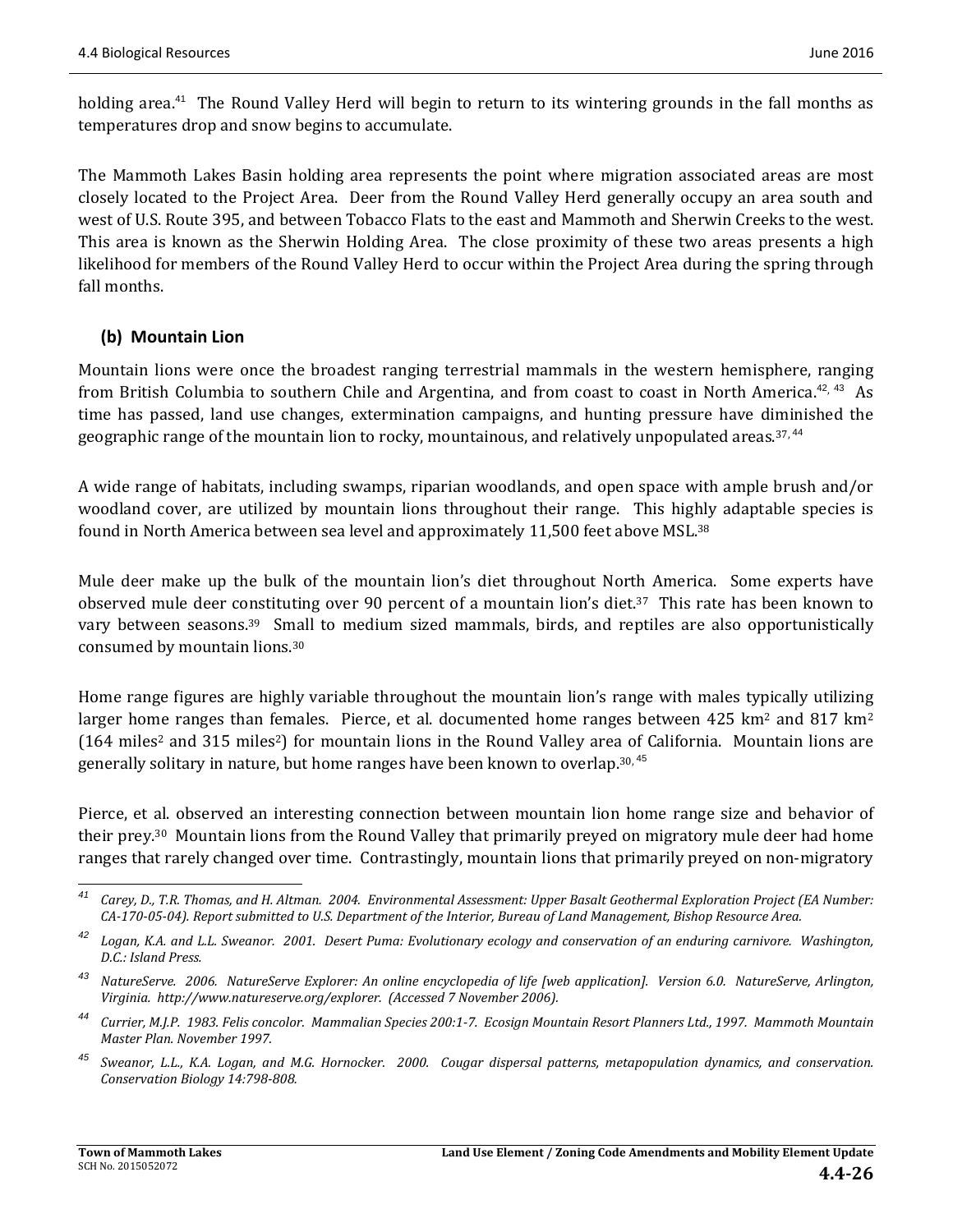holding area.[41] The Round Valley Herd will begin to return to its wintering grounds in the fall months as temperatures drop and snow begins to accumulate.

The Mammoth Lakes Basin holding area represents the point where migration associated areas are most closely located to the Project Area. Deer from the Round Valley Herd generally occupy an area south and west of U.S. Route 395, and between Tobacco Flats to the east and Mammoth and Sherwin Creeks to the west. This area is known as the Sherwin Holding Area. The close proximity of these two areas presents a high likelihood for members of the Round Valley Herd to occur within the Project Area during the spring through fall months.

### (b) Mountain Lion

Mountain lions were once the broadest ranging terrestrial mammals in the western hemisphere, ranging from British Columbia to southern Chile and Argentina, and from coast to coast in North America.[42, 43] As time has passed, land use changes, extermination campaigns, and hunting pressure have diminished the geographic range of the mountain lion to rocky, mountainous, and relatively unpopulated areas.[37, 44]

A wide range of habitats, including swamps, riparian woodlands, and open space with ample brush and/or woodland cover, are utilized by mountain lions throughout their range. This highly adaptable species is found in North America between sea level and approximately 11,500 feet above MSL.[38]

Mule deer make up the bulk of the mountain lion's diet throughout North America. Some experts have observed mule deer constituting over 90 percent of a mountain lion's diet.[37] This rate has been known to vary between seasons.[39] Small to medium sized mammals, birds, and reptiles are also opportunistically consumed by mountain lions.[30]

Home range figures are highly variable throughout the mountain lion's range with males typically utilizing larger home ranges than females. Pierce, et al. documented home ranges between 425 km$^2$ and 817 km$^2$ (164 miles$^2$ and 315 miles$^2$) for mountain lions in the Round Valley area of California. Mountain lions are generally solitary in nature, but home ranges have been known to overlap.[30, 45]

Pierce, et al. observed an interesting connection between mountain lion home range size and behavior of their prey.[30] Mountain lions from the Round Valley that primarily preyed on migratory mule deer had home ranges that rarely changed over time. Contrastingly, mountain lions that primarily preyed on non-migratory

---

[41] *Carey, D., T.R. Thomas, and H. Altman. 2004. Environmental Assessment: Upper Basalt Geothermal Exploration Project (EA Number: CA-170-05-04). Report submitted to U.S. Department of the Interior, Bureau of Land Management, Bishop Resource Area.*

[42] *Logan, K.A. and L.L. Sweanor. 2001. Desert Puma: Evolutionary ecology and conservation of an enduring carnivore. Washington, D.C.: Island Press.*

[43] *NatureServe. 2006. NatureServe Explorer: An online encyclopedia of life [web application]. Version 6.0. NatureServe, Arlington, Virginia. http://www.natureserve.org/explorer. (Accessed 7 November 2006).*

[44] *Currier, M.J.P. 1983. Felis concolor. Mammalian Species 200:1-7. Ecosign Mountain Resort Planners Ltd., 1997. Mammoth Mountain Master Plan. November 1997.*

[45] *Sweanor, L.L., K.A. Logan, and M.G. Hornocker. 2000. Cougar dispersal patterns, metapopulation dynamics, and conservation. Conservation Biology 14:798-808.*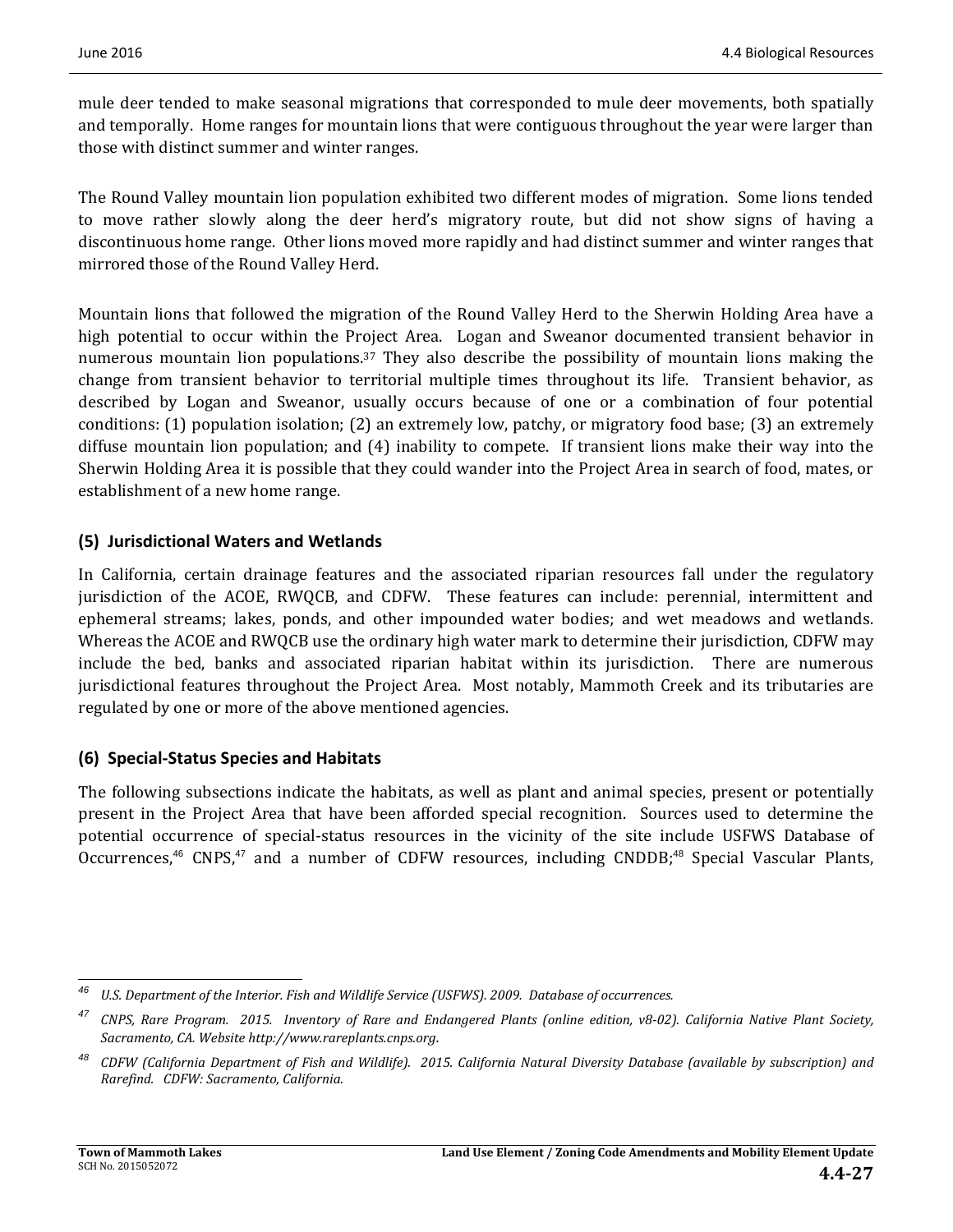mule deer tended to make seasonal migrations that corresponded to mule deer movements, both spatially and temporally. Home ranges for mountain lions that were contiguous throughout the year were larger than those with distinct summer and winter ranges.

The Round Valley mountain lion population exhibited two different modes of migration. Some lions tended to move rather slowly along the deer herd's migratory route, but did not show signs of having a discontinuous home range. Other lions moved more rapidly and had distinct summer and winter ranges that mirrored those of the Round Valley Herd.

Mountain lions that followed the migration of the Round Valley Herd to the Sherwin Holding Area have a high potential to occur within the Project Area. Logan and Sweanor documented transient behavior in numerous mountain lion populations.[37] They also describe the possibility of mountain lions making the change from transient behavior to territorial multiple times throughout its life. Transient behavior, as described by Logan and Sweanor, usually occurs because of one or a combination of four potential conditions: (1) population isolation; (2) an extremely low, patchy, or migratory food base; (3) an extremely diffuse mountain lion population; and (4) inability to compete. If transient lions make their way into the Sherwin Holding Area it is possible that they could wander into the Project Area in search of food, mates, or establishment of a new home range.

### (5) Jurisdictional Waters and Wetlands

In California, certain drainage features and the associated riparian resources fall under the regulatory jurisdiction of the ACOE, RWQCB, and CDFW. These features can include: perennial, intermittent and ephemeral streams; lakes, ponds, and other impounded water bodies; and wet meadows and wetlands. Whereas the ACOE and RWQCB use the ordinary high water mark to determine their jurisdiction, CDFW may include the bed, banks and associated riparian habitat within its jurisdiction. There are numerous jurisdictional features throughout the Project Area. Most notably, Mammoth Creek and its tributaries are regulated by one or more of the above mentioned agencies.

### (6) Special-Status Species and Habitats

The following subsections indicate the habitats, as well as plant and animal species, present or potentially present in the Project Area that have been afforded special recognition. Sources used to determine the potential occurrence of special-status resources in the vicinity of the site include USFWS Database of Occurrences,[46] CNPS,[47] and a number of CDFW resources, including CNDDB;[48] Special Vascular Plants,

---

[46] *U.S. Department of the Interior. Fish and Wildlife Service (USFWS). 2009. Database of occurrences.*

[47] *CNPS, Rare Program. 2015. Inventory of Rare and Endangered Plants (online edition, v8-02). California Native Plant Society, Sacramento, CA. Website http://www.rareplants.cnps.org.*

[48] *CDFW (California Department of Fish and Wildlife). 2015. California Natural Diversity Database (available by subscription) and Rarefind. CDFW: Sacramento, California.*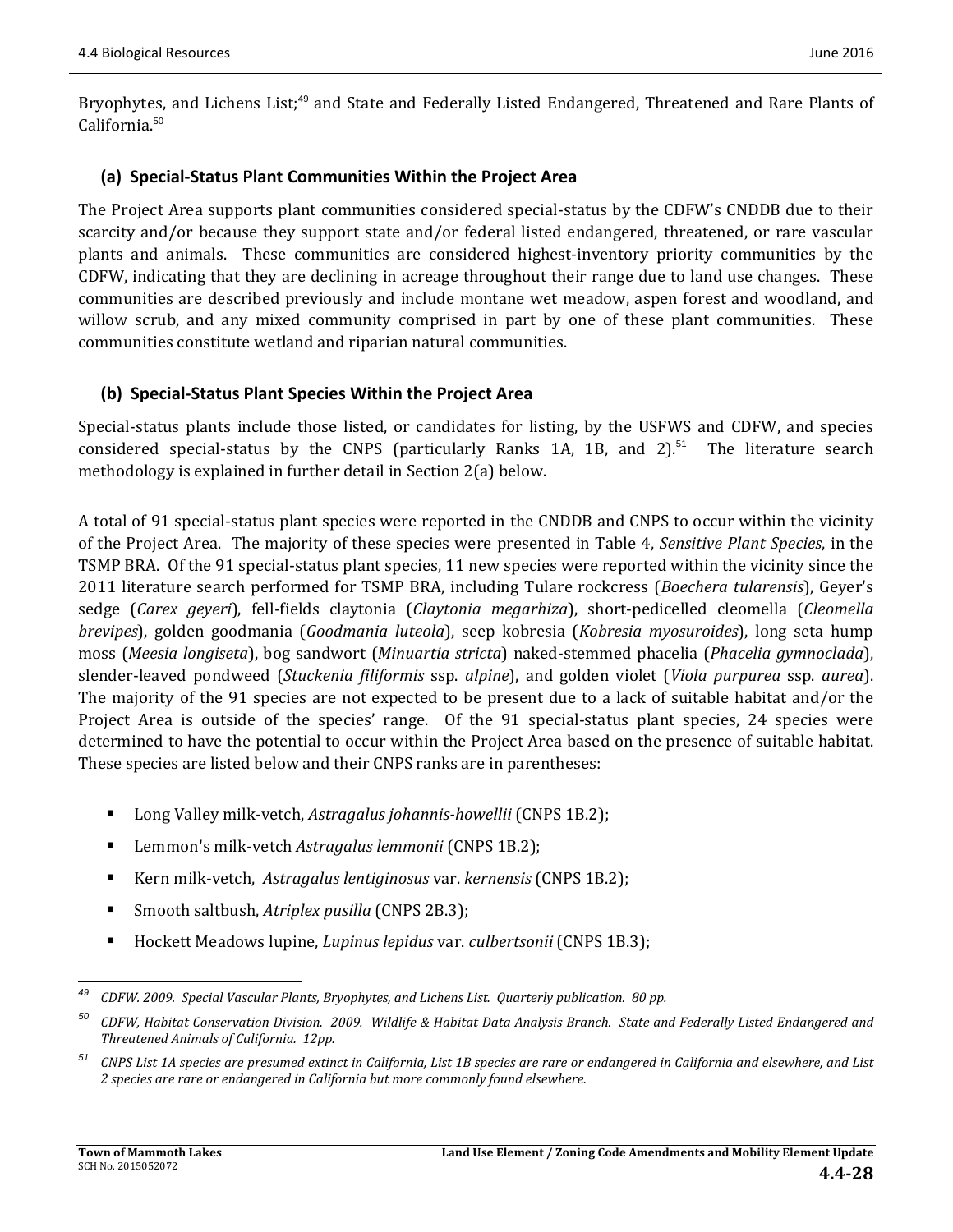Bryophytes, and Lichens List;[49] and State and Federally Listed Endangered, Threatened and Rare Plants of California.[50]

### (a) Special-Status Plant Communities Within the Project Area

The Project Area supports plant communities considered special-status by the CDFW's CNDDB due to their scarcity and/or because they support state and/or federal listed endangered, threatened, or rare vascular plants and animals. These communities are considered highest-inventory priority communities by the CDFW, indicating that they are declining in acreage throughout their range due to land use changes. These communities are described previously and include montane wet meadow, aspen forest and woodland, and willow scrub, and any mixed community comprised in part by one of these plant communities. These communities constitute wetland and riparian natural communities.

### (b) Special-Status Plant Species Within the Project Area

Special-status plants include those listed, or candidates for listing, by the USFWS and CDFW, and species considered special-status by the CNPS (particularly Ranks 1A, 1B, and 2).[51] The literature search methodology is explained in further detail in Section 2(a) below.

A total of 91 special-status plant species were reported in the CNDDB and CNPS to occur within the vicinity of the Project Area. The majority of these species were presented in Table 4, *Sensitive Plant Species*, in the TSMP BRA. Of the 91 special-status plant species, 11 new species were reported within the vicinity since the 2011 literature search performed for TSMP BRA, including Tulare rockcress (*Boechera tularensis*), Geyer's sedge (*Carex geyeri*), fell-fields claytonia (*Claytonia megarhiza*), short-pedicelled cleomella (*Cleomella brevipes*), golden goodmania (*Goodmania luteola*), seep kobresia (*Kobresia myosuroides*), long seta hump moss (*Meesia longiseta*), bog sandwort (*Minuartia stricta*) naked-stemmed phacelia (*Phacelia gymnoclada*), slender-leaved pondweed (*Stuckenia filiformis* ssp. *alpine*), and golden violet (*Viola purpurea* ssp. *aurea*). The majority of the 91 species are not expected to be present due to a lack of suitable habitat and/or the Project Area is outside of the species' range. Of the 91 special-status plant species, 24 species were determined to have the potential to occur within the Project Area based on the presence of suitable habitat. These species are listed below and their CNPS ranks are in parentheses:

- Long Valley milk-vetch, *Astragalus johannis-howellii* (CNPS 1B.2);
- Lemmon's milk-vetch *Astragalus lemmonii* (CNPS 1B.2);
- Kern milk-vetch, *Astragalus lentiginosus* var. *kernensis* (CNPS 1B.2);
- Smooth saltbush, *Atriplex pusilla* (CNPS 2B.3);
- Hockett Meadows lupine, *Lupinus lepidus* var. *culbertsonii* (CNPS 1B.3);

---

[49] *CDFW. 2009. Special Vascular Plants, Bryophytes, and Lichens List. Quarterly publication. 80 pp.*

[50] *CDFW, Habitat Conservation Division. 2009. Wildlife & Habitat Data Analysis Branch. State and Federally Listed Endangered and Threatened Animals of California. 12pp.*

[51] *CNPS List 1A species are presumed extinct in California, List 1B species are rare or endangered in California and elsewhere, and List 2 species are rare or endangered in California but more commonly found elsewhere.*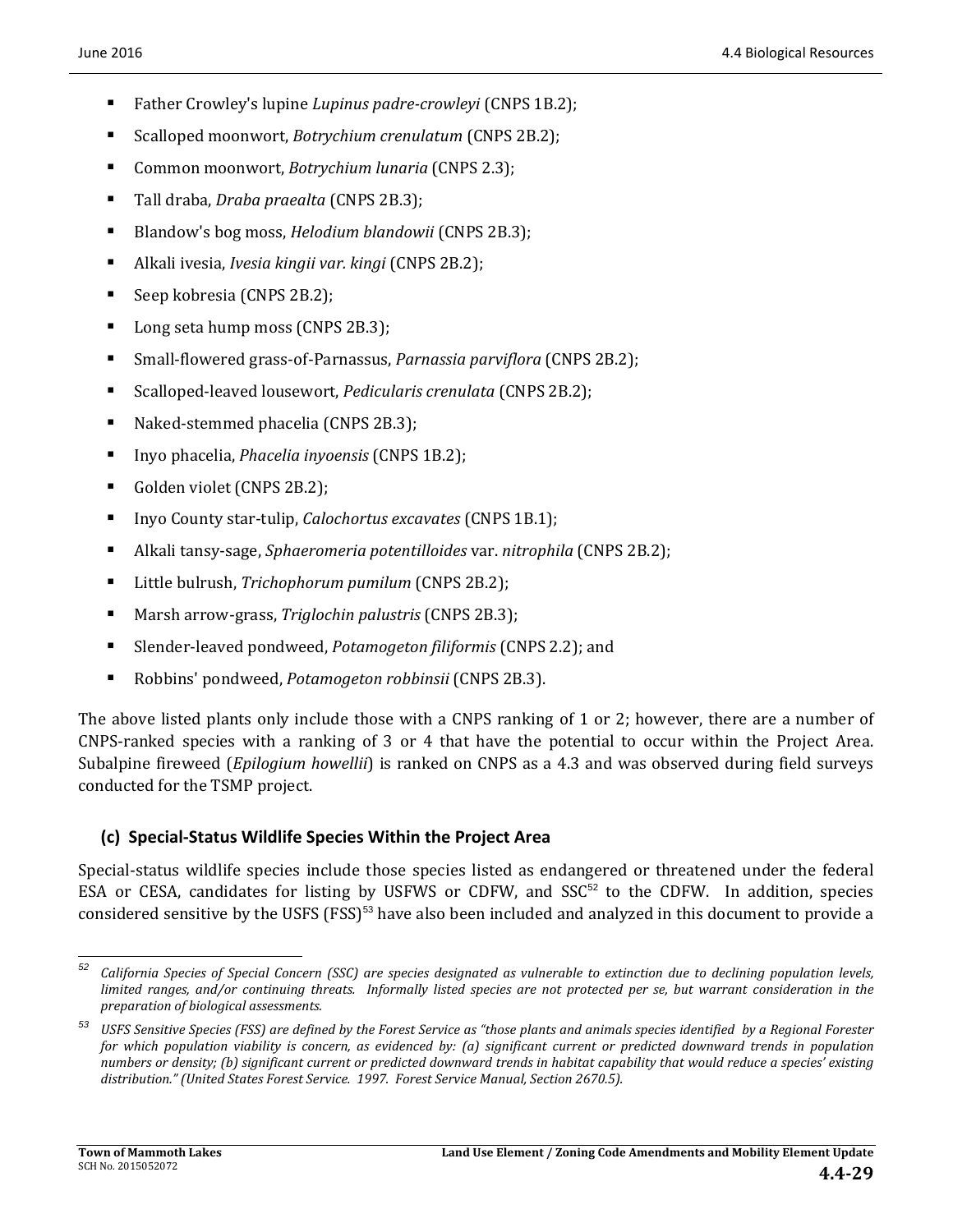- Father Crowley's lupine *Lupinus padre-crowleyi* (CNPS 1B.2);
- Scalloped moonwort, *Botrychium crenulatum* (CNPS 2B.2);
- Common moonwort, *Botrychium lunaria* (CNPS 2.3);
- Tall draba, *Draba praealta* (CNPS 2B.3);
- Blandow's bog moss, *Helodium blandowii* (CNPS 2B.3);
- Alkali ivesia, *Ivesia kingii var. kingi* (CNPS 2B.2);
- Seep kobresia (CNPS 2B.2);
- Long seta hump moss (CNPS 2B.3);
- Small-flowered grass-of-Parnassus, *Parnassia parviflora* (CNPS 2B.2);
- Scalloped-leaved lousewort, *Pedicularis crenulata* (CNPS 2B.2);
- Naked-stemmed phacelia (CNPS 2B.3);
- Inyo phacelia, *Phacelia inyoensis* (CNPS 1B.2);
- Golden violet (CNPS 2B.2);
- Inyo County star-tulip, *Calochortus excavates* (CNPS 1B.1);
- Alkali tansy-sage, *Sphaeromeria potentilloides* var. *nitrophila* (CNPS 2B.2);
- Little bulrush, *Trichophorum pumilum* (CNPS 2B.2);
- Marsh arrow-grass, *Triglochin palustris* (CNPS 2B.3);
- Slender-leaved pondweed, *Potamogeton filiformis* (CNPS 2.2); and
- Robbins' pondweed, *Potamogeton robbinsii* (CNPS 2B.3).

The above listed plants only include those with a CNPS ranking of 1 or 2; however, there are a number of CNPS-ranked species with a ranking of 3 or 4 that have the potential to occur within the Project Area. Subalpine fireweed (*Epilogium howellii*) is ranked on CNPS as a 4.3 and was observed during field surveys conducted for the TSMP project.

### (c) Special-Status Wildlife Species Within the Project Area

Special-status wildlife species include those species listed as endangered or threatened under the federal ESA or CESA, candidates for listing by USFWS or CDFW, and SSC[52] to the CDFW. In addition, species considered sensitive by the USFS (FSS)[53] have also been included and analyzed in this document to provide a

---

[52] *California Species of Special Concern (SSC) are species designated as vulnerable to extinction due to declining population levels, limited ranges, and/or continuing threats. Informally listed species are not protected per se, but warrant consideration in the preparation of biological assessments.*

[53] *USFS Sensitive Species (FSS) are defined by the Forest Service as "those plants and animals species identified by a Regional Forester for which population viability is concern, as evidenced by: (a) significant current or predicted downward trends in population numbers or density; (b) significant current or predicted downward trends in habitat capability that would reduce a species' existing distribution." (United States Forest Service. 1997. Forest Service Manual, Section 2670.5).*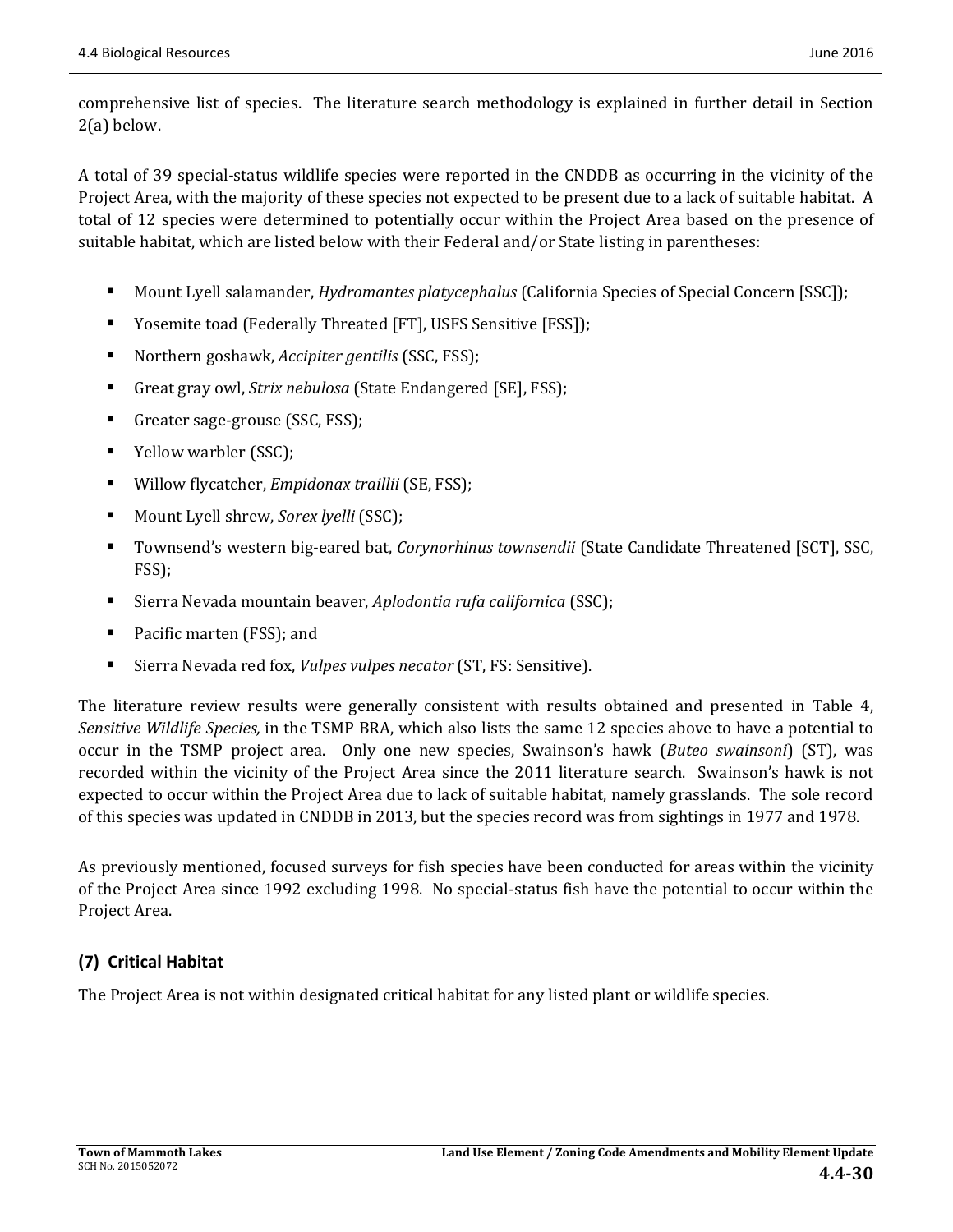comprehensive list of species. The literature search methodology is explained in further detail in Section 2(a) below.

A total of 39 special-status wildlife species were reported in the CNDDB as occurring in the vicinity of the Project Area, with the majority of these species not expected to be present due to a lack of suitable habitat. A total of 12 species were determined to potentially occur within the Project Area based on the presence of suitable habitat, which are listed below with their Federal and/or State listing in parentheses:

- Mount Lyell salamander, *Hydromantes platycephalus* (California Species of Special Concern [SSC]);
- Yosemite toad (Federally Threated [FT], USFS Sensitive [FSS]);
- Northern goshawk, *Accipiter gentilis* (SSC, FSS);
- Great gray owl, *Strix nebulosa* (State Endangered [SE], FSS);
- Greater sage-grouse (SSC, FSS);
- Yellow warbler (SSC);
- Willow flycatcher, *Empidonax traillii* (SE, FSS);
- Mount Lyell shrew, *Sorex lyelli* (SSC);
- Townsend's western big-eared bat, *Corynorhinus townsendii* (State Candidate Threatened [SCT], SSC, FSS);
- Sierra Nevada mountain beaver, *Aplodontia rufa californica* (SSC);
- Pacific marten (FSS); and
- Sierra Nevada red fox, *Vulpes vulpes necator* (ST, FS: Sensitive).

The literature review results were generally consistent with results obtained and presented in Table 4, *Sensitive Wildlife Species,* in the TSMP BRA, which also lists the same 12 species above to have a potential to occur in the TSMP project area. Only one new species, Swainson's hawk (*Buteo swainsoni*) (ST), was recorded within the vicinity of the Project Area since the 2011 literature search. Swainson's hawk is not expected to occur within the Project Area due to lack of suitable habitat, namely grasslands. The sole record of this species was updated in CNDDB in 2013, but the species record was from sightings in 1977 and 1978.

As previously mentioned, focused surveys for fish species have been conducted for areas within the vicinity of the Project Area since 1992 excluding 1998. No special-status fish have the potential to occur within the Project Area.

## (7) Critical Habitat

The Project Area is not within designated critical habitat for any listed plant or wildlife species.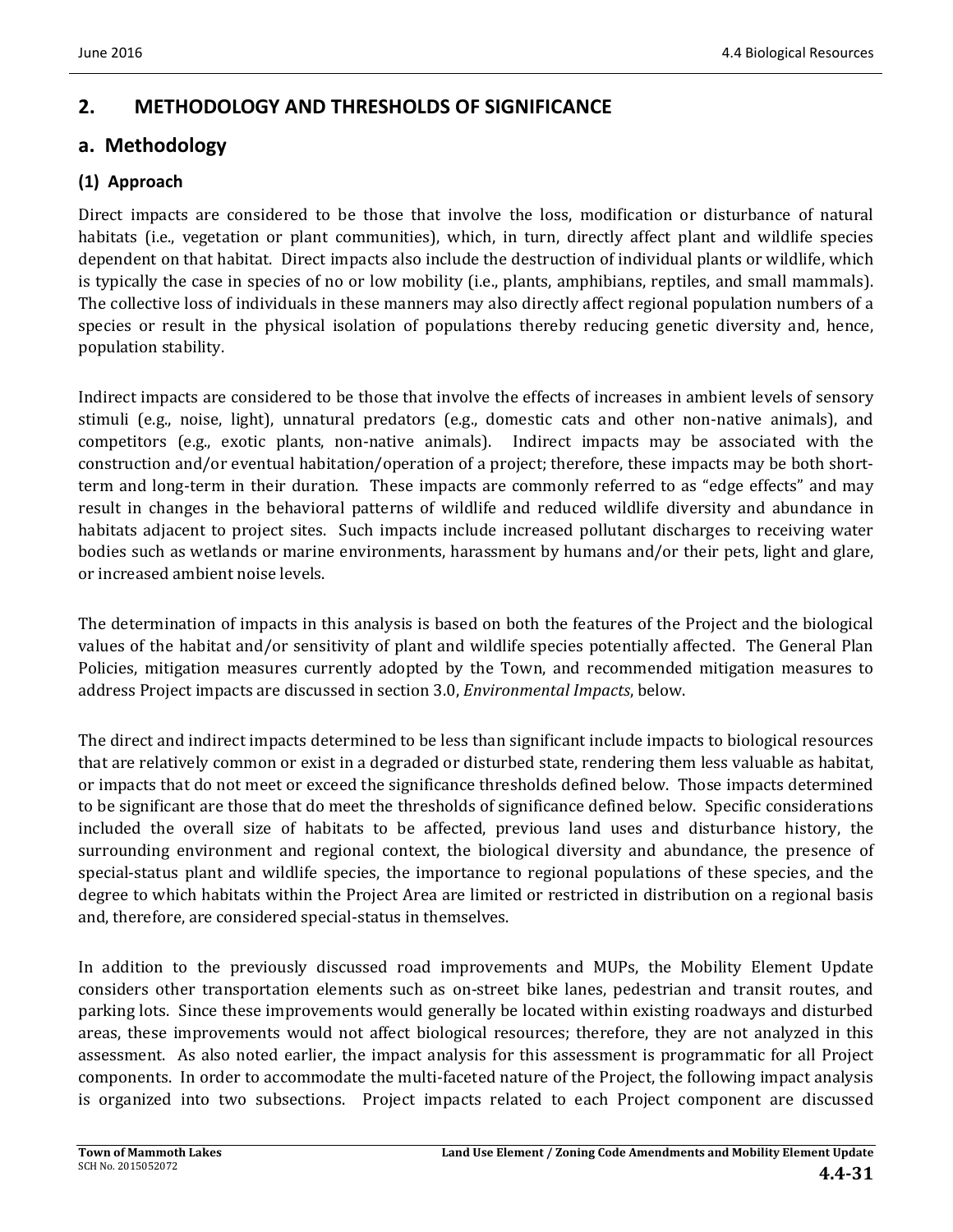## 2. METHODOLOGY AND THRESHOLDS OF SIGNIFICANCE

## a. Methodology

### (1) Approach

Direct impacts are considered to be those that involve the loss, modification or disturbance of natural habitats (i.e., vegetation or plant communities), which, in turn, directly affect plant and wildlife species dependent on that habitat. Direct impacts also include the destruction of individual plants or wildlife, which is typically the case in species of no or low mobility (i.e., plants, amphibians, reptiles, and small mammals). The collective loss of individuals in these manners may also directly affect regional population numbers of a species or result in the physical isolation of populations thereby reducing genetic diversity and, hence, population stability.

Indirect impacts are considered to be those that involve the effects of increases in ambient levels of sensory stimuli (e.g., noise, light), unnatural predators (e.g., domestic cats and other non-native animals), and competitors (e.g., exotic plants, non-native animals). Indirect impacts may be associated with the construction and/or eventual habitation/operation of a project; therefore, these impacts may be both short-term and long-term in their duration. These impacts are commonly referred to as "edge effects" and may result in changes in the behavioral patterns of wildlife and reduced wildlife diversity and abundance in habitats adjacent to project sites. Such impacts include increased pollutant discharges to receiving water bodies such as wetlands or marine environments, harassment by humans and/or their pets, light and glare, or increased ambient noise levels.

The determination of impacts in this analysis is based on both the features of the Project and the biological values of the habitat and/or sensitivity of plant and wildlife species potentially affected. The General Plan Policies, mitigation measures currently adopted by the Town, and recommended mitigation measures to address Project impacts are discussed in section 3.0, *Environmental Impacts*, below.

The direct and indirect impacts determined to be less than significant include impacts to biological resources that are relatively common or exist in a degraded or disturbed state, rendering them less valuable as habitat, or impacts that do not meet or exceed the significance thresholds defined below. Those impacts determined to be significant are those that do meet the thresholds of significance defined below. Specific considerations included the overall size of habitats to be affected, previous land uses and disturbance history, the surrounding environment and regional context, the biological diversity and abundance, the presence of special-status plant and wildlife species, the importance to regional populations of these species, and the degree to which habitats within the Project Area are limited or restricted in distribution on a regional basis and, therefore, are considered special-status in themselves.

In addition to the previously discussed road improvements and MUPs, the Mobility Element Update considers other transportation elements such as on-street bike lanes, pedestrian and transit routes, and parking lots. Since these improvements would generally be located within existing roadways and disturbed areas, these improvements would not affect biological resources; therefore, they are not analyzed in this assessment. As also noted earlier, the impact analysis for this assessment is programmatic for all Project components. In order to accommodate the multi-faceted nature of the Project, the following impact analysis is organized into two subsections. Project impacts related to each Project component are discussed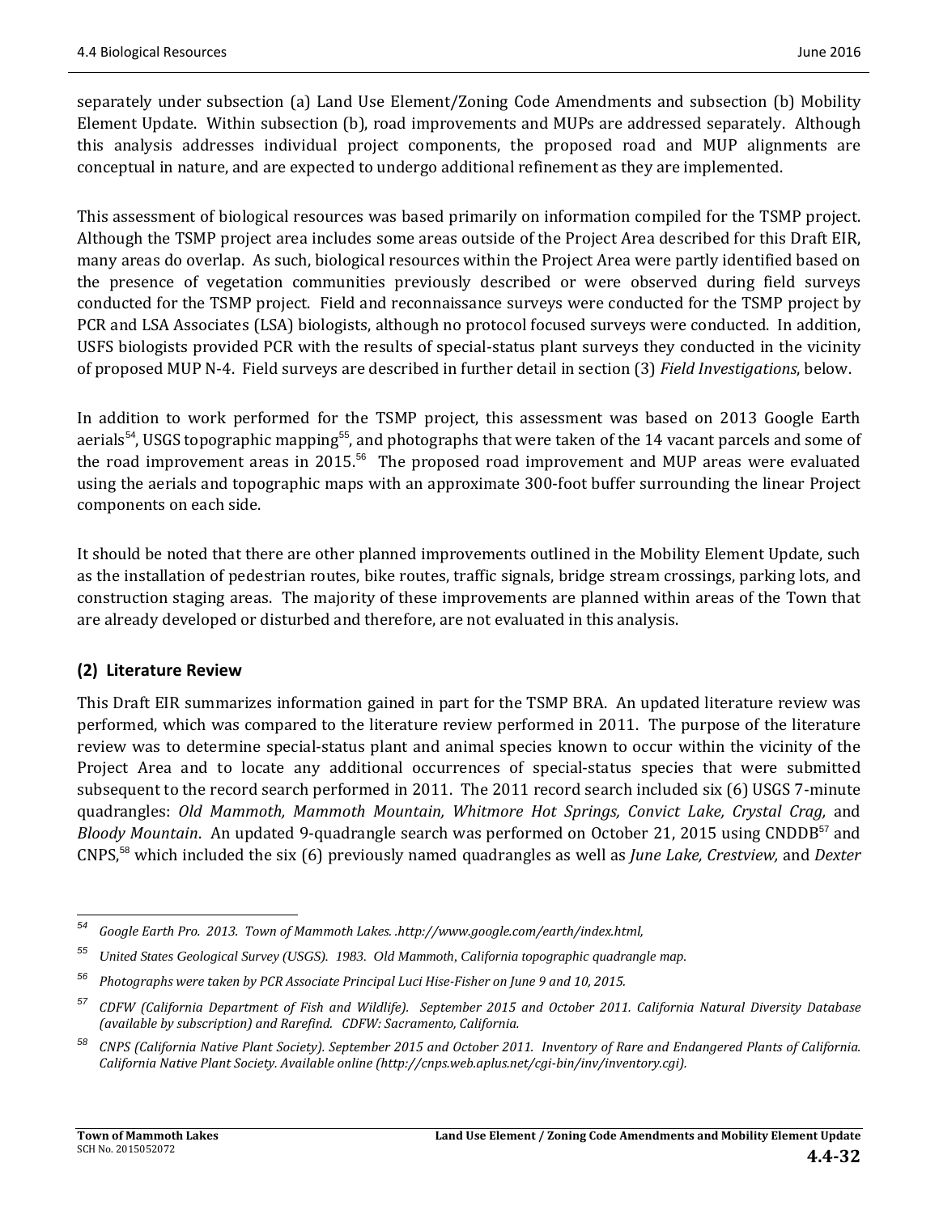separately under subsection (a) Land Use Element/Zoning Code Amendments and subsection (b) Mobility Element Update. Within subsection (b), road improvements and MUPs are addressed separately. Although this analysis addresses individual project components, the proposed road and MUP alignments are conceptual in nature, and are expected to undergo additional refinement as they are implemented.

This assessment of biological resources was based primarily on information compiled for the TSMP project. Although the TSMP project area includes some areas outside of the Project Area described for this Draft EIR, many areas do overlap. As such, biological resources within the Project Area were partly identified based on the presence of vegetation communities previously described or were observed during field surveys conducted for the TSMP project. Field and reconnaissance surveys were conducted for the TSMP project by PCR and LSA Associates (LSA) biologists, although no protocol focused surveys were conducted. In addition, USFS biologists provided PCR with the results of special-status plant surveys they conducted in the vicinity of proposed MUP N-4. Field surveys are described in further detail in section (3) *Field Investigations*, below.

In addition to work performed for the TSMP project, this assessment was based on 2013 Google Earth aerials[54], USGS topographic mapping[55], and photographs that were taken of the 14 vacant parcels and some of the road improvement areas in 2015.[56] The proposed road improvement and MUP areas were evaluated using the aerials and topographic maps with an approximate 300-foot buffer surrounding the linear Project components on each side.

It should be noted that there are other planned improvements outlined in the Mobility Element Update, such as the installation of pedestrian routes, bike routes, traffic signals, bridge stream crossings, parking lots, and construction staging areas. The majority of these improvements are planned within areas of the Town that are already developed or disturbed and therefore, are not evaluated in this analysis.

## (2) Literature Review

This Draft EIR summarizes information gained in part for the TSMP BRA. An updated literature review was performed, which was compared to the literature review performed in 2011. The purpose of the literature review was to determine special-status plant and animal species known to occur within the vicinity of the Project Area and to locate any additional occurrences of special-status species that were submitted subsequent to the record search performed in 2011. The 2011 record search included six (6) USGS 7-minute quadrangles: *Old Mammoth, Mammoth Mountain, Whitmore Hot Springs, Convict Lake, Crystal Crag,* and *Bloody Mountain*. An updated 9-quadrangle search was performed on October 21, 2015 using CNDDB[57] and CNPS,[58] which included the six (6) previously named quadrangles as well as *June Lake, Crestview,* and *Dexter*

---

[54] *Google Earth Pro. 2013. Town of Mammoth Lakes. .http://www.google.com/earth/index.html,*

[55] *United States Geological Survey (USGS). 1983. Old Mammoth, California topographic quadrangle map.*

[56] *Photographs were taken by PCR Associate Principal Luci Hise-Fisher on June 9 and 10, 2015.*

[57] *CDFW (California Department of Fish and Wildlife). September 2015 and October 2011. California Natural Diversity Database (available by subscription) and Rarefind. CDFW: Sacramento, California.*

[58] *CNPS (California Native Plant Society). September 2015 and October 2011. Inventory of Rare and Endangered Plants of California. California Native Plant Society. Available online (http://cnps.web.aplus.net/cgi-bin/inv/inventory.cgi).*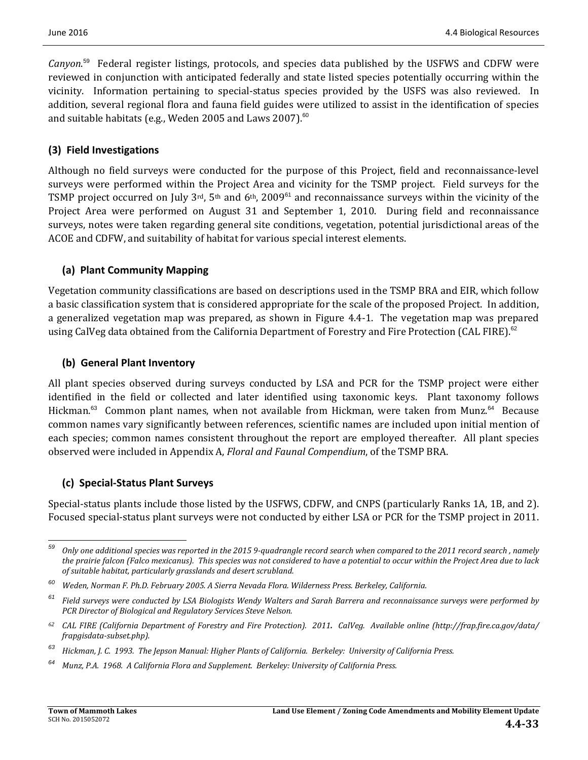*Canyon*.[59] Federal register listings, protocols, and species data published by the USFWS and CDFW were reviewed in conjunction with anticipated federally and state listed species potentially occurring within the vicinity. Information pertaining to special-status species provided by the USFS was also reviewed. In addition, several regional flora and fauna field guides were utilized to assist in the identification of species and suitable habitats (e.g., Weden 2005 and Laws 2007).[60]

### (3) Field Investigations

Although no field surveys were conducted for the purpose of this Project, field and reconnaissance-level surveys were performed within the Project Area and vicinity for the TSMP project. Field surveys for the TSMP project occurred on July 3rd, 5th and 6th, 2009[61] and reconnaissance surveys within the vicinity of the Project Area were performed on August 31 and September 1, 2010. During field and reconnaissance surveys, notes were taken regarding general site conditions, vegetation, potential jurisdictional areas of the ACOE and CDFW, and suitability of habitat for various special interest elements.

#### (a) Plant Community Mapping

Vegetation community classifications are based on descriptions used in the TSMP BRA and EIR, which follow a basic classification system that is considered appropriate for the scale of the proposed Project. In addition, a generalized vegetation map was prepared, as shown in Figure 4.4-1. The vegetation map was prepared using CalVeg data obtained from the California Department of Forestry and Fire Protection (CAL FIRE).[62]

#### (b) General Plant Inventory

All plant species observed during surveys conducted by LSA and PCR for the TSMP project were either identified in the field or collected and later identified using taxonomic keys. Plant taxonomy follows Hickman.[63] Common plant names, when not available from Hickman, were taken from Munz.[64] Because common names vary significantly between references, scientific names are included upon initial mention of each species; common names consistent throughout the report are employed thereafter. All plant species observed were included in Appendix A, *Floral and Faunal Compendium*, of the TSMP BRA.

#### (c) Special-Status Plant Surveys

Special-status plants include those listed by the USFWS, CDFW, and CNPS (particularly Ranks 1A, 1B, and 2). Focused special-status plant surveys were not conducted by either LSA or PCR for the TSMP project in 2011.

---

[59] *Only one additional species was reported in the 2015 9-quadrangle record search when compared to the 2011 record search , namely the prairie falcon (Falco mexicanus). This species was not considered to have a potential to occur within the Project Area due to lack of suitable habitat, particularly grasslands and desert scrubland.*

[60] *Weden, Norman F. Ph.D. February 2005. A Sierra Nevada Flora. Wilderness Press. Berkeley, California.*

[61] *Field surveys were conducted by LSA Biologists Wendy Walters and Sarah Barrera and reconnaissance surveys were performed by PCR Director of Biological and Regulatory Services Steve Nelson.*

[62] *CAL FIRE (California Department of Forestry and Fire Protection). 2011. CalVeg. Available online (http://frap.fire.ca.gov/data/frapgisdata-subset.php).*

[63] *Hickman, J. C. 1993. The Jepson Manual: Higher Plants of California. Berkeley: University of California Press.*

[64] *Munz, P.A. 1968. A California Flora and Supplement. Berkeley: University of California Press.*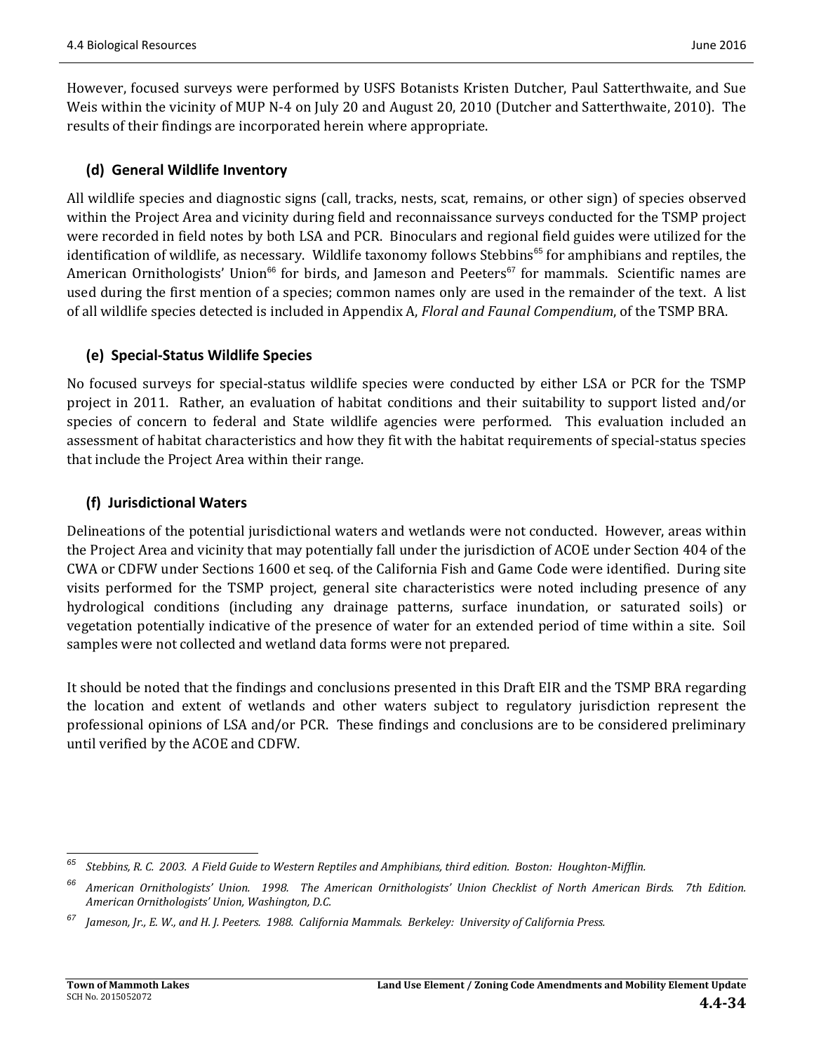However, focused surveys were performed by USFS Botanists Kristen Dutcher, Paul Satterthwaite, and Sue Weis within the vicinity of MUP N-4 on July 20 and August 20, 2010 (Dutcher and Satterthwaite, 2010). The results of their findings are incorporated herein where appropriate.

### (d) General Wildlife Inventory

All wildlife species and diagnostic signs (call, tracks, nests, scat, remains, or other sign) of species observed within the Project Area and vicinity during field and reconnaissance surveys conducted for the TSMP project were recorded in field notes by both LSA and PCR. Binoculars and regional field guides were utilized for the identification of wildlife, as necessary. Wildlife taxonomy follows Stebbins[65] for amphibians and reptiles, the American Ornithologists' Union[66] for birds, and Jameson and Peeters[67] for mammals. Scientific names are used during the first mention of a species; common names only are used in the remainder of the text. A list of all wildlife species detected is included in Appendix A, *Floral and Faunal Compendium*, of the TSMP BRA.

### (e) Special-Status Wildlife Species

No focused surveys for special-status wildlife species were conducted by either LSA or PCR for the TSMP project in 2011. Rather, an evaluation of habitat conditions and their suitability to support listed and/or species of concern to federal and State wildlife agencies were performed. This evaluation included an assessment of habitat characteristics and how they fit with the habitat requirements of special-status species that include the Project Area within their range.

### (f) Jurisdictional Waters

Delineations of the potential jurisdictional waters and wetlands were not conducted. However, areas within the Project Area and vicinity that may potentially fall under the jurisdiction of ACOE under Section 404 of the CWA or CDFW under Sections 1600 et seq. of the California Fish and Game Code were identified. During site visits performed for the TSMP project, general site characteristics were noted including presence of any hydrological conditions (including any drainage patterns, surface inundation, or saturated soils) or vegetation potentially indicative of the presence of water for an extended period of time within a site. Soil samples were not collected and wetland data forms were not prepared.

It should be noted that the findings and conclusions presented in this Draft EIR and the TSMP BRA regarding the location and extent of wetlands and other waters subject to regulatory jurisdiction represent the professional opinions of LSA and/or PCR. These findings and conclusions are to be considered preliminary until verified by the ACOE and CDFW.

---

[65] *Stebbins, R. C. 2003. A Field Guide to Western Reptiles and Amphibians, third edition. Boston: Houghton-Mifflin.*

[66] *American Ornithologists' Union. 1998. The American Ornithologists' Union Checklist of North American Birds. 7th Edition. American Ornithologists' Union, Washington, D.C.*

[67] *Jameson, Jr., E. W., and H. J. Peeters. 1988. California Mammals. Berkeley: University of California Press.*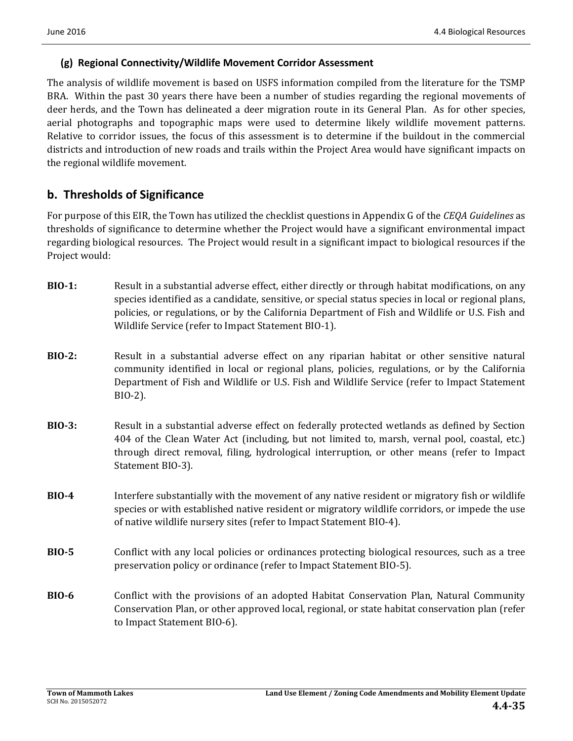#### (g) Regional Connectivity/Wildlife Movement Corridor Assessment

The analysis of wildlife movement is based on USFS information compiled from the literature for the TSMP BRA. Within the past 30 years there have been a number of studies regarding the regional movements of deer herds, and the Town has delineated a deer migration route in its General Plan. As for other species, aerial photographs and topographic maps were used to determine likely wildlife movement patterns. Relative to corridor issues, the focus of this assessment is to determine if the buildout in the commercial districts and introduction of new roads and trails within the Project Area would have significant impacts on the regional wildlife movement.

## b. Thresholds of Significance

For purpose of this EIR, the Town has utilized the checklist questions in Appendix G of the *CEQA Guidelines* as thresholds of significance to determine whether the Project would have a significant environmental impact regarding biological resources. The Project would result in a significant impact to biological resources if the Project would:

**BIO-1:** Result in a substantial adverse effect, either directly or through habitat modifications, on any species identified as a candidate, sensitive, or special status species in local or regional plans, policies, or regulations, or by the California Department of Fish and Wildlife or U.S. Fish and Wildlife Service (refer to Impact Statement BIO-1).

**BIO-2:** Result in a substantial adverse effect on any riparian habitat or other sensitive natural community identified in local or regional plans, policies, regulations, or by the California Department of Fish and Wildlife or U.S. Fish and Wildlife Service (refer to Impact Statement BIO-2).

**BIO-3:** Result in a substantial adverse effect on federally protected wetlands as defined by Section 404 of the Clean Water Act (including, but not limited to, marsh, vernal pool, coastal, etc.) through direct removal, filing, hydrological interruption, or other means (refer to Impact Statement BIO-3).

**BIO-4** Interfere substantially with the movement of any native resident or migratory fish or wildlife species or with established native resident or migratory wildlife corridors, or impede the use of native wildlife nursery sites (refer to Impact Statement BIO-4).

**BIO-5** Conflict with any local policies or ordinances protecting biological resources, such as a tree preservation policy or ordinance (refer to Impact Statement BIO-5).

**BIO-6** Conflict with the provisions of an adopted Habitat Conservation Plan, Natural Community Conservation Plan, or other approved local, regional, or state habitat conservation plan (refer to Impact Statement BIO-6).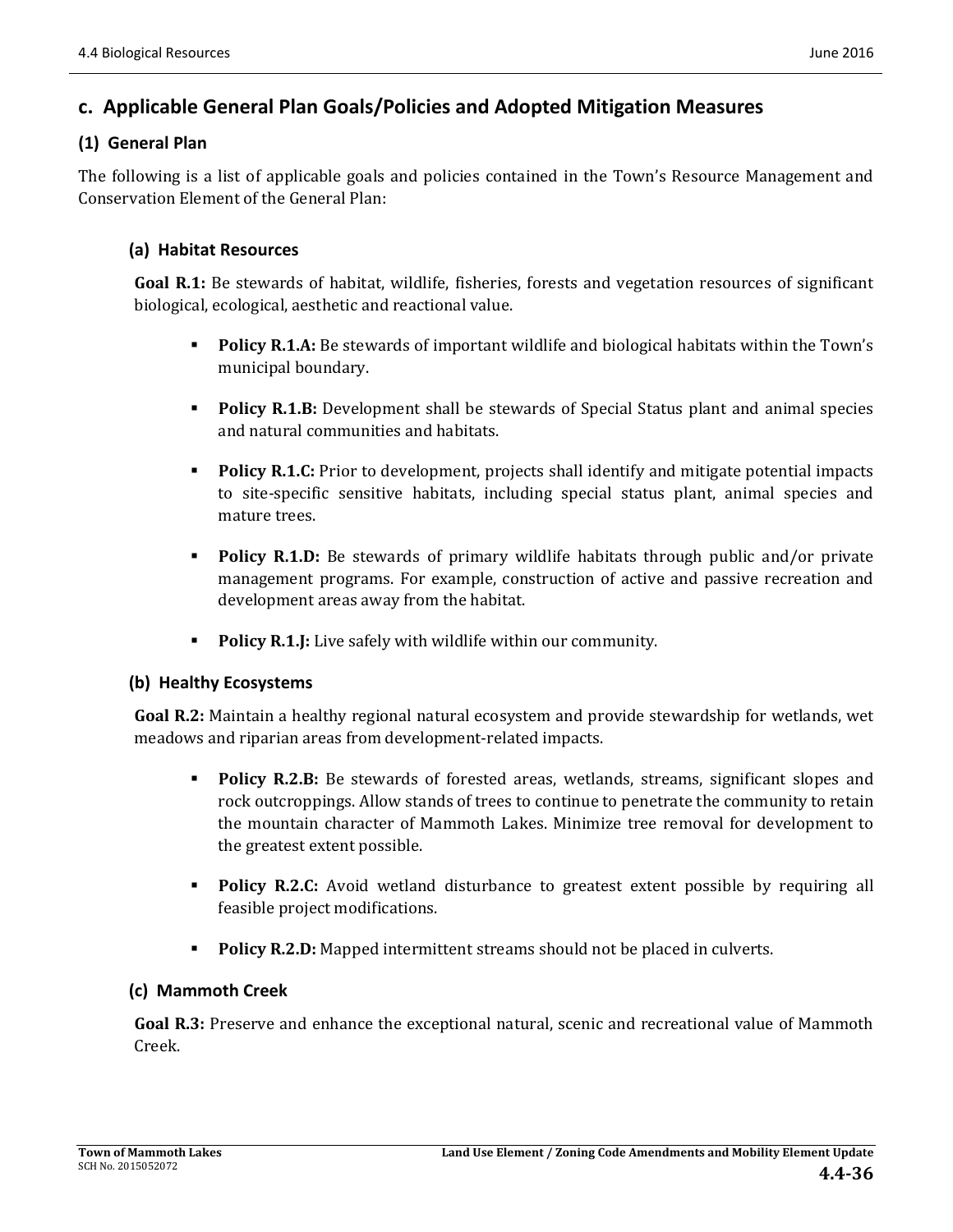## c. Applicable General Plan Goals/Policies and Adopted Mitigation Measures

### (1) General Plan

The following is a list of applicable goals and policies contained in the Town's Resource Management and Conservation Element of the General Plan:

#### (a) Habitat Resources

**Goal R.1:** Be stewards of habitat, wildlife, fisheries, forests and vegetation resources of significant biological, ecological, aesthetic and reactional value.

- **Policy R.1.A:** Be stewards of important wildlife and biological habitats within the Town's municipal boundary.
- **Policy R.1.B:** Development shall be stewards of Special Status plant and animal species and natural communities and habitats.
- **Policy R.1.C:** Prior to development, projects shall identify and mitigate potential impacts to site-specific sensitive habitats, including special status plant, animal species and mature trees.
- **Policy R.1.D:** Be stewards of primary wildlife habitats through public and/or private management programs. For example, construction of active and passive recreation and development areas away from the habitat.
- **Policy R.1.J:** Live safely with wildlife within our community.

#### (b) Healthy Ecosystems

**Goal R.2:** Maintain a healthy regional natural ecosystem and provide stewardship for wetlands, wet meadows and riparian areas from development-related impacts.

- **Policy R.2.B:** Be stewards of forested areas, wetlands, streams, significant slopes and rock outcroppings. Allow stands of trees to continue to penetrate the community to retain the mountain character of Mammoth Lakes. Minimize tree removal for development to the greatest extent possible.
- **Policy R.2.C:** Avoid wetland disturbance to greatest extent possible by requiring all feasible project modifications.
- **Policy R.2.D:** Mapped intermittent streams should not be placed in culverts.

#### (c) Mammoth Creek

**Goal R.3:** Preserve and enhance the exceptional natural, scenic and recreational value of Mammoth Creek.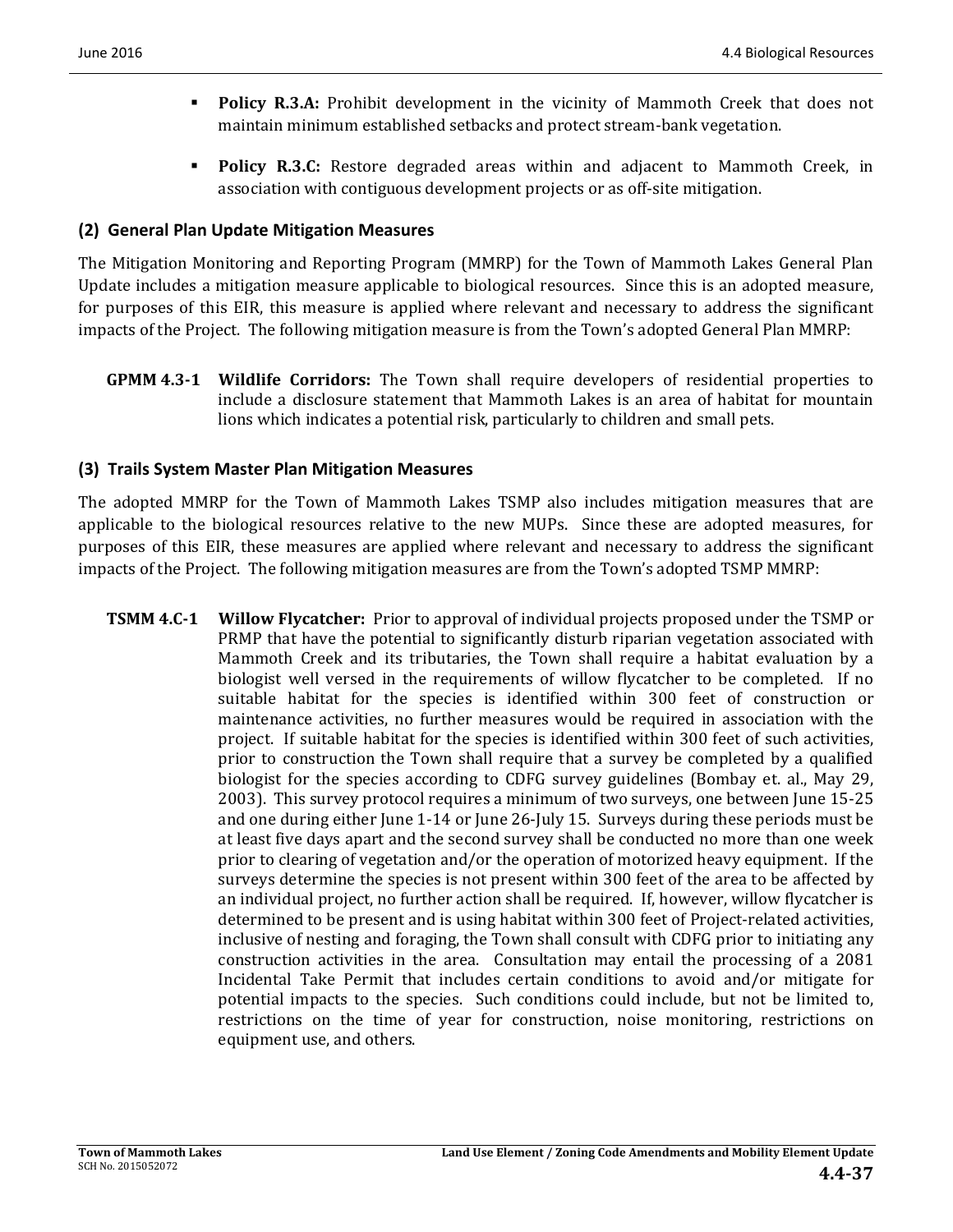- **Policy R.3.A:** Prohibit development in the vicinity of Mammoth Creek that does not maintain minimum established setbacks and protect stream-bank vegetation.

- **Policy R.3.C:** Restore degraded areas within and adjacent to Mammoth Creek, in association with contiguous development projects or as off-site mitigation.

### (2) General Plan Update Mitigation Measures

The Mitigation Monitoring and Reporting Program (MMRP) for the Town of Mammoth Lakes General Plan Update includes a mitigation measure applicable to biological resources. Since this is an adopted measure, for purposes of this EIR, this measure is applied where relevant and necessary to address the significant impacts of the Project. The following mitigation measure is from the Town's adopted General Plan MMRP:

**GPMM 4.3-1 Wildlife Corridors:** The Town shall require developers of residential properties to include a disclosure statement that Mammoth Lakes is an area of habitat for mountain lions which indicates a potential risk, particularly to children and small pets.

### (3) Trails System Master Plan Mitigation Measures

The adopted MMRP for the Town of Mammoth Lakes TSMP also includes mitigation measures that are applicable to the biological resources relative to the new MUPs. Since these are adopted measures, for purposes of this EIR, these measures are applied where relevant and necessary to address the significant impacts of the Project. The following mitigation measures are from the Town's adopted TSMP MMRP:

**TSMM 4.C-1 Willow Flycatcher:** Prior to approval of individual projects proposed under the TSMP or PRMP that have the potential to significantly disturb riparian vegetation associated with Mammoth Creek and its tributaries, the Town shall require a habitat evaluation by a biologist well versed in the requirements of willow flycatcher to be completed. If no suitable habitat for the species is identified within 300 feet of construction or maintenance activities, no further measures would be required in association with the project. If suitable habitat for the species is identified within 300 feet of such activities, prior to construction the Town shall require that a survey be completed by a qualified biologist for the species according to CDFG survey guidelines (Bombay et. al., May 29, 2003). This survey protocol requires a minimum of two surveys, one between June 15-25 and one during either June 1-14 or June 26-July 15. Surveys during these periods must be at least five days apart and the second survey shall be conducted no more than one week prior to clearing of vegetation and/or the operation of motorized heavy equipment. If the surveys determine the species is not present within 300 feet of the area to be affected by an individual project, no further action shall be required. If, however, willow flycatcher is determined to be present and is using habitat within 300 feet of Project-related activities, inclusive of nesting and foraging, the Town shall consult with CDFG prior to initiating any construction activities in the area. Consultation may entail the processing of a 2081 Incidental Take Permit that includes certain conditions to avoid and/or mitigate for potential impacts to the species. Such conditions could include, but not be limited to, restrictions on the time of year for construction, noise monitoring, restrictions on equipment use, and others.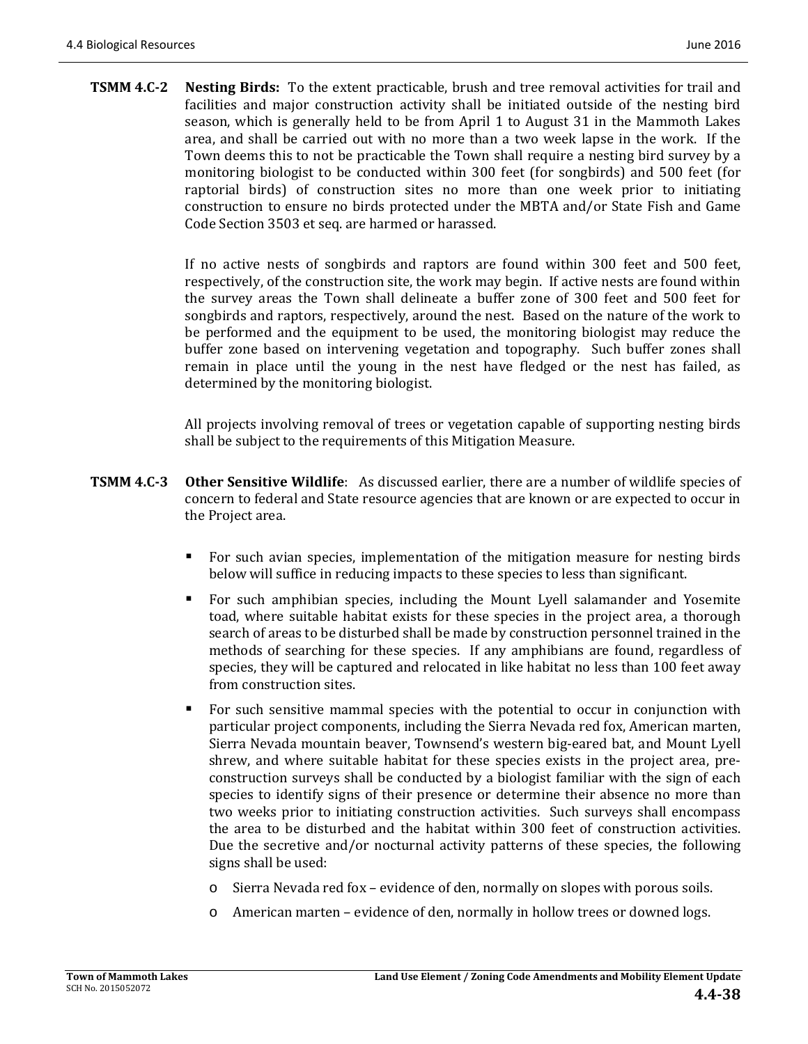**TSMM 4.C-2 Nesting Birds:** To the extent practicable, brush and tree removal activities for trail and facilities and major construction activity shall be initiated outside of the nesting bird season, which is generally held to be from April 1 to August 31 in the Mammoth Lakes area, and shall be carried out with no more than a two week lapse in the work. If the Town deems this to not be practicable the Town shall require a nesting bird survey by a monitoring biologist to be conducted within 300 feet (for songbirds) and 500 feet (for raptorial birds) of construction sites no more than one week prior to initiating construction to ensure no birds protected under the MBTA and/or State Fish and Game Code Section 3503 et seq. are harmed or harassed.

If no active nests of songbirds and raptors are found within 300 feet and 500 feet, respectively, of the construction site, the work may begin. If active nests are found within the survey areas the Town shall delineate a buffer zone of 300 feet and 500 feet for songbirds and raptors, respectively, around the nest. Based on the nature of the work to be performed and the equipment to be used, the monitoring biologist may reduce the buffer zone based on intervening vegetation and topography. Such buffer zones shall remain in place until the young in the nest have fledged or the nest has failed, as determined by the monitoring biologist.

All projects involving removal of trees or vegetation capable of supporting nesting birds shall be subject to the requirements of this Mitigation Measure.

**TSMM 4.C-3 Other Sensitive Wildlife**: As discussed earlier, there are a number of wildlife species of concern to federal and State resource agencies that are known or are expected to occur in the Project area.

- For such avian species, implementation of the mitigation measure for nesting birds below will suffice in reducing impacts to these species to less than significant.
- For such amphibian species, including the Mount Lyell salamander and Yosemite toad, where suitable habitat exists for these species in the project area, a thorough search of areas to be disturbed shall be made by construction personnel trained in the methods of searching for these species. If any amphibians are found, regardless of species, they will be captured and relocated in like habitat no less than 100 feet away from construction sites.
- For such sensitive mammal species with the potential to occur in conjunction with particular project components, including the Sierra Nevada red fox, American marten, Sierra Nevada mountain beaver, Townsend's western big-eared bat, and Mount Lyell shrew, and where suitable habitat for these species exists in the project area, pre-construction surveys shall be conducted by a biologist familiar with the sign of each species to identify signs of their presence or determine their absence no more than two weeks prior to initiating construction activities. Such surveys shall encompass the area to be disturbed and the habitat within 300 feet of construction activities. Due the secretive and/or nocturnal activity patterns of these species, the following signs shall be used:
  - Sierra Nevada red fox – evidence of den, normally on slopes with porous soils.
  - American marten – evidence of den, normally in hollow trees or downed logs.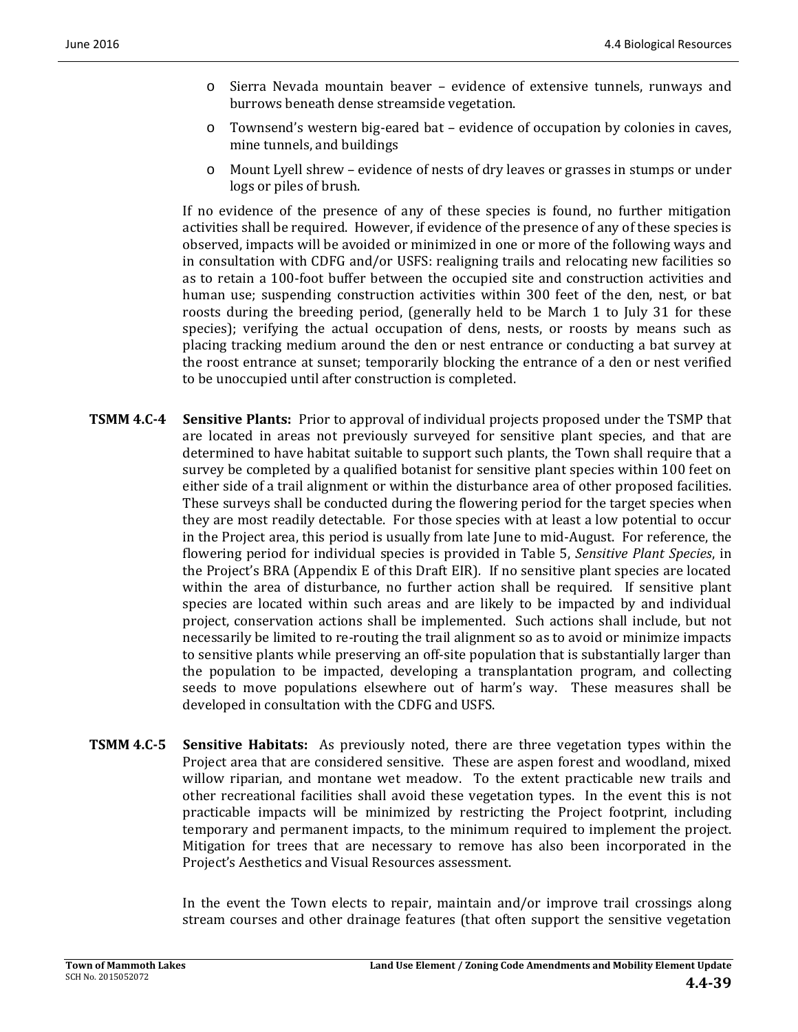- Sierra Nevada mountain beaver – evidence of extensive tunnels, runways and burrows beneath dense streamside vegetation.
- Townsend's western big-eared bat – evidence of occupation by colonies in caves, mine tunnels, and buildings
- Mount Lyell shrew – evidence of nests of dry leaves or grasses in stumps or under logs or piles of brush.

If no evidence of the presence of any of these species is found, no further mitigation activities shall be required. However, if evidence of the presence of any of these species is observed, impacts will be avoided or minimized in one or more of the following ways and in consultation with CDFG and/or USFS: realigning trails and relocating new facilities so as to retain a 100-foot buffer between the occupied site and construction activities and human use; suspending construction activities within 300 feet of the den, nest, or bat roosts during the breeding period, (generally held to be March 1 to July 31 for these species); verifying the actual occupation of dens, nests, or roosts by means such as placing tracking medium around the den or nest entrance or conducting a bat survey at the roost entrance at sunset; temporarily blocking the entrance of a den or nest verified to be unoccupied until after construction is completed.

**TSMM 4.C-4** **Sensitive Plants:** Prior to approval of individual projects proposed under the TSMP that are located in areas not previously surveyed for sensitive plant species, and that are determined to have habitat suitable to support such plants, the Town shall require that a survey be completed by a qualified botanist for sensitive plant species within 100 feet on either side of a trail alignment or within the disturbance area of other proposed facilities. These surveys shall be conducted during the flowering period for the target species when they are most readily detectable. For those species with at least a low potential to occur in the Project area, this period is usually from late June to mid-August. For reference, the flowering period for individual species is provided in Table 5, *Sensitive Plant Species*, in the Project's BRA (Appendix E of this Draft EIR). If no sensitive plant species are located within the area of disturbance, no further action shall be required. If sensitive plant species are located within such areas and are likely to be impacted by and individual project, conservation actions shall be implemented. Such actions shall include, but not necessarily be limited to re-routing the trail alignment so as to avoid or minimize impacts to sensitive plants while preserving an off-site population that is substantially larger than the population to be impacted, developing a transplantation program, and collecting seeds to move populations elsewhere out of harm's way. These measures shall be developed in consultation with the CDFG and USFS.

**TSMM 4.C-5** **Sensitive Habitats:** As previously noted, there are three vegetation types within the Project area that are considered sensitive. These are aspen forest and woodland, mixed willow riparian, and montane wet meadow. To the extent practicable new trails and other recreational facilities shall avoid these vegetation types. In the event this is not practicable impacts will be minimized by restricting the Project footprint, including temporary and permanent impacts, to the minimum required to implement the project. Mitigation for trees that are necessary to remove has also been incorporated in the Project's Aesthetics and Visual Resources assessment.

In the event the Town elects to repair, maintain and/or improve trail crossings along stream courses and other drainage features (that often support the sensitive vegetation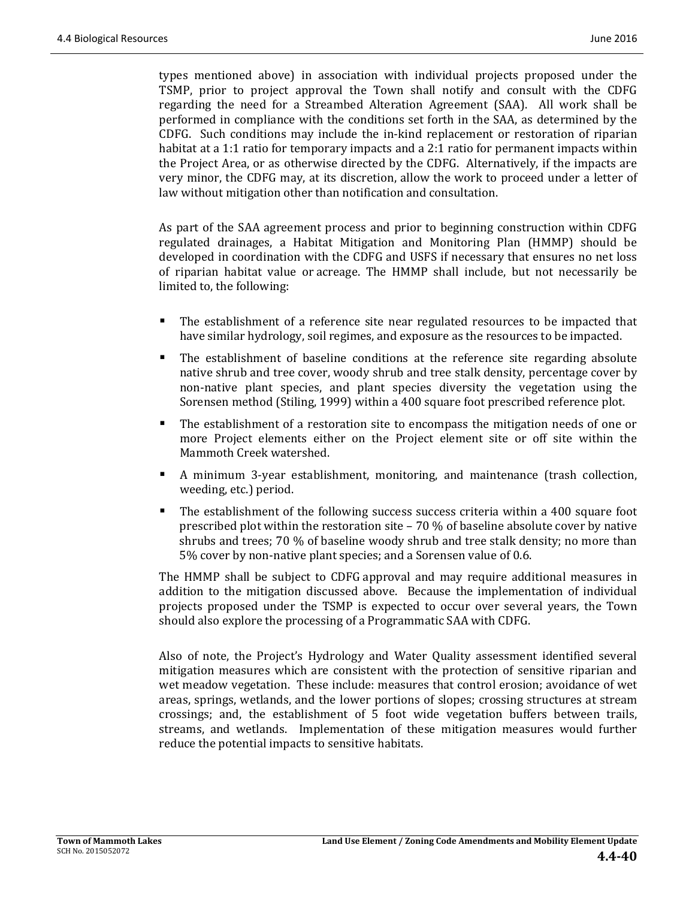types mentioned above) in association with individual projects proposed under the TSMP, prior to project approval the Town shall notify and consult with the CDFG regarding the need for a Streambed Alteration Agreement (SAA). All work shall be performed in compliance with the conditions set forth in the SAA, as determined by the CDFG. Such conditions may include the in-kind replacement or restoration of riparian habitat at a 1:1 ratio for temporary impacts and a 2:1 ratio for permanent impacts within the Project Area, or as otherwise directed by the CDFG. Alternatively, if the impacts are very minor, the CDFG may, at its discretion, allow the work to proceed under a letter of law without mitigation other than notification and consultation.

As part of the SAA agreement process and prior to beginning construction within CDFG regulated drainages, a Habitat Mitigation and Monitoring Plan (HMMP) should be developed in coordination with the CDFG and USFS if necessary that ensures no net loss of riparian habitat value or acreage. The HMMP shall include, but not necessarily be limited to, the following:

- The establishment of a reference site near regulated resources to be impacted that have similar hydrology, soil regimes, and exposure as the resources to be impacted.
- The establishment of baseline conditions at the reference site regarding absolute native shrub and tree cover, woody shrub and tree stalk density, percentage cover by non-native plant species, and plant species diversity the vegetation using the Sorensen method (Stiling, 1999) within a 400 square foot prescribed reference plot.
- The establishment of a restoration site to encompass the mitigation needs of one or more Project elements either on the Project element site or off site within the Mammoth Creek watershed.
- A minimum 3-year establishment, monitoring, and maintenance (trash collection, weeding, etc.) period.
- The establishment of the following success success criteria within a 400 square foot prescribed plot within the restoration site – 70 % of baseline absolute cover by native shrubs and trees; 70 % of baseline woody shrub and tree stalk density; no more than 5% cover by non-native plant species; and a Sorensen value of 0.6.

The HMMP shall be subject to CDFG approval and may require additional measures in addition to the mitigation discussed above. Because the implementation of individual projects proposed under the TSMP is expected to occur over several years, the Town should also explore the processing of a Programmatic SAA with CDFG.

Also of note, the Project's Hydrology and Water Quality assessment identified several mitigation measures which are consistent with the protection of sensitive riparian and wet meadow vegetation. These include: measures that control erosion; avoidance of wet areas, springs, wetlands, and the lower portions of slopes; crossing structures at stream crossings; and, the establishment of 5 foot wide vegetation buffers between trails, streams, and wetlands. Implementation of these mitigation measures would further reduce the potential impacts to sensitive habitats.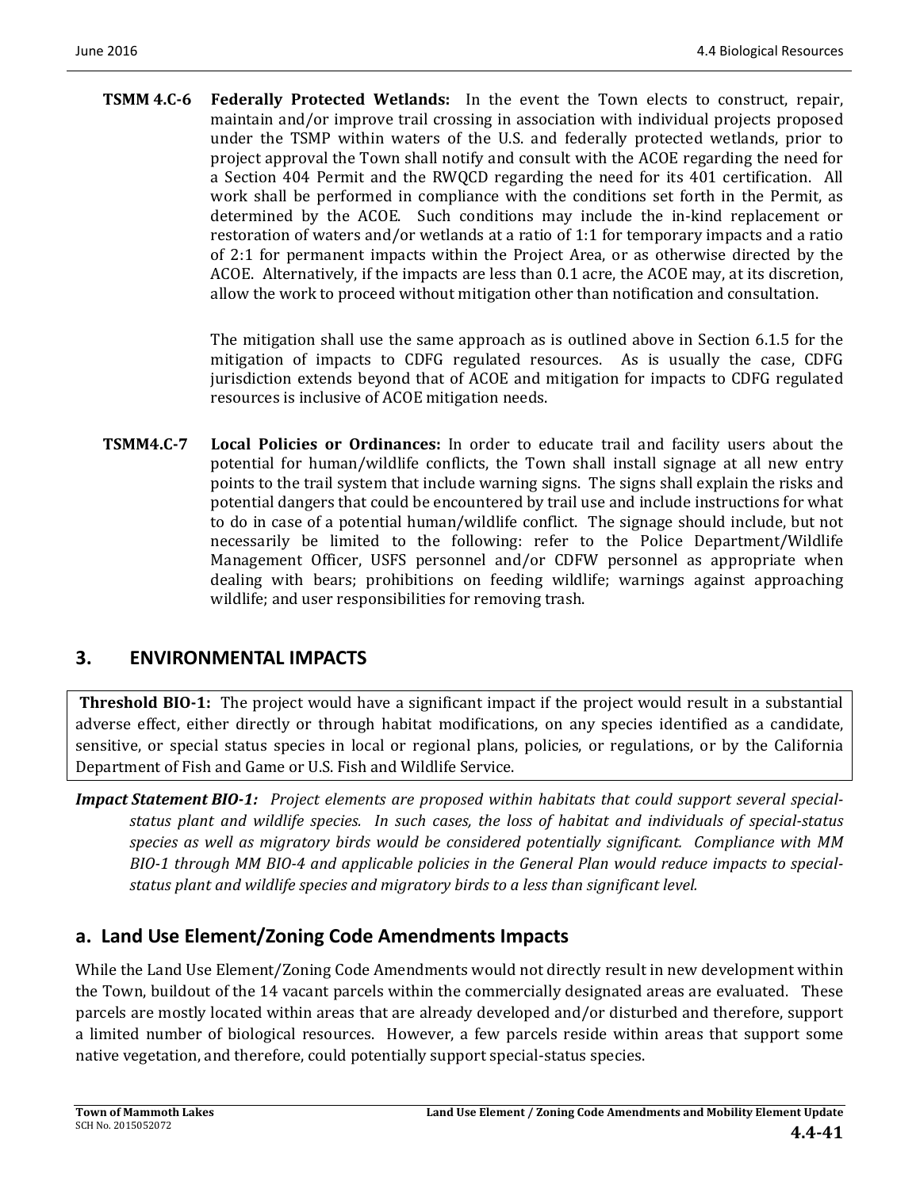**TSMM 4.C-6 Federally Protected Wetlands:** In the event the Town elects to construct, repair, maintain and/or improve trail crossing in association with individual projects proposed under the TSMP within waters of the U.S. and federally protected wetlands, prior to project approval the Town shall notify and consult with the ACOE regarding the need for a Section 404 Permit and the RWQCD regarding the need for its 401 certification. All work shall be performed in compliance with the conditions set forth in the Permit, as determined by the ACOE. Such conditions may include the in-kind replacement or restoration of waters and/or wetlands at a ratio of 1:1 for temporary impacts and a ratio of 2:1 for permanent impacts within the Project Area, or as otherwise directed by the ACOE. Alternatively, if the impacts are less than 0.1 acre, the ACOE may, at its discretion, allow the work to proceed without mitigation other than notification and consultation.

The mitigation shall use the same approach as is outlined above in Section 6.1.5 for the mitigation of impacts to CDFG regulated resources. As is usually the case, CDFG jurisdiction extends beyond that of ACOE and mitigation for impacts to CDFG regulated resources is inclusive of ACOE mitigation needs.

**TSMM4.C-7 Local Policies or Ordinances:** In order to educate trail and facility users about the potential for human/wildlife conflicts, the Town shall install signage at all new entry points to the trail system that include warning signs. The signs shall explain the risks and potential dangers that could be encountered by trail use and include instructions for what to do in case of a potential human/wildlife conflict. The signage should include, but not necessarily be limited to the following: refer to the Police Department/Wildlife Management Officer, USFS personnel and/or CDFW personnel as appropriate when dealing with bears; prohibitions on feeding wildlife; warnings against approaching wildlife; and user responsibilities for removing trash.

## 3. ENVIRONMENTAL IMPACTS

**Threshold BIO-1:** The project would have a significant impact if the project would result in a substantial adverse effect, either directly or through habitat modifications, on any species identified as a candidate, sensitive, or special status species in local or regional plans, policies, or regulations, or by the California Department of Fish and Game or U.S. Fish and Wildlife Service.

***Impact Statement BIO-1:*** *Project elements are proposed within habitats that could support several special-status plant and wildlife species. In such cases, the loss of habitat and individuals of special-status species as well as migratory birds would be considered potentially significant. Compliance with MM BIO-1 through MM BIO-4 and applicable policies in the General Plan would reduce impacts to special-status plant and wildlife species and migratory birds to a less than significant level.*

### a. Land Use Element/Zoning Code Amendments Impacts

While the Land Use Element/Zoning Code Amendments would not directly result in new development within the Town, buildout of the 14 vacant parcels within the commercially designated areas are evaluated. These parcels are mostly located within areas that are already developed and/or disturbed and therefore, support a limited number of biological resources. However, a few parcels reside within areas that support some native vegetation, and therefore, could potentially support special-status species.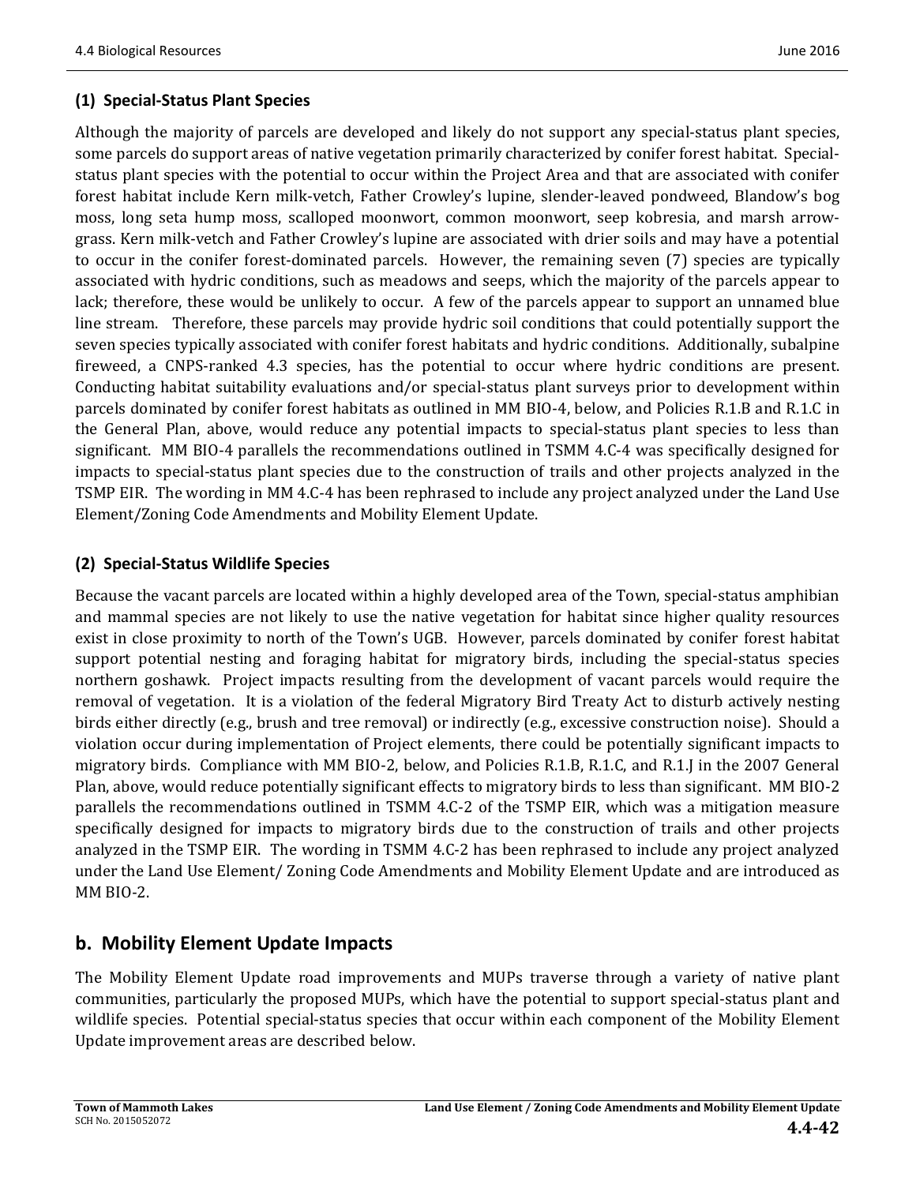### (1) Special-Status Plant Species

Although the majority of parcels are developed and likely do not support any special-status plant species, some parcels do support areas of native vegetation primarily characterized by conifer forest habitat. Special-status plant species with the potential to occur within the Project Area and that are associated with conifer forest habitat include Kern milk-vetch, Father Crowley's lupine, slender-leaved pondweed, Blandow's bog moss, long seta hump moss, scalloped moonwort, common moonwort, seep kobresia, and marsh arrow-grass. Kern milk-vetch and Father Crowley's lupine are associated with drier soils and may have a potential to occur in the conifer forest-dominated parcels. However, the remaining seven (7) species are typically associated with hydric conditions, such as meadows and seeps, which the majority of the parcels appear to lack; therefore, these would be unlikely to occur. A few of the parcels appear to support an unnamed blue line stream. Therefore, these parcels may provide hydric soil conditions that could potentially support the seven species typically associated with conifer forest habitats and hydric conditions. Additionally, subalpine fireweed, a CNPS-ranked 4.3 species, has the potential to occur where hydric conditions are present. Conducting habitat suitability evaluations and/or special-status plant surveys prior to development within parcels dominated by conifer forest habitats as outlined in MM BIO-4, below, and Policies R.1.B and R.1.C in the General Plan, above, would reduce any potential impacts to special-status plant species to less than significant. MM BIO-4 parallels the recommendations outlined in TSMM 4.C-4 was specifically designed for impacts to special-status plant species due to the construction of trails and other projects analyzed in the TSMP EIR. The wording in MM 4.C-4 has been rephrased to include any project analyzed under the Land Use Element/Zoning Code Amendments and Mobility Element Update.

### (2) Special-Status Wildlife Species

Because the vacant parcels are located within a highly developed area of the Town, special-status amphibian and mammal species are not likely to use the native vegetation for habitat since higher quality resources exist in close proximity to north of the Town's UGB. However, parcels dominated by conifer forest habitat support potential nesting and foraging habitat for migratory birds, including the special-status species northern goshawk. Project impacts resulting from the development of vacant parcels would require the removal of vegetation. It is a violation of the federal Migratory Bird Treaty Act to disturb actively nesting birds either directly (e.g., brush and tree removal) or indirectly (e.g., excessive construction noise). Should a violation occur during implementation of Project elements, there could be potentially significant impacts to migratory birds. Compliance with MM BIO-2, below, and Policies R.1.B, R.1.C, and R.1.J in the 2007 General Plan, above, would reduce potentially significant effects to migratory birds to less than significant. MM BIO-2 parallels the recommendations outlined in TSMM 4.C-2 of the TSMP EIR, which was a mitigation measure specifically designed for impacts to migratory birds due to the construction of trails and other projects analyzed in the TSMP EIR. The wording in TSMM 4.C-2 has been rephrased to include any project analyzed under the Land Use Element/ Zoning Code Amendments and Mobility Element Update and are introduced as MM BIO-2.

## b. Mobility Element Update Impacts

The Mobility Element Update road improvements and MUPs traverse through a variety of native plant communities, particularly the proposed MUPs, which have the potential to support special-status plant and wildlife species. Potential special-status species that occur within each component of the Mobility Element Update improvement areas are described below.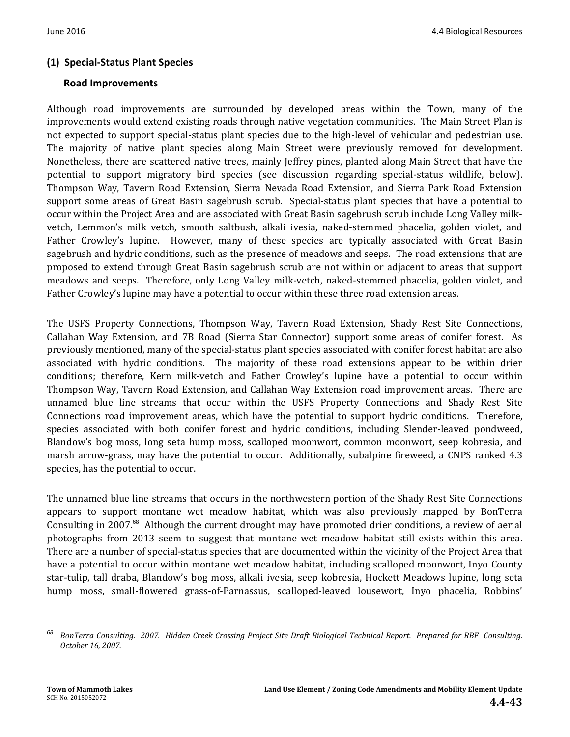### (1) Special-Status Plant Species

#### Road Improvements

Although road improvements are surrounded by developed areas within the Town, many of the improvements would extend existing roads through native vegetation communities. The Main Street Plan is not expected to support special-status plant species due to the high-level of vehicular and pedestrian use. The majority of native plant species along Main Street were previously removed for development. Nonetheless, there are scattered native trees, mainly Jeffrey pines, planted along Main Street that have the potential to support migratory bird species (see discussion regarding special-status wildlife, below). Thompson Way, Tavern Road Extension, Sierra Nevada Road Extension, and Sierra Park Road Extension support some areas of Great Basin sagebrush scrub. Special-status plant species that have a potential to occur within the Project Area and are associated with Great Basin sagebrush scrub include Long Valley milk-vetch, Lemmon's milk vetch, smooth saltbush, alkali ivesia, naked-stemmed phacelia, golden violet, and Father Crowley's lupine. However, many of these species are typically associated with Great Basin sagebrush and hydric conditions, such as the presence of meadows and seeps. The road extensions that are proposed to extend through Great Basin sagebrush scrub are not within or adjacent to areas that support meadows and seeps. Therefore, only Long Valley milk-vetch, naked-stemmed phacelia, golden violet, and Father Crowley's lupine may have a potential to occur within these three road extension areas.

The USFS Property Connections, Thompson Way, Tavern Road Extension, Shady Rest Site Connections, Callahan Way Extension, and 7B Road (Sierra Star Connector) support some areas of conifer forest. As previously mentioned, many of the special-status plant species associated with conifer forest habitat are also associated with hydric conditions. The majority of these road extensions appear to be within drier conditions; therefore, Kern milk-vetch and Father Crowley's lupine have a potential to occur within Thompson Way, Tavern Road Extension, and Callahan Way Extension road improvement areas. There are unnamed blue line streams that occur within the USFS Property Connections and Shady Rest Site Connections road improvement areas, which have the potential to support hydric conditions. Therefore, species associated with both conifer forest and hydric conditions, including Slender-leaved pondweed, Blandow's bog moss, long seta hump moss, scalloped moonwort, common moonwort, seep kobresia, and marsh arrow-grass, may have the potential to occur. Additionally, subalpine fireweed, a CNPS ranked 4.3 species, has the potential to occur.

The unnamed blue line streams that occurs in the northwestern portion of the Shady Rest Site Connections appears to support montane wet meadow habitat, which was also previously mapped by BonTerra Consulting in 2007.[68] Although the current drought may have promoted drier conditions, a review of aerial photographs from 2013 seem to suggest that montane wet meadow habitat still exists within this area. There are a number of special-status species that are documented within the vicinity of the Project Area that have a potential to occur within montane wet meadow habitat, including scalloped moonwort, Inyo County star-tulip, tall draba, Blandow's bog moss, alkali ivesia, seep kobresia, Hockett Meadows lupine, long seta hump moss, small-flowered grass-of-Parnassus, scalloped-leaved lousewort, Inyo phacelia, Robbins'

---

[68] *BonTerra Consulting. 2007. Hidden Creek Crossing Project Site Draft Biological Technical Report. Prepared for RBF Consulting. October 16, 2007.*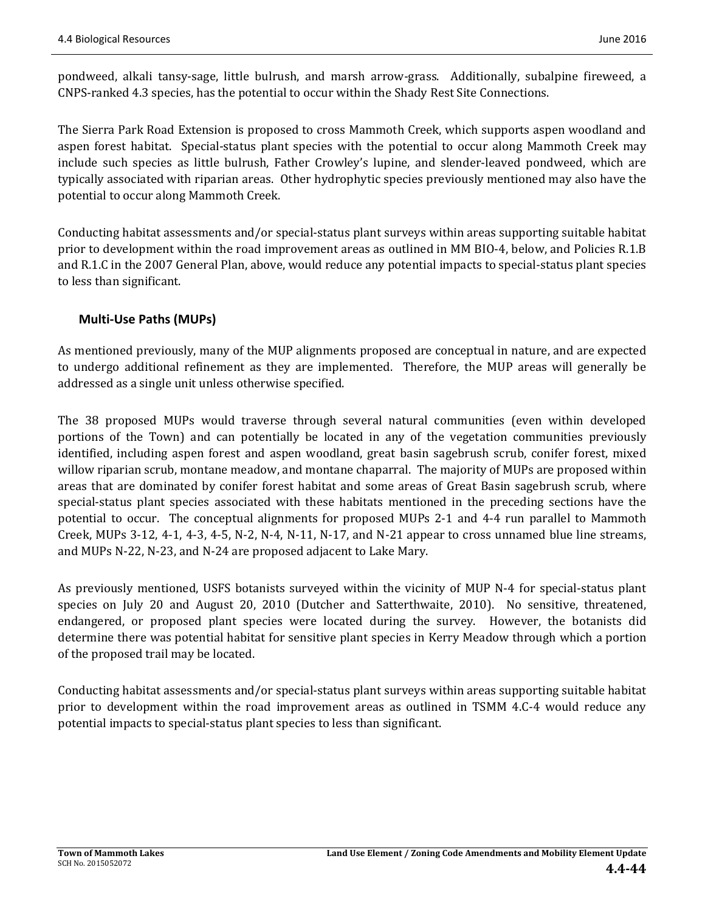pondweed, alkali tansy-sage, little bulrush, and marsh arrow-grass. Additionally, subalpine fireweed, a CNPS-ranked 4.3 species, has the potential to occur within the Shady Rest Site Connections.

The Sierra Park Road Extension is proposed to cross Mammoth Creek, which supports aspen woodland and aspen forest habitat. Special-status plant species with the potential to occur along Mammoth Creek may include such species as little bulrush, Father Crowley's lupine, and slender-leaved pondweed, which are typically associated with riparian areas. Other hydrophytic species previously mentioned may also have the potential to occur along Mammoth Creek.

Conducting habitat assessments and/or special-status plant surveys within areas supporting suitable habitat prior to development within the road improvement areas as outlined in MM BIO-4, below, and Policies R.1.B and R.1.C in the 2007 General Plan, above, would reduce any potential impacts to special-status plant species to less than significant.

### Multi-Use Paths (MUPs)

As mentioned previously, many of the MUP alignments proposed are conceptual in nature, and are expected to undergo additional refinement as they are implemented. Therefore, the MUP areas will generally be addressed as a single unit unless otherwise specified.

The 38 proposed MUPs would traverse through several natural communities (even within developed portions of the Town) and can potentially be located in any of the vegetation communities previously identified, including aspen forest and aspen woodland, great basin sagebrush scrub, conifer forest, mixed willow riparian scrub, montane meadow, and montane chaparral. The majority of MUPs are proposed within areas that are dominated by conifer forest habitat and some areas of Great Basin sagebrush scrub, where special-status plant species associated with these habitats mentioned in the preceding sections have the potential to occur. The conceptual alignments for proposed MUPs 2-1 and 4-4 run parallel to Mammoth Creek, MUPs 3-12, 4-1, 4-3, 4-5, N-2, N-4, N-11, N-17, and N-21 appear to cross unnamed blue line streams, and MUPs N-22, N-23, and N-24 are proposed adjacent to Lake Mary.

As previously mentioned, USFS botanists surveyed within the vicinity of MUP N-4 for special-status plant species on July 20 and August 20, 2010 (Dutcher and Satterthwaite, 2010). No sensitive, threatened, endangered, or proposed plant species were located during the survey. However, the botanists did determine there was potential habitat for sensitive plant species in Kerry Meadow through which a portion of the proposed trail may be located.

Conducting habitat assessments and/or special-status plant surveys within areas supporting suitable habitat prior to development within the road improvement areas as outlined in TSMM 4.C-4 would reduce any potential impacts to special-status plant species to less than significant.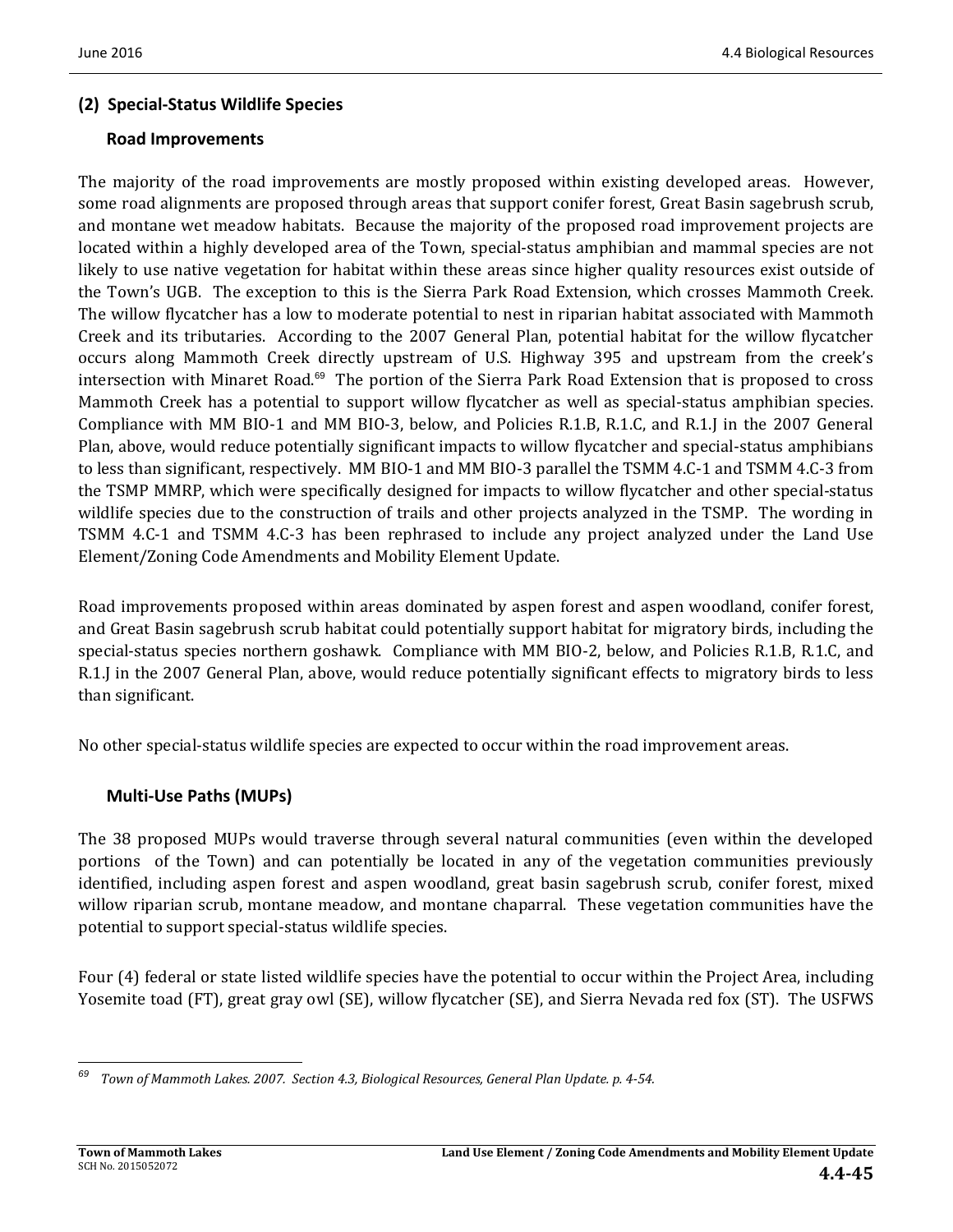### (2) Special-Status Wildlife Species

#### Road Improvements

The majority of the road improvements are mostly proposed within existing developed areas. However, some road alignments are proposed through areas that support conifer forest, Great Basin sagebrush scrub, and montane wet meadow habitats. Because the majority of the proposed road improvement projects are located within a highly developed area of the Town, special-status amphibian and mammal species are not likely to use native vegetation for habitat within these areas since higher quality resources exist outside of the Town's UGB. The exception to this is the Sierra Park Road Extension, which crosses Mammoth Creek. The willow flycatcher has a low to moderate potential to nest in riparian habitat associated with Mammoth Creek and its tributaries. According to the 2007 General Plan, potential habitat for the willow flycatcher occurs along Mammoth Creek directly upstream of U.S. Highway 395 and upstream from the creek's intersection with Minaret Road.[69] The portion of the Sierra Park Road Extension that is proposed to cross Mammoth Creek has a potential to support willow flycatcher as well as special-status amphibian species. Compliance with MM BIO-1 and MM BIO-3, below, and Policies R.1.B, R.1.C, and R.1.J in the 2007 General Plan, above, would reduce potentially significant impacts to willow flycatcher and special-status amphibians to less than significant, respectively. MM BIO-1 and MM BIO-3 parallel the TSMM 4.C-1 and TSMM 4.C-3 from the TSMP MMRP, which were specifically designed for impacts to willow flycatcher and other special-status wildlife species due to the construction of trails and other projects analyzed in the TSMP. The wording in TSMM 4.C-1 and TSMM 4.C-3 has been rephrased to include any project analyzed under the Land Use Element/Zoning Code Amendments and Mobility Element Update.

Road improvements proposed within areas dominated by aspen forest and aspen woodland, conifer forest, and Great Basin sagebrush scrub habitat could potentially support habitat for migratory birds, including the special-status species northern goshawk. Compliance with MM BIO-2, below, and Policies R.1.B, R.1.C, and R.1.J in the 2007 General Plan, above, would reduce potentially significant effects to migratory birds to less than significant.

No other special-status wildlife species are expected to occur within the road improvement areas.

#### Multi-Use Paths (MUPs)

The 38 proposed MUPs would traverse through several natural communities (even within the developed portions of the Town) and can potentially be located in any of the vegetation communities previously identified, including aspen forest and aspen woodland, great basin sagebrush scrub, conifer forest, mixed willow riparian scrub, montane meadow, and montane chaparral. These vegetation communities have the potential to support special-status wildlife species.

Four (4) federal or state listed wildlife species have the potential to occur within the Project Area, including Yosemite toad (FT), great gray owl (SE), willow flycatcher (SE), and Sierra Nevada red fox (ST). The USFWS

---

[69] *Town of Mammoth Lakes. 2007. Section 4.3, Biological Resources, General Plan Update. p. 4-54.*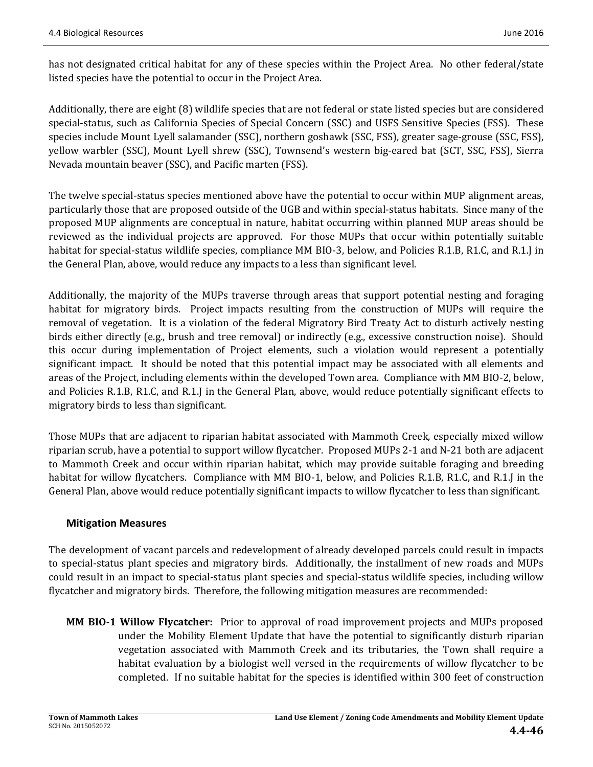has not designated critical habitat for any of these species within the Project Area. No other federal/state listed species have the potential to occur in the Project Area.

Additionally, there are eight (8) wildlife species that are not federal or state listed species but are considered special-status, such as California Species of Special Concern (SSC) and USFS Sensitive Species (FSS). These species include Mount Lyell salamander (SSC), northern goshawk (SSC, FSS), greater sage-grouse (SSC, FSS), yellow warbler (SSC), Mount Lyell shrew (SSC), Townsend's western big-eared bat (SCT, SSC, FSS), Sierra Nevada mountain beaver (SSC), and Pacific marten (FSS).

The twelve special-status species mentioned above have the potential to occur within MUP alignment areas, particularly those that are proposed outside of the UGB and within special-status habitats. Since many of the proposed MUP alignments are conceptual in nature, habitat occurring within planned MUP areas should be reviewed as the individual projects are approved. For those MUPs that occur within potentially suitable habitat for special-status wildlife species, compliance MM BIO-3, below, and Policies R.1.B, R1.C, and R.1.J in the General Plan, above, would reduce any impacts to a less than significant level.

Additionally, the majority of the MUPs traverse through areas that support potential nesting and foraging habitat for migratory birds. Project impacts resulting from the construction of MUPs will require the removal of vegetation. It is a violation of the federal Migratory Bird Treaty Act to disturb actively nesting birds either directly (e.g., brush and tree removal) or indirectly (e.g., excessive construction noise). Should this occur during implementation of Project elements, such a violation would represent a potentially significant impact. It should be noted that this potential impact may be associated with all elements and areas of the Project, including elements within the developed Town area. Compliance with MM BIO-2, below, and Policies R.1.B, R1.C, and R.1.J in the General Plan, above, would reduce potentially significant effects to migratory birds to less than significant.

Those MUPs that are adjacent to riparian habitat associated with Mammoth Creek, especially mixed willow riparian scrub, have a potential to support willow flycatcher. Proposed MUPs 2-1 and N-21 both are adjacent to Mammoth Creek and occur within riparian habitat, which may provide suitable foraging and breeding habitat for willow flycatchers. Compliance with MM BIO-1, below, and Policies R.1.B, R1.C, and R.1.J in the General Plan, above would reduce potentially significant impacts to willow flycatcher to less than significant.

### Mitigation Measures

The development of vacant parcels and redevelopment of already developed parcels could result in impacts to special-status plant species and migratory birds. Additionally, the installment of new roads and MUPs could result in an impact to special-status plant species and special-status wildlife species, including willow flycatcher and migratory birds. Therefore, the following mitigation measures are recommended:

**MM BIO-1 Willow Flycatcher:** Prior to approval of road improvement projects and MUPs proposed under the Mobility Element Update that have the potential to significantly disturb riparian vegetation associated with Mammoth Creek and its tributaries, the Town shall require a habitat evaluation by a biologist well versed in the requirements of willow flycatcher to be completed. If no suitable habitat for the species is identified within 300 feet of construction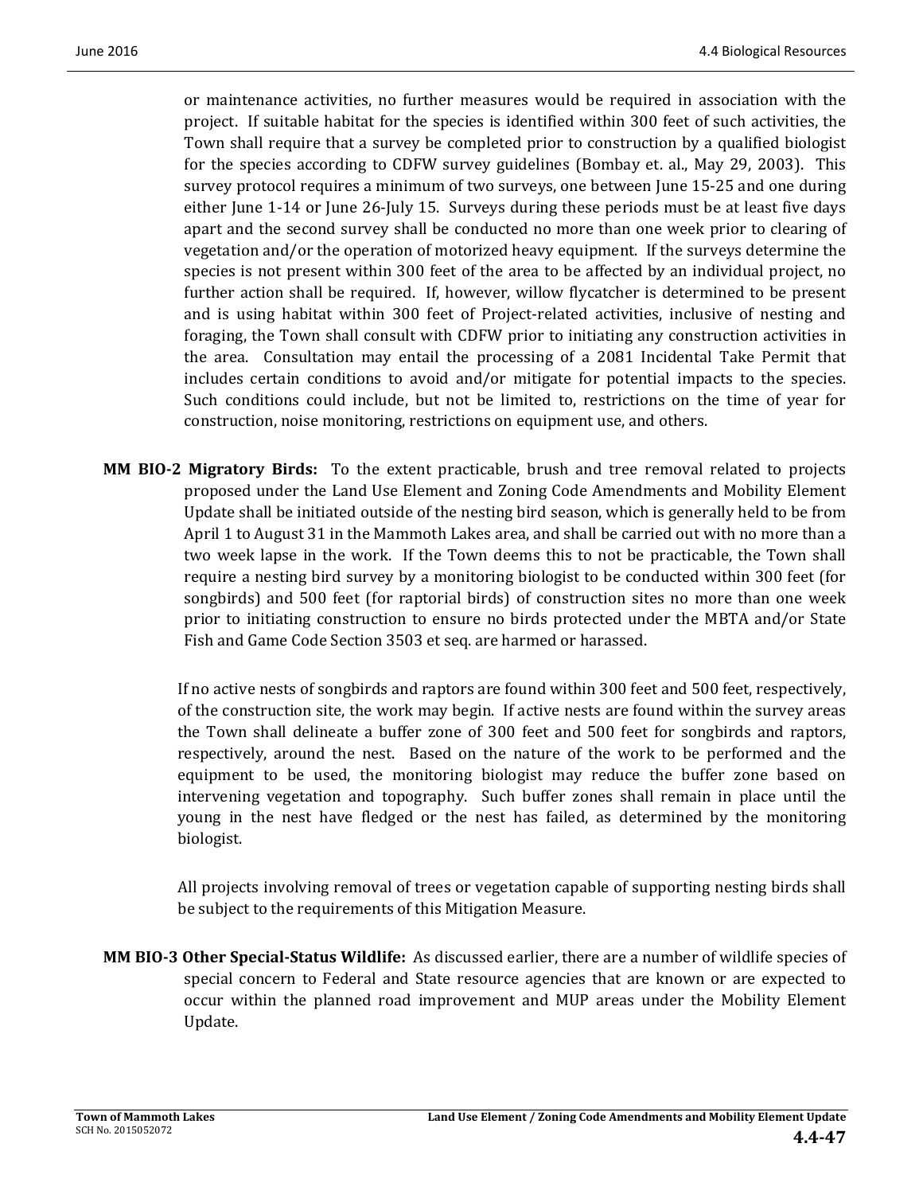or maintenance activities, no further measures would be required in association with the project. If suitable habitat for the species is identified within 300 feet of such activities, the Town shall require that a survey be completed prior to construction by a qualified biologist for the species according to CDFW survey guidelines (Bombay et. al., May 29, 2003). This survey protocol requires a minimum of two surveys, one between June 15-25 and one during either June 1-14 or June 26-July 15. Surveys during these periods must be at least five days apart and the second survey shall be conducted no more than one week prior to clearing of vegetation and/or the operation of motorized heavy equipment. If the surveys determine the species is not present within 300 feet of the area to be affected by an individual project, no further action shall be required. If, however, willow flycatcher is determined to be present and is using habitat within 300 feet of Project-related activities, inclusive of nesting and foraging, the Town shall consult with CDFW prior to initiating any construction activities in the area. Consultation may entail the processing of a 2081 Incidental Take Permit that includes certain conditions to avoid and/or mitigate for potential impacts to the species. Such conditions could include, but not be limited to, restrictions on the time of year for construction, noise monitoring, restrictions on equipment use, and others.

**MM BIO-2 Migratory Birds:** To the extent practicable, brush and tree removal related to projects proposed under the Land Use Element and Zoning Code Amendments and Mobility Element Update shall be initiated outside of the nesting bird season, which is generally held to be from April 1 to August 31 in the Mammoth Lakes area, and shall be carried out with no more than a two week lapse in the work. If the Town deems this to not be practicable, the Town shall require a nesting bird survey by a monitoring biologist to be conducted within 300 feet (for songbirds) and 500 feet (for raptorial birds) of construction sites no more than one week prior to initiating construction to ensure no birds protected under the MBTA and/or State Fish and Game Code Section 3503 et seq. are harmed or harassed.

If no active nests of songbirds and raptors are found within 300 feet and 500 feet, respectively, of the construction site, the work may begin. If active nests are found within the survey areas the Town shall delineate a buffer zone of 300 feet and 500 feet for songbirds and raptors, respectively, around the nest. Based on the nature of the work to be performed and the equipment to be used, the monitoring biologist may reduce the buffer zone based on intervening vegetation and topography. Such buffer zones shall remain in place until the young in the nest have fledged or the nest has failed, as determined by the monitoring biologist.

All projects involving removal of trees or vegetation capable of supporting nesting birds shall be subject to the requirements of this Mitigation Measure.

**MM BIO-3 Other Special-Status Wildlife:** As discussed earlier, there are a number of wildlife species of special concern to Federal and State resource agencies that are known or are expected to occur within the planned road improvement and MUP areas under the Mobility Element Update.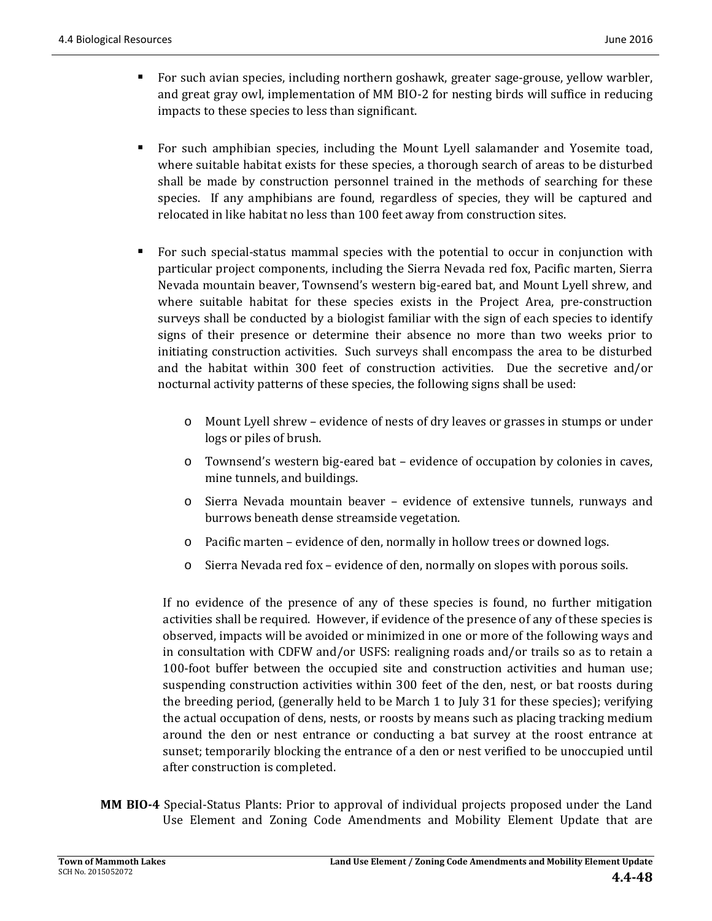- For such avian species, including northern goshawk, greater sage-grouse, yellow warbler, and great gray owl, implementation of MM BIO-2 for nesting birds will suffice in reducing impacts to these species to less than significant.

- For such amphibian species, including the Mount Lyell salamander and Yosemite toad, where suitable habitat exists for these species, a thorough search of areas to be disturbed shall be made by construction personnel trained in the methods of searching for these species. If any amphibians are found, regardless of species, they will be captured and relocated in like habitat no less than 100 feet away from construction sites.

- For such special-status mammal species with the potential to occur in conjunction with particular project components, including the Sierra Nevada red fox, Pacific marten, Sierra Nevada mountain beaver, Townsend's western big-eared bat, and Mount Lyell shrew, and where suitable habitat for these species exists in the Project Area, pre-construction surveys shall be conducted by a biologist familiar with the sign of each species to identify signs of their presence or determine their absence no more than two weeks prior to initiating construction activities. Such surveys shall encompass the area to be disturbed and the habitat within 300 feet of construction activities. Due the secretive and/or nocturnal activity patterns of these species, the following signs shall be used:

    - Mount Lyell shrew – evidence of nests of dry leaves or grasses in stumps or under logs or piles of brush.
    - Townsend's western big-eared bat – evidence of occupation by colonies in caves, mine tunnels, and buildings.
    - Sierra Nevada mountain beaver – evidence of extensive tunnels, runways and burrows beneath dense streamside vegetation.
    - Pacific marten – evidence of den, normally in hollow trees or downed logs.
    - Sierra Nevada red fox – evidence of den, normally on slopes with porous soils.

  If no evidence of the presence of any of these species is found, no further mitigation activities shall be required. However, if evidence of the presence of any of these species is observed, impacts will be avoided or minimized in one or more of the following ways and in consultation with CDFW and/or USFS: realigning roads and/or trails so as to retain a 100-foot buffer between the occupied site and construction activities and human use; suspending construction activities within 300 feet of the den, nest, or bat roosts during the breeding period, (generally held to be March 1 to July 31 for these species); verifying the actual occupation of dens, nests, or roosts by means such as placing tracking medium around the den or nest entrance or conducting a bat survey at the roost entrance at sunset; temporarily blocking the entrance of a den or nest verified to be unoccupied until after construction is completed.

**MM BIO-4** Special-Status Plants: Prior to approval of individual projects proposed under the Land Use Element and Zoning Code Amendments and Mobility Element Update that are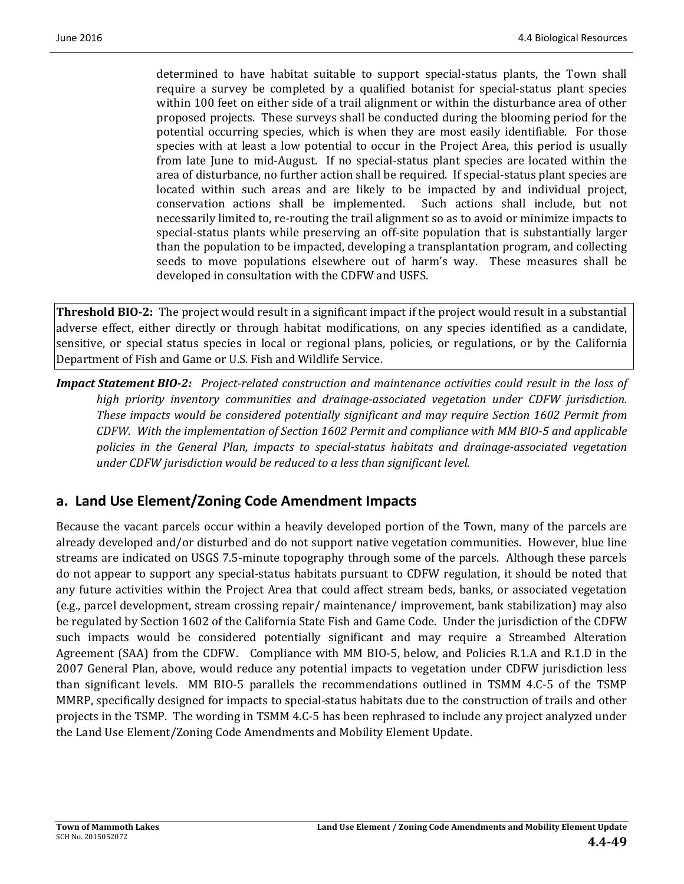determined to have habitat suitable to support special-status plants, the Town shall require a survey be completed by a qualified botanist for special-status plant species within 100 feet on either side of a trail alignment or within the disturbance area of other proposed projects. These surveys shall be conducted during the blooming period for the potential occurring species, which is when they are most easily identifiable. For those species with at least a low potential to occur in the Project Area, this period is usually from late June to mid-August. If no special-status plant species are located within the area of disturbance, no further action shall be required. If special-status plant species are located within such areas and are likely to be impacted by and individual project, conservation actions shall be implemented. Such actions shall include, but not necessarily limited to, re-routing the trail alignment so as to avoid or minimize impacts to special-status plants while preserving an off-site population that is substantially larger than the population to be impacted, developing a transplantation program, and collecting seeds to move populations elsewhere out of harm's way. These measures shall be developed in consultation with the CDFW and USFS.

**Threshold BIO-2:** The project would result in a significant impact if the project would result in a substantial adverse effect, either directly or through habitat modifications, on any species identified as a candidate, sensitive, or special status species in local or regional plans, policies, or regulations, or by the California Department of Fish and Game or U.S. Fish and Wildlife Service.

***Impact Statement BIO-2:*** *Project-related construction and maintenance activities could result in the loss of high priority inventory communities and drainage-associated vegetation under CDFW jurisdiction. These impacts would be considered potentially significant and may require Section 1602 Permit from CDFW. With the implementation of Section 1602 Permit and compliance with MM BIO-5 and applicable policies in the General Plan, impacts to special-status habitats and drainage-associated vegetation under CDFW jurisdiction would be reduced to a less than significant level.*

## a. Land Use Element/Zoning Code Amendment Impacts

Because the vacant parcels occur within a heavily developed portion of the Town, many of the parcels are already developed and/or disturbed and do not support native vegetation communities. However, blue line streams are indicated on USGS 7.5-minute topography through some of the parcels. Although these parcels do not appear to support any special-status habitats pursuant to CDFW regulation, it should be noted that any future activities within the Project Area that could affect stream beds, banks, or associated vegetation (e.g., parcel development, stream crossing repair/ maintenance/ improvement, bank stabilization) may also be regulated by Section 1602 of the California State Fish and Game Code. Under the jurisdiction of the CDFW such impacts would be considered potentially significant and may require a Streambed Alteration Agreement (SAA) from the CDFW. Compliance with MM BIO-5, below, and Policies R.1.A and R.1.D in the 2007 General Plan, above, would reduce any potential impacts to vegetation under CDFW jurisdiction less than significant levels. MM BIO-5 parallels the recommendations outlined in TSMM 4.C-5 of the TSMP MMRP, specifically designed for impacts to special-status habitats due to the construction of trails and other projects in the TSMP. The wording in TSMM 4.C-5 has been rephrased to include any project analyzed under the Land Use Element/Zoning Code Amendments and Mobility Element Update.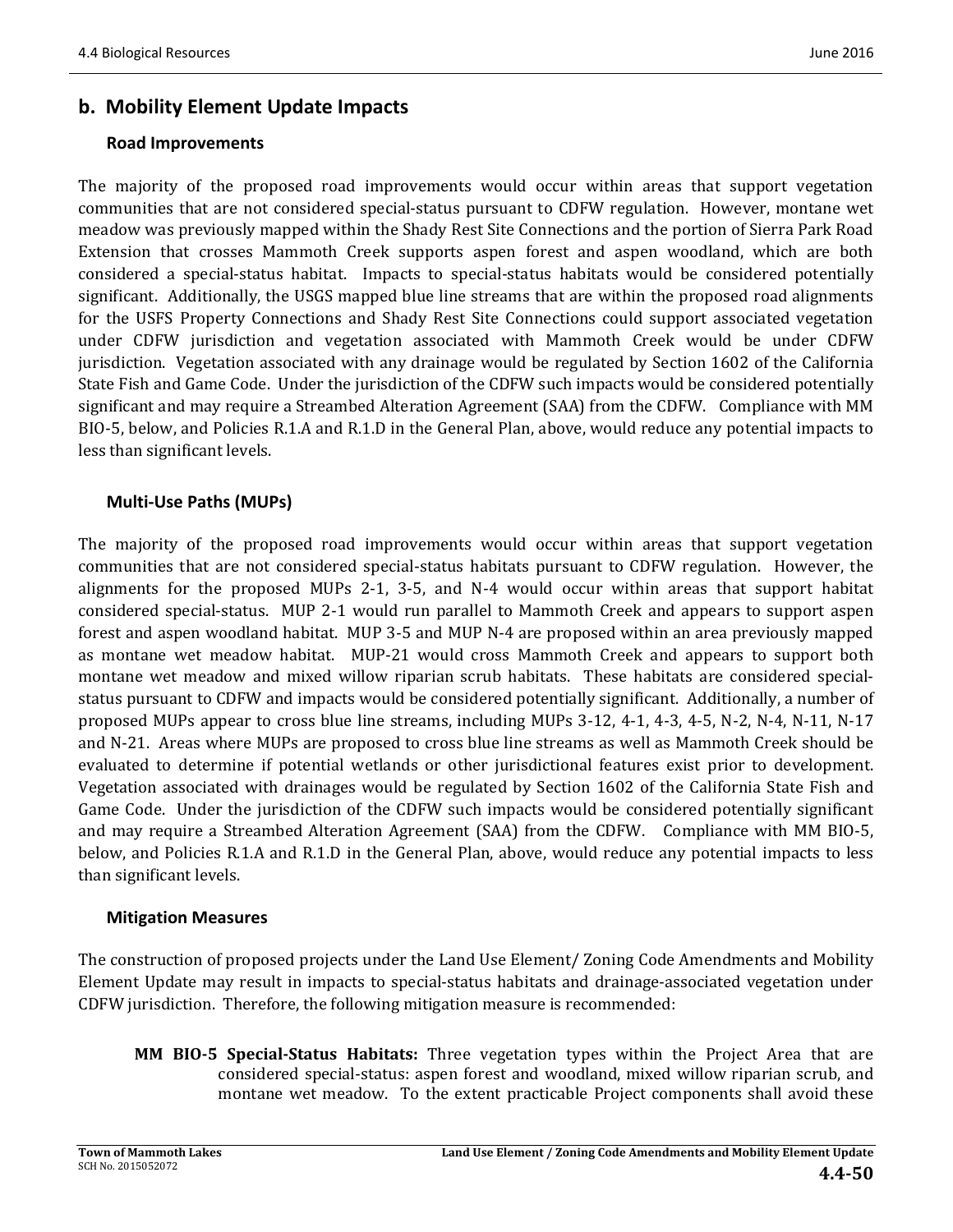## b. Mobility Element Update Impacts

### Road Improvements

The majority of the proposed road improvements would occur within areas that support vegetation communities that are not considered special-status pursuant to CDFW regulation. However, montane wet meadow was previously mapped within the Shady Rest Site Connections and the portion of Sierra Park Road Extension that crosses Mammoth Creek supports aspen forest and aspen woodland, which are both considered a special-status habitat. Impacts to special-status habitats would be considered potentially significant. Additionally, the USGS mapped blue line streams that are within the proposed road alignments for the USFS Property Connections and Shady Rest Site Connections could support associated vegetation under CDFW jurisdiction and vegetation associated with Mammoth Creek would be under CDFW jurisdiction. Vegetation associated with any drainage would be regulated by Section 1602 of the California State Fish and Game Code. Under the jurisdiction of the CDFW such impacts would be considered potentially significant and may require a Streambed Alteration Agreement (SAA) from the CDFW. Compliance with MM BIO-5, below, and Policies R.1.A and R.1.D in the General Plan, above, would reduce any potential impacts to less than significant levels.

### Multi-Use Paths (MUPs)

The majority of the proposed road improvements would occur within areas that support vegetation communities that are not considered special-status habitats pursuant to CDFW regulation. However, the alignments for the proposed MUPs 2-1, 3-5, and N-4 would occur within areas that support habitat considered special-status. MUP 2-1 would run parallel to Mammoth Creek and appears to support aspen forest and aspen woodland habitat. MUP 3-5 and MUP N-4 are proposed within an area previously mapped as montane wet meadow habitat. MUP-21 would cross Mammoth Creek and appears to support both montane wet meadow and mixed willow riparian scrub habitats. These habitats are considered special-status pursuant to CDFW and impacts would be considered potentially significant. Additionally, a number of proposed MUPs appear to cross blue line streams, including MUPs 3-12, 4-1, 4-3, 4-5, N-2, N-4, N-11, N-17 and N-21. Areas where MUPs are proposed to cross blue line streams as well as Mammoth Creek should be evaluated to determine if potential wetlands or other jurisdictional features exist prior to development. Vegetation associated with drainages would be regulated by Section 1602 of the California State Fish and Game Code. Under the jurisdiction of the CDFW such impacts would be considered potentially significant and may require a Streambed Alteration Agreement (SAA) from the CDFW. Compliance with MM BIO-5, below, and Policies R.1.A and R.1.D in the General Plan, above, would reduce any potential impacts to less than significant levels.

### Mitigation Measures

The construction of proposed projects under the Land Use Element/ Zoning Code Amendments and Mobility Element Update may result in impacts to special-status habitats and drainage-associated vegetation under CDFW jurisdiction. Therefore, the following mitigation measure is recommended:

**MM BIO-5 Special-Status Habitats:** Three vegetation types within the Project Area that are considered special-status: aspen forest and woodland, mixed willow riparian scrub, and montane wet meadow. To the extent practicable Project components shall avoid these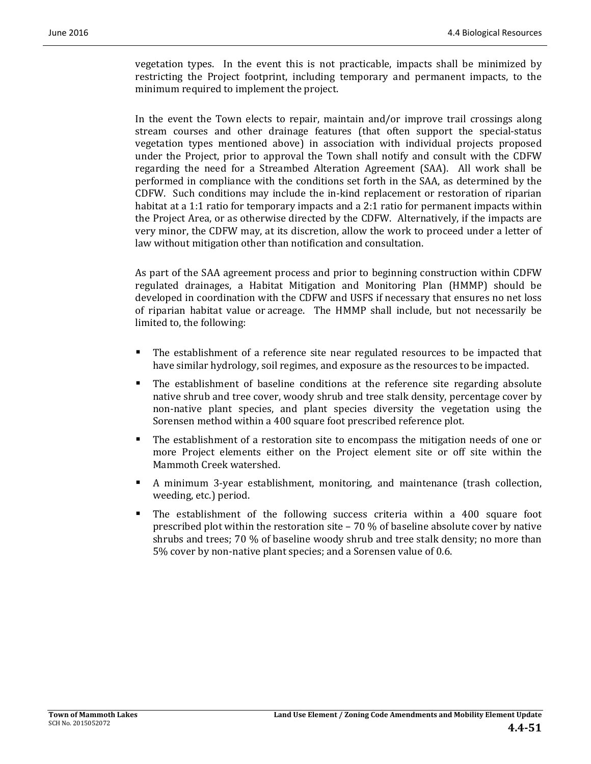vegetation types. In the event this is not practicable, impacts shall be minimized by restricting the Project footprint, including temporary and permanent impacts, to the minimum required to implement the project.

In the event the Town elects to repair, maintain and/or improve trail crossings along stream courses and other drainage features (that often support the special-status vegetation types mentioned above) in association with individual projects proposed under the Project, prior to approval the Town shall notify and consult with the CDFW regarding the need for a Streambed Alteration Agreement (SAA). All work shall be performed in compliance with the conditions set forth in the SAA, as determined by the CDFW. Such conditions may include the in-kind replacement or restoration of riparian habitat at a 1:1 ratio for temporary impacts and a 2:1 ratio for permanent impacts within the Project Area, or as otherwise directed by the CDFW. Alternatively, if the impacts are very minor, the CDFW may, at its discretion, allow the work to proceed under a letter of law without mitigation other than notification and consultation.

As part of the SAA agreement process and prior to beginning construction within CDFW regulated drainages, a Habitat Mitigation and Monitoring Plan (HMMP) should be developed in coordination with the CDFW and USFS if necessary that ensures no net loss of riparian habitat value or acreage. The HMMP shall include, but not necessarily be limited to, the following:

- The establishment of a reference site near regulated resources to be impacted that have similar hydrology, soil regimes, and exposure as the resources to be impacted.
- The establishment of baseline conditions at the reference site regarding absolute native shrub and tree cover, woody shrub and tree stalk density, percentage cover by non-native plant species, and plant species diversity the vegetation using the Sorensen method within a 400 square foot prescribed reference plot.
- The establishment of a restoration site to encompass the mitigation needs of one or more Project elements either on the Project element site or off site within the Mammoth Creek watershed.
- A minimum 3-year establishment, monitoring, and maintenance (trash collection, weeding, etc.) period.
- The establishment of the following success criteria within a 400 square foot prescribed plot within the restoration site – 70 % of baseline absolute cover by native shrubs and trees; 70 % of baseline woody shrub and tree stalk density; no more than 5% cover by non-native plant species; and a Sorensen value of 0.6.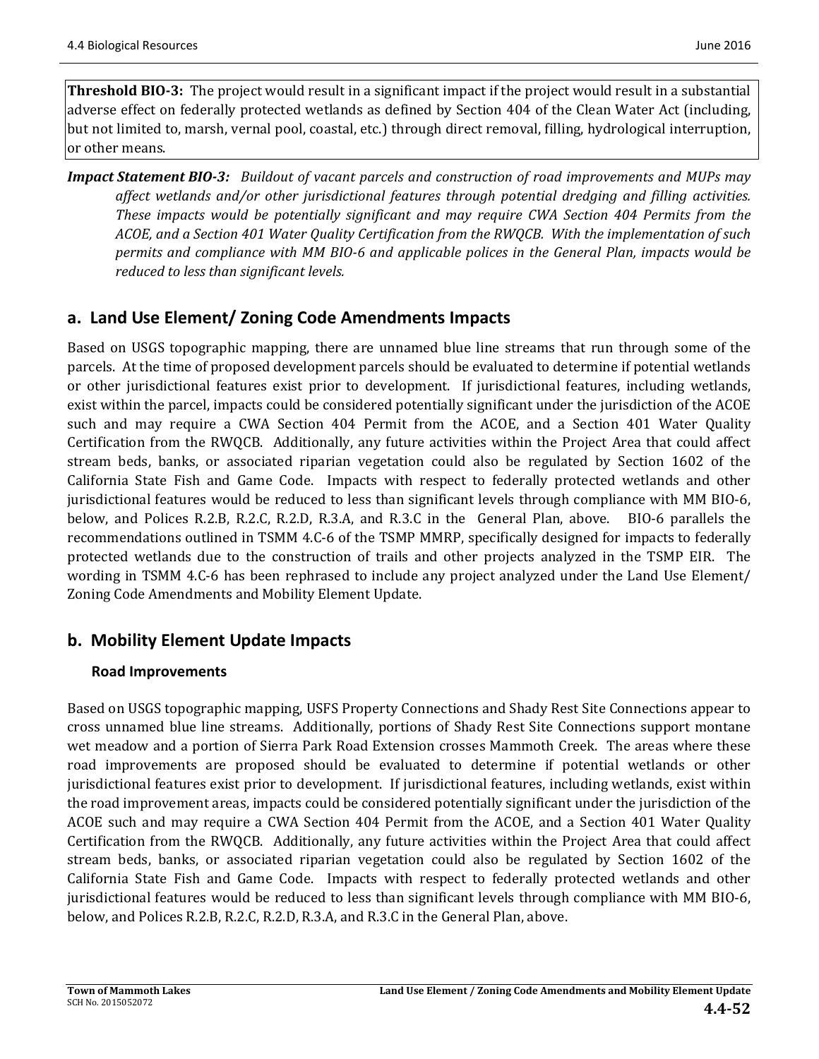**Threshold BIO-3:** The project would result in a significant impact if the project would result in a substantial adverse effect on federally protected wetlands as defined by Section 404 of the Clean Water Act (including, but not limited to, marsh, vernal pool, coastal, etc.) through direct removal, filling, hydrological interruption, or other means.

***Impact Statement BIO-3:*** *Buildout of vacant parcels and construction of road improvements and MUPs may affect wetlands and/or other jurisdictional features through potential dredging and filling activities. These impacts would be potentially significant and may require CWA Section 404 Permits from the ACOE, and a Section 401 Water Quality Certification from the RWQCB. With the implementation of such permits and compliance with MM BIO-6 and applicable polices in the General Plan, impacts would be reduced to less than significant levels.*

## a. Land Use Element/ Zoning Code Amendments Impacts

Based on USGS topographic mapping, there are unnamed blue line streams that run through some of the parcels. At the time of proposed development parcels should be evaluated to determine if potential wetlands or other jurisdictional features exist prior to development. If jurisdictional features, including wetlands, exist within the parcel, impacts could be considered potentially significant under the jurisdiction of the ACOE such and may require a CWA Section 404 Permit from the ACOE, and a Section 401 Water Quality Certification from the RWQCB. Additionally, any future activities within the Project Area that could affect stream beds, banks, or associated riparian vegetation could also be regulated by Section 1602 of the California State Fish and Game Code. Impacts with respect to federally protected wetlands and other jurisdictional features would be reduced to less than significant levels through compliance with MM BIO-6, below, and Polices R.2.B, R.2.C, R.2.D, R.3.A, and R.3.C in the General Plan, above. BIO-6 parallels the recommendations outlined in TSMM 4.C-6 of the TSMP MMRP, specifically designed for impacts to federally protected wetlands due to the construction of trails and other projects analyzed in the TSMP EIR. The wording in TSMM 4.C-6 has been rephrased to include any project analyzed under the Land Use Element/ Zoning Code Amendments and Mobility Element Update.

## b. Mobility Element Update Impacts

### Road Improvements

Based on USGS topographic mapping, USFS Property Connections and Shady Rest Site Connections appear to cross unnamed blue line streams. Additionally, portions of Shady Rest Site Connections support montane wet meadow and a portion of Sierra Park Road Extension crosses Mammoth Creek. The areas where these road improvements are proposed should be evaluated to determine if potential wetlands or other jurisdictional features exist prior to development. If jurisdictional features, including wetlands, exist within the road improvement areas, impacts could be considered potentially significant under the jurisdiction of the ACOE such and may require a CWA Section 404 Permit from the ACOE, and a Section 401 Water Quality Certification from the RWQCB. Additionally, any future activities within the Project Area that could affect stream beds, banks, or associated riparian vegetation could also be regulated by Section 1602 of the California State Fish and Game Code. Impacts with respect to federally protected wetlands and other jurisdictional features would be reduced to less than significant levels through compliance with MM BIO-6, below, and Polices R.2.B, R.2.C, R.2.D, R.3.A, and R.3.C in the General Plan, above.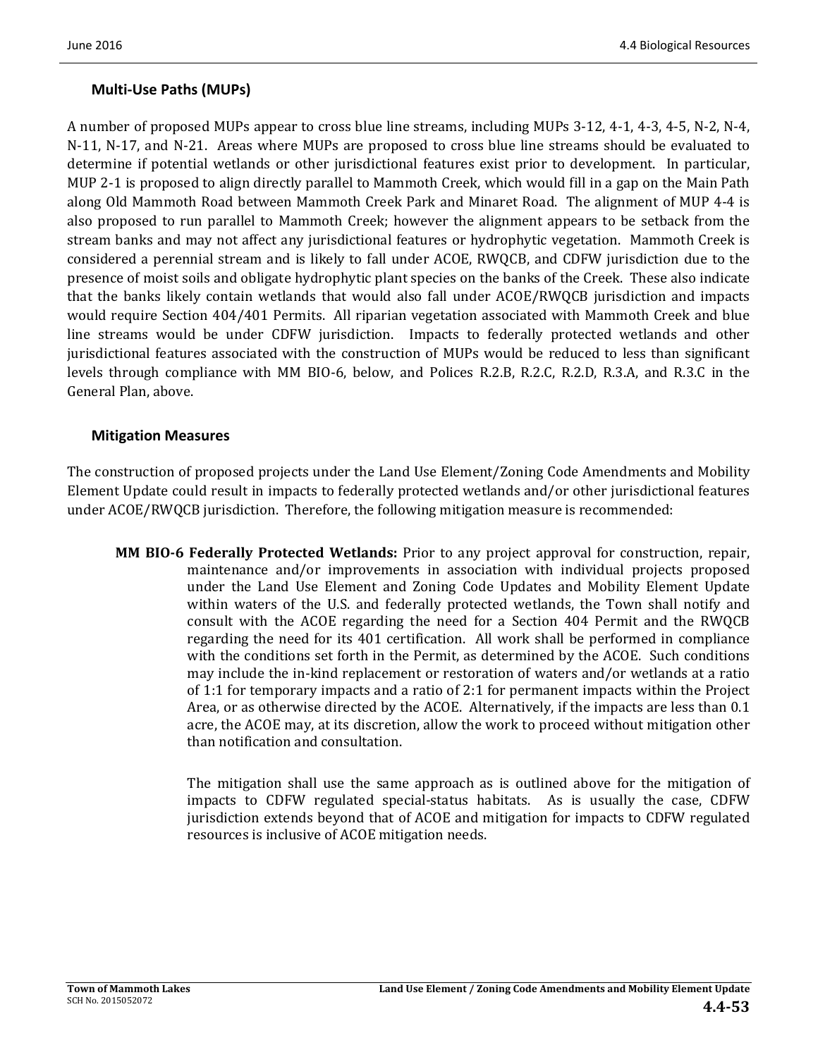### Multi-Use Paths (MUPs)

A number of proposed MUPs appear to cross blue line streams, including MUPs 3-12, 4-1, 4-3, 4-5, N-2, N-4, N-11, N-17, and N-21. Areas where MUPs are proposed to cross blue line streams should be evaluated to determine if potential wetlands or other jurisdictional features exist prior to development. In particular, MUP 2-1 is proposed to align directly parallel to Mammoth Creek, which would fill in a gap on the Main Path along Old Mammoth Road between Mammoth Creek Park and Minaret Road. The alignment of MUP 4-4 is also proposed to run parallel to Mammoth Creek; however the alignment appears to be setback from the stream banks and may not affect any jurisdictional features or hydrophytic vegetation. Mammoth Creek is considered a perennial stream and is likely to fall under ACOE, RWQCB, and CDFW jurisdiction due to the presence of moist soils and obligate hydrophytic plant species on the banks of the Creek. These also indicate that the banks likely contain wetlands that would also fall under ACOE/RWQCB jurisdiction and impacts would require Section 404/401 Permits. All riparian vegetation associated with Mammoth Creek and blue line streams would be under CDFW jurisdiction. Impacts to federally protected wetlands and other jurisdictional features associated with the construction of MUPs would be reduced to less than significant levels through compliance with MM BIO-6, below, and Polices R.2.B, R.2.C, R.2.D, R.3.A, and R.3.C in the General Plan, above.

### Mitigation Measures

The construction of proposed projects under the Land Use Element/Zoning Code Amendments and Mobility Element Update could result in impacts to federally protected wetlands and/or other jurisdictional features under ACOE/RWQCB jurisdiction. Therefore, the following mitigation measure is recommended:

**MM BIO-6 Federally Protected Wetlands:** Prior to any project approval for construction, repair, maintenance and/or improvements in association with individual projects proposed under the Land Use Element and Zoning Code Updates and Mobility Element Update within waters of the U.S. and federally protected wetlands, the Town shall notify and consult with the ACOE regarding the need for a Section 404 Permit and the RWQCB regarding the need for its 401 certification. All work shall be performed in compliance with the conditions set forth in the Permit, as determined by the ACOE. Such conditions may include the in-kind replacement or restoration of waters and/or wetlands at a ratio of 1:1 for temporary impacts and a ratio of 2:1 for permanent impacts within the Project Area, or as otherwise directed by the ACOE. Alternatively, if the impacts are less than 0.1 acre, the ACOE may, at its discretion, allow the work to proceed without mitigation other than notification and consultation.

The mitigation shall use the same approach as is outlined above for the mitigation of impacts to CDFW regulated special-status habitats. As is usually the case, CDFW jurisdiction extends beyond that of ACOE and mitigation for impacts to CDFW regulated resources is inclusive of ACOE mitigation needs.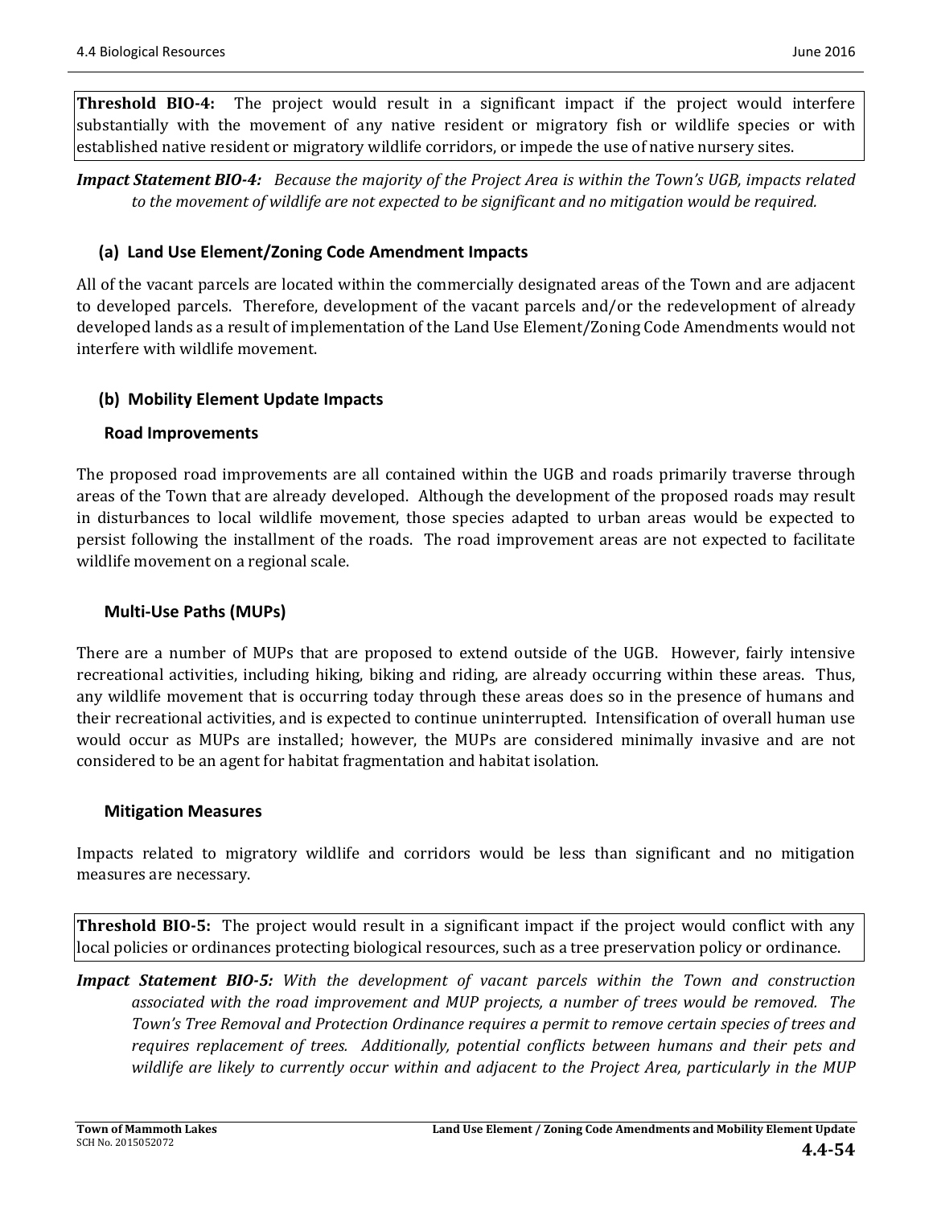**Threshold BIO-4:** The project would result in a significant impact if the project would interfere substantially with the movement of any native resident or migratory fish or wildlife species or with established native resident or migratory wildlife corridors, or impede the use of native nursery sites.

***Impact Statement BIO-4:*** *Because the majority of the Project Area is within the Town's UGB, impacts related to the movement of wildlife are not expected to be significant and no mitigation would be required.*

### (a) Land Use Element/Zoning Code Amendment Impacts

All of the vacant parcels are located within the commercially designated areas of the Town and are adjacent to developed parcels. Therefore, development of the vacant parcels and/or the redevelopment of already developed lands as a result of implementation of the Land Use Element/Zoning Code Amendments would not interfere with wildlife movement.

### (b) Mobility Element Update Impacts

#### Road Improvements

The proposed road improvements are all contained within the UGB and roads primarily traverse through areas of the Town that are already developed. Although the development of the proposed roads may result in disturbances to local wildlife movement, those species adapted to urban areas would be expected to persist following the installment of the roads. The road improvement areas are not expected to facilitate wildlife movement on a regional scale.

#### Multi-Use Paths (MUPs)

There are a number of MUPs that are proposed to extend outside of the UGB. However, fairly intensive recreational activities, including hiking, biking and riding, are already occurring within these areas. Thus, any wildlife movement that is occurring today through these areas does so in the presence of humans and their recreational activities, and is expected to continue uninterrupted. Intensification of overall human use would occur as MUPs are installed; however, the MUPs are considered minimally invasive and are not considered to be an agent for habitat fragmentation and habitat isolation.

#### Mitigation Measures

Impacts related to migratory wildlife and corridors would be less than significant and no mitigation measures are necessary.

**Threshold BIO-5:** The project would result in a significant impact if the project would conflict with any local policies or ordinances protecting biological resources, such as a tree preservation policy or ordinance.

***Impact Statement BIO-5:*** *With the development of vacant parcels within the Town and construction associated with the road improvement and MUP projects, a number of trees would be removed. The Town's Tree Removal and Protection Ordinance requires a permit to remove certain species of trees and requires replacement of trees. Additionally, potential conflicts between humans and their pets and wildlife are likely to currently occur within and adjacent to the Project Area, particularly in the MUP*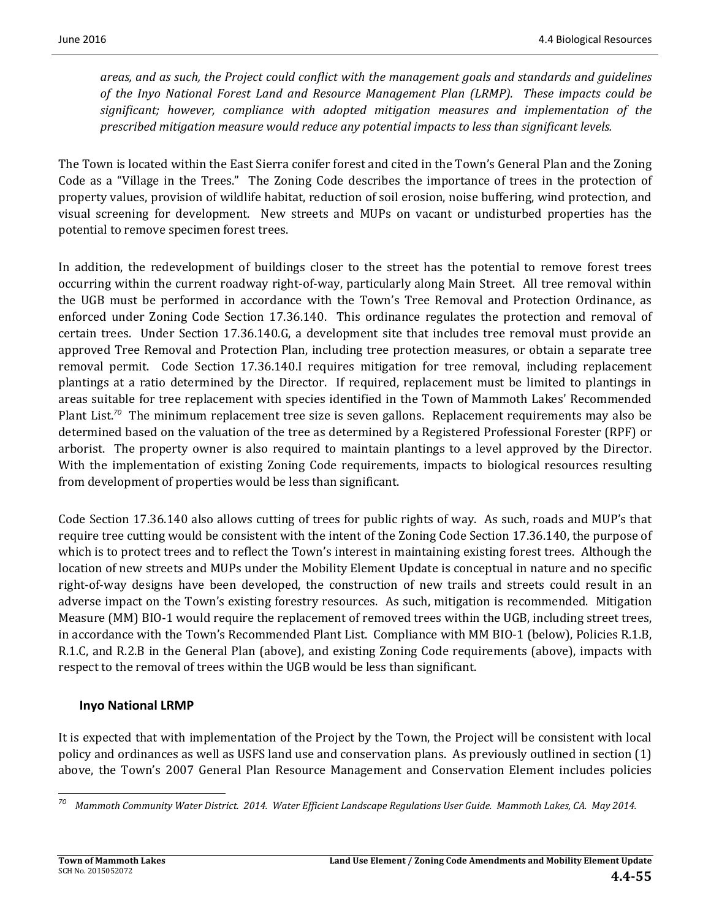*areas, and as such, the Project could conflict with the management goals and standards and guidelines of the Inyo National Forest Land and Resource Management Plan (LRMP). These impacts could be significant; however, compliance with adopted mitigation measures and implementation of the prescribed mitigation measure would reduce any potential impacts to less than significant levels.*

The Town is located within the East Sierra conifer forest and cited in the Town's General Plan and the Zoning Code as a "Village in the Trees." The Zoning Code describes the importance of trees in the protection of property values, provision of wildlife habitat, reduction of soil erosion, noise buffering, wind protection, and visual screening for development. New streets and MUPs on vacant or undisturbed properties has the potential to remove specimen forest trees.

In addition, the redevelopment of buildings closer to the street has the potential to remove forest trees occurring within the current roadway right-of-way, particularly along Main Street. All tree removal within the UGB must be performed in accordance with the Town's Tree Removal and Protection Ordinance, as enforced under Zoning Code Section 17.36.140. This ordinance regulates the protection and removal of certain trees. Under Section 17.36.140.G, a development site that includes tree removal must provide an approved Tree Removal and Protection Plan, including tree protection measures, or obtain a separate tree removal permit. Code Section 17.36.140.I requires mitigation for tree removal, including replacement plantings at a ratio determined by the Director. If required, replacement must be limited to plantings in areas suitable for tree replacement with species identified in the Town of Mammoth Lakes' Recommended Plant List.[70] The minimum replacement tree size is seven gallons. Replacement requirements may also be determined based on the valuation of the tree as determined by a Registered Professional Forester (RPF) or arborist. The property owner is also required to maintain plantings to a level approved by the Director. With the implementation of existing Zoning Code requirements, impacts to biological resources resulting from development of properties would be less than significant.

Code Section 17.36.140 also allows cutting of trees for public rights of way. As such, roads and MUP's that require tree cutting would be consistent with the intent of the Zoning Code Section 17.36.140, the purpose of which is to protect trees and to reflect the Town's interest in maintaining existing forest trees. Although the location of new streets and MUPs under the Mobility Element Update is conceptual in nature and no specific right-of-way designs have been developed, the construction of new trails and streets could result in an adverse impact on the Town's existing forestry resources. As such, mitigation is recommended. Mitigation Measure (MM) BIO-1 would require the replacement of removed trees within the UGB, including street trees, in accordance with the Town's Recommended Plant List. Compliance with MM BIO-1 (below), Policies R.1.B, R.1.C, and R.2.B in the General Plan (above), and existing Zoning Code requirements (above), impacts with respect to the removal of trees within the UGB would be less than significant.

### Inyo National LRMP

It is expected that with implementation of the Project by the Town, the Project will be consistent with local policy and ordinances as well as USFS land use and conservation plans. As previously outlined in section (1) above, the Town's 2007 General Plan Resource Management and Conservation Element includes policies

---

[70] *Mammoth Community Water District. 2014. Water Efficient Landscape Regulations User Guide. Mammoth Lakes, CA. May 2014.*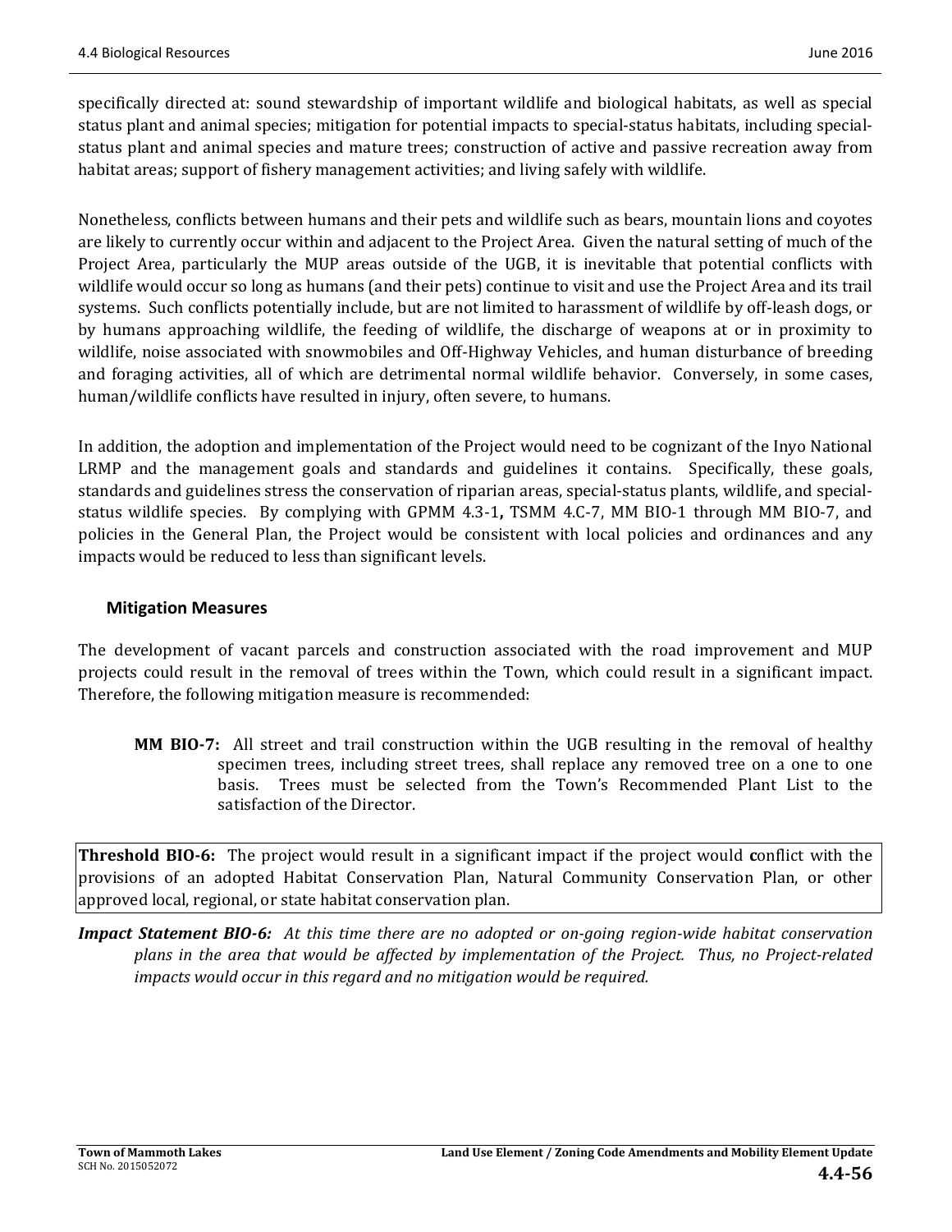specifically directed at: sound stewardship of important wildlife and biological habitats, as well as special status plant and animal species; mitigation for potential impacts to special-status habitats, including special-status plant and animal species and mature trees; construction of active and passive recreation away from habitat areas; support of fishery management activities; and living safely with wildlife.

Nonetheless, conflicts between humans and their pets and wildlife such as bears, mountain lions and coyotes are likely to currently occur within and adjacent to the Project Area. Given the natural setting of much of the Project Area, particularly the MUP areas outside of the UGB, it is inevitable that potential conflicts with wildlife would occur so long as humans (and their pets) continue to visit and use the Project Area and its trail systems. Such conflicts potentially include, but are not limited to harassment of wildlife by off-leash dogs, or by humans approaching wildlife, the feeding of wildlife, the discharge of weapons at or in proximity to wildlife, noise associated with snowmobiles and Off-Highway Vehicles, and human disturbance of breeding and foraging activities, all of which are detrimental normal wildlife behavior. Conversely, in some cases, human/wildlife conflicts have resulted in injury, often severe, to humans.

In addition, the adoption and implementation of the Project would need to be cognizant of the Inyo National LRMP and the management goals and standards and guidelines it contains. Specifically, these goals, standards and guidelines stress the conservation of riparian areas, special-status plants, wildlife, and special-status wildlife species. By complying with GPMM 4.3-1**,** TSMM 4.C-7, MM BIO-1 through MM BIO-7, and policies in the General Plan, the Project would be consistent with local policies and ordinances and any impacts would be reduced to less than significant levels.

### Mitigation Measures

The development of vacant parcels and construction associated with the road improvement and MUP projects could result in the removal of trees within the Town, which could result in a significant impact. Therefore, the following mitigation measure is recommended:

> **MM BIO-7:** All street and trail construction within the UGB resulting in the removal of healthy specimen trees, including street trees, shall replace any removed tree on a one to one basis. Trees must be selected from the Town's Recommended Plant List to the satisfaction of the Director.

**Threshold BIO-6:** The project would result in a significant impact if the project would **c**onflict with the provisions of an adopted Habitat Conservation Plan, Natural Community Conservation Plan, or other approved local, regional, or state habitat conservation plan.

***Impact Statement BIO-6:*** *At this time there are no adopted or on-going region-wide habitat conservation plans in the area that would be affected by implementation of the Project. Thus, no Project-related impacts would occur in this regard and no mitigation would be required.*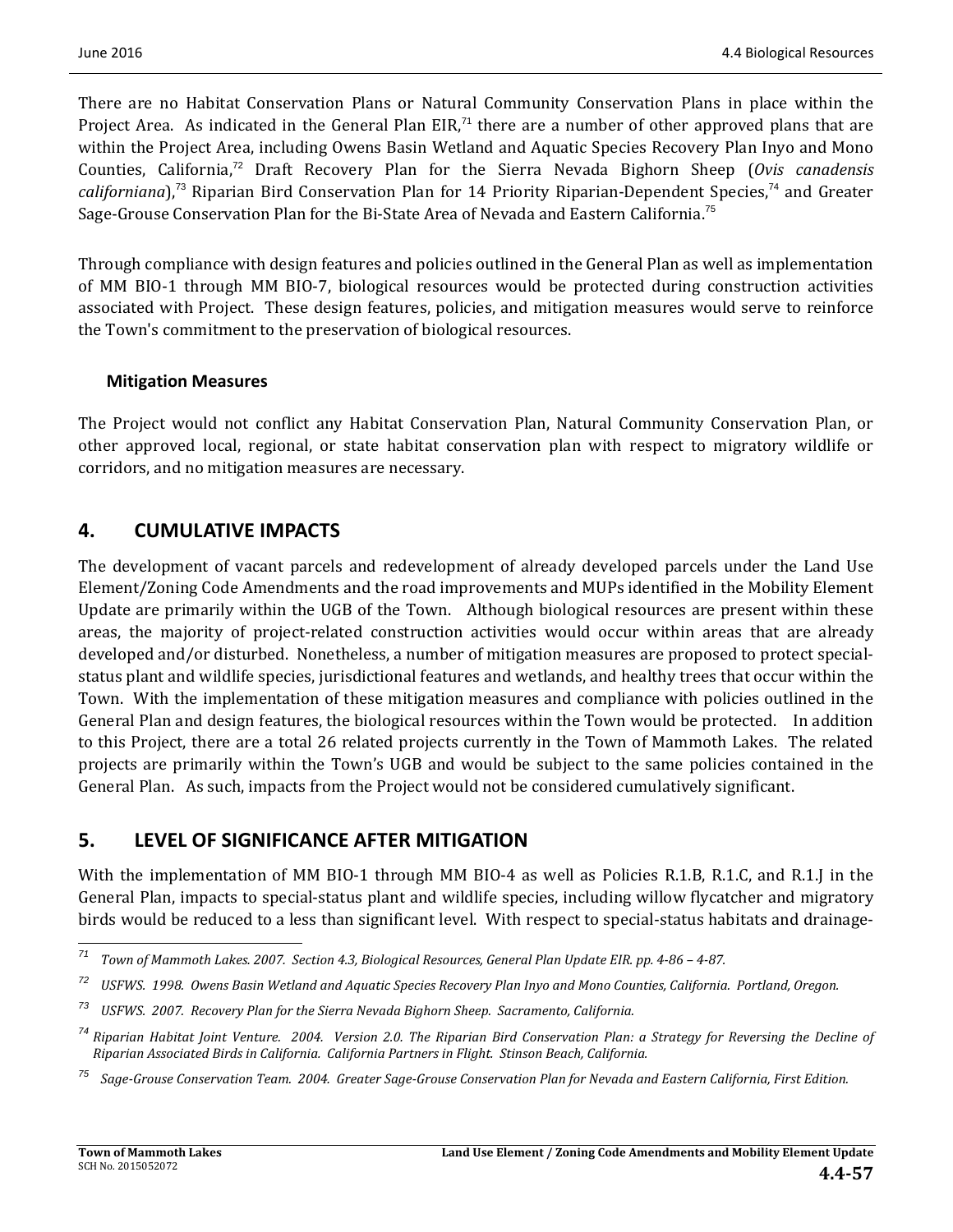There are no Habitat Conservation Plans or Natural Community Conservation Plans in place within the Project Area. As indicated in the General Plan EIR,[71] there are a number of other approved plans that are within the Project Area, including Owens Basin Wetland and Aquatic Species Recovery Plan Inyo and Mono Counties, California,[72] Draft Recovery Plan for the Sierra Nevada Bighorn Sheep (*Ovis canadensis californiana*),[73] Riparian Bird Conservation Plan for 14 Priority Riparian-Dependent Species,[74] and Greater Sage-Grouse Conservation Plan for the Bi-State Area of Nevada and Eastern California.[75]

Through compliance with design features and policies outlined in the General Plan as well as implementation of MM BIO-1 through MM BIO-7, biological resources would be protected during construction activities associated with Project. These design features, policies, and mitigation measures would serve to reinforce the Town's commitment to the preservation of biological resources.

**Mitigation Measures**

The Project would not conflict any Habitat Conservation Plan, Natural Community Conservation Plan, or other approved local, regional, or state habitat conservation plan with respect to migratory wildlife or corridors, and no mitigation measures are necessary.

## 4. CUMULATIVE IMPACTS

The development of vacant parcels and redevelopment of already developed parcels under the Land Use Element/Zoning Code Amendments and the road improvements and MUPs identified in the Mobility Element Update are primarily within the UGB of the Town. Although biological resources are present within these areas, the majority of project-related construction activities would occur within areas that are already developed and/or disturbed. Nonetheless, a number of mitigation measures are proposed to protect special-status plant and wildlife species, jurisdictional features and wetlands, and healthy trees that occur within the Town. With the implementation of these mitigation measures and compliance with policies outlined in the General Plan and design features, the biological resources within the Town would be protected. In addition to this Project, there are a total 26 related projects currently in the Town of Mammoth Lakes. The related projects are primarily within the Town's UGB and would be subject to the same policies contained in the General Plan. As such, impacts from the Project would not be considered cumulatively significant.

## 5. LEVEL OF SIGNIFICANCE AFTER MITIGATION

With the implementation of MM BIO-1 through MM BIO-4 as well as Policies R.1.B, R.1.C, and R.1.J in the General Plan, impacts to special-status plant and wildlife species, including willow flycatcher and migratory birds would be reduced to a less than significant level. With respect to special-status habitats and drainage-

---

[71] *Town of Mammoth Lakes. 2007. Section 4.3, Biological Resources, General Plan Update EIR. pp. 4-86 – 4-87.*

[72] *USFWS. 1998. Owens Basin Wetland and Aquatic Species Recovery Plan Inyo and Mono Counties, California. Portland, Oregon.*

[73] *USFWS. 2007. Recovery Plan for the Sierra Nevada Bighorn Sheep. Sacramento, California.*

[74] *Riparian Habitat Joint Venture. 2004. Version 2.0. The Riparian Bird Conservation Plan: a Strategy for Reversing the Decline of Riparian Associated Birds in California. California Partners in Flight. Stinson Beach, California.*

[75] *Sage-Grouse Conservation Team. 2004. Greater Sage-Grouse Conservation Plan for Nevada and Eastern California, First Edition.*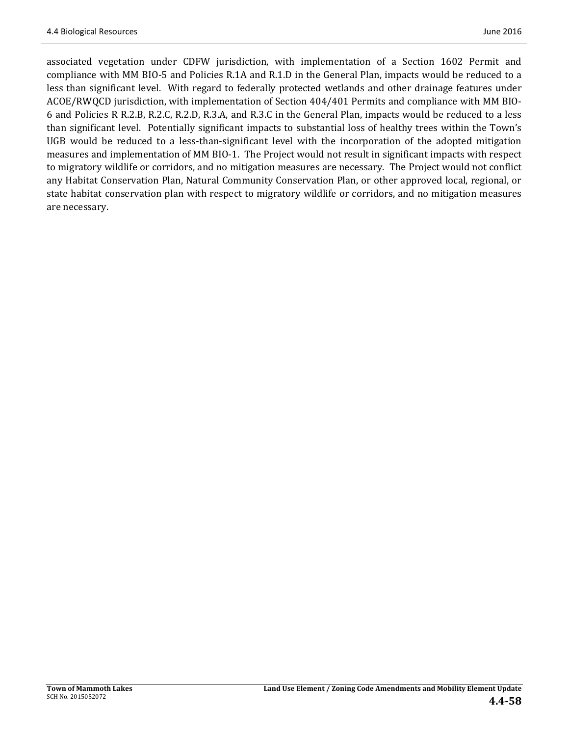associated vegetation under CDFW jurisdiction, with implementation of a Section 1602 Permit and compliance with MM BIO-5 and Policies R.1A and R.1.D in the General Plan, impacts would be reduced to a less than significant level. With regard to federally protected wetlands and other drainage features under ACOE/RWQCD jurisdiction, with implementation of Section 404/401 Permits and compliance with MM BIO-6 and Policies R R.2.B, R.2.C, R.2.D, R.3.A, and R.3.C in the General Plan, impacts would be reduced to a less than significant level. Potentially significant impacts to substantial loss of healthy trees within the Town's UGB would be reduced to a less-than-significant level with the incorporation of the adopted mitigation measures and implementation of MM BIO-1. The Project would not result in significant impacts with respect to migratory wildlife or corridors, and no mitigation measures are necessary. The Project would not conflict any Habitat Conservation Plan, Natural Community Conservation Plan, or other approved local, regional, or state habitat conservation plan with respect to migratory wildlife or corridors, and no mitigation measures are necessary.